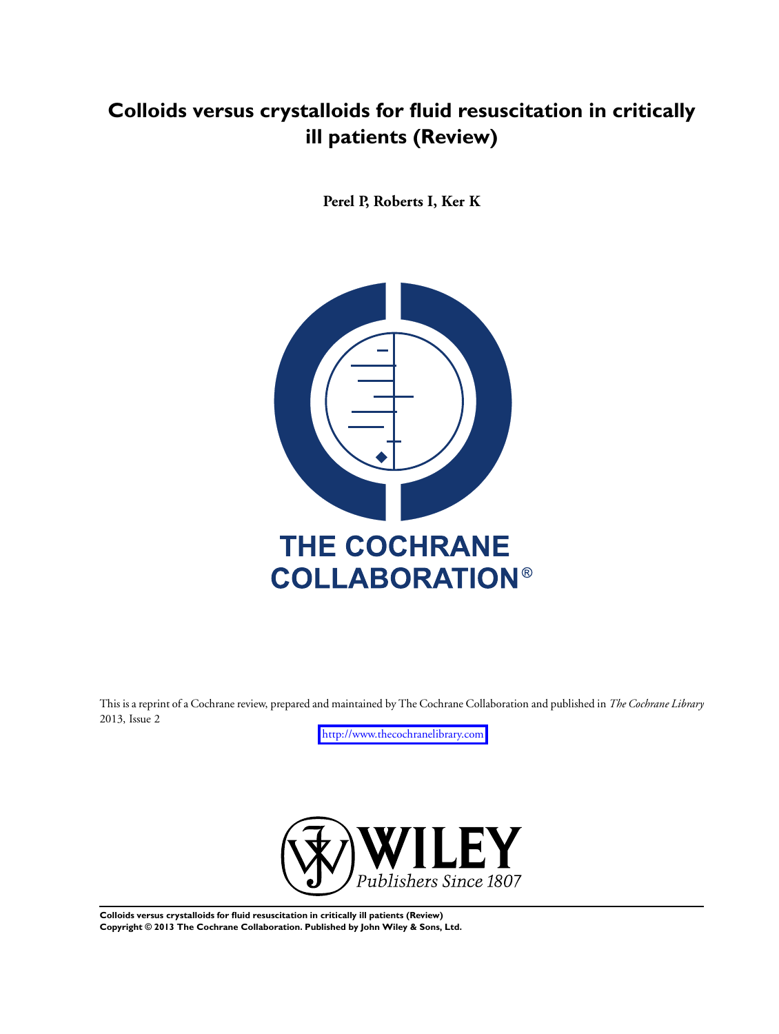# Colloids versus crystalloids for fluid resuscitation in critically ill patients (Review)

**Perel P, Roberts I, Ker K**

THE COCHRANE COLLABORATION®

This is a reprint of a Cochrane review, prepared and maintained by The Cochrane Collaboration and published in *The Cochrane Library* 2013, Issue 2

http://www.thecochranelibrary.com

WILEY
*Publishers Since 1807*

**Colloids versus crystalloids for fluid resuscitation in critically ill patients (Review)**
**Copyright © 2013 The Cochrane Collaboration. Published by John Wiley & Sons, Ltd.**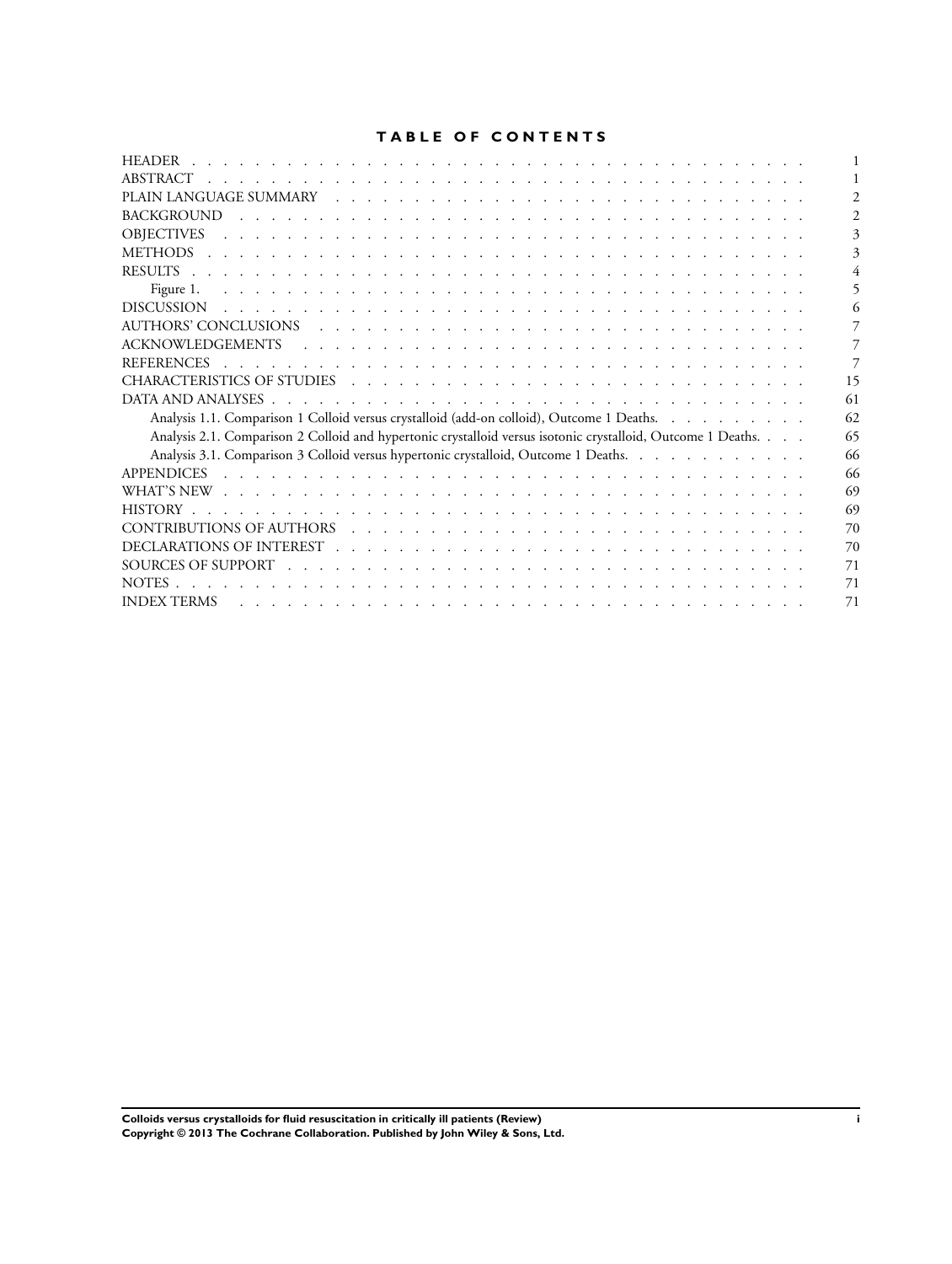## TABLE OF CONTENTS

| | |
|---|---|
| HEADER | 1 |
| ABSTRACT | 1 |
| PLAIN LANGUAGE SUMMARY | 2 |
| BACKGROUND | 2 |
| OBJECTIVES | 3 |
| METHODS | 3 |
| RESULTS | 4 |
| Figure 1. | 5 |
| DISCUSSION | 6 |
| AUTHORS' CONCLUSIONS | 7 |
| ACKNOWLEDGEMENTS | 7 |
| REFERENCES | 7 |
| CHARACTERISTICS OF STUDIES | 15 |
| DATA AND ANALYSES | 61 |
| Analysis 1.1. Comparison 1 Colloid versus crystalloid (add-on colloid), Outcome 1 Deaths. | 62 |
| Analysis 2.1. Comparison 2 Colloid and hypertonic crystalloid versus isotonic crystalloid, Outcome 1 Deaths. | 65 |
| Analysis 3.1. Comparison 3 Colloid versus hypertonic crystalloid, Outcome 1 Deaths. | 66 |
| APPENDICES | 66 |
| WHAT'S NEW | 69 |
| HISTORY | 69 |
| CONTRIBUTIONS OF AUTHORS | 70 |
| DECLARATIONS OF INTEREST | 70 |
| SOURCES OF SUPPORT | 71 |
| NOTES | 71 |
| INDEX TERMS | 71 |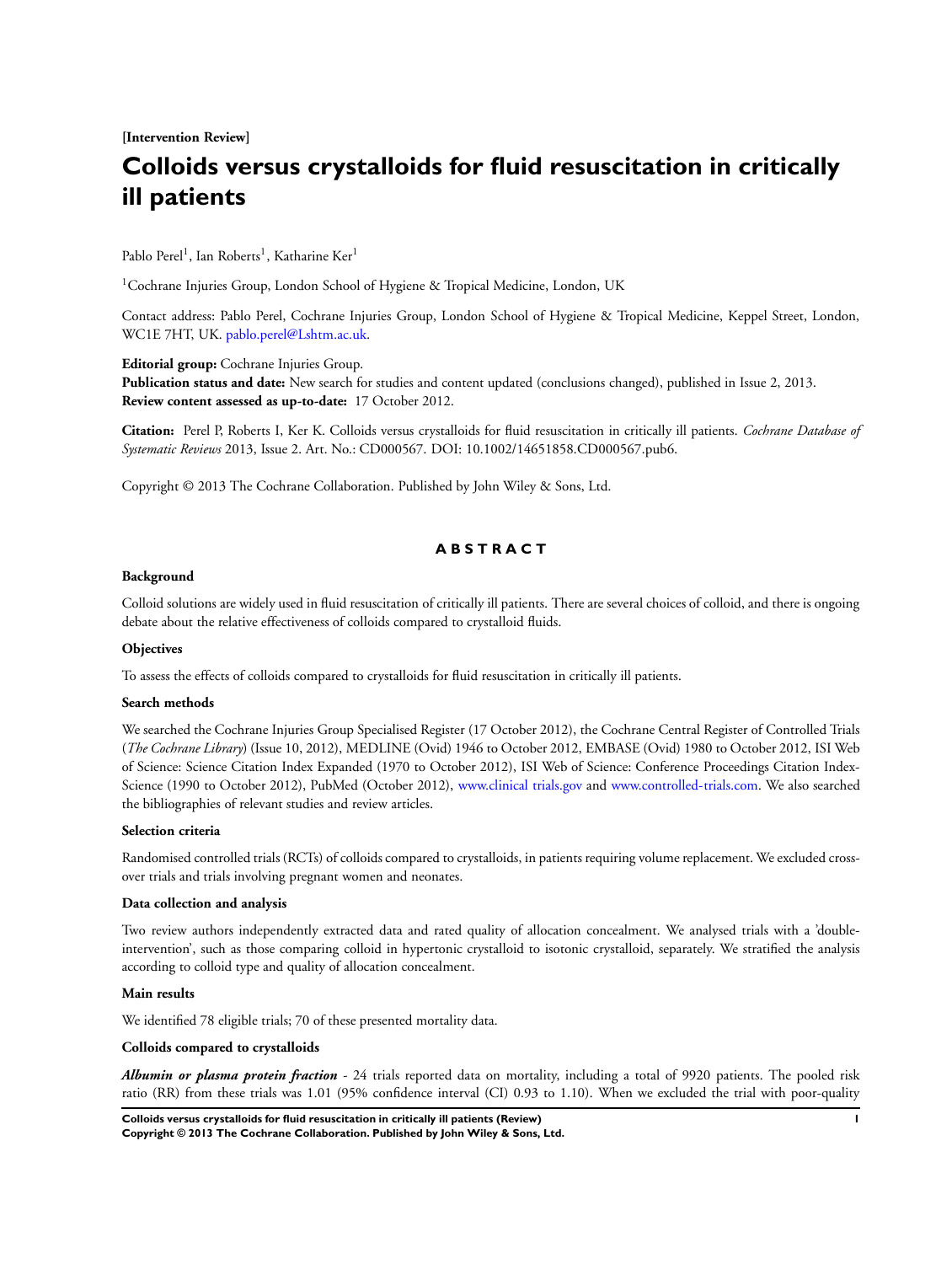[Intervention Review]

# Colloids versus crystalloids for fluid resuscitation in critically ill patients

Pablo Perel[1], Ian Roberts[1], Katharine Ker[1]

[1]Cochrane Injuries Group, London School of Hygiene & Tropical Medicine, London, UK

Contact address: Pablo Perel, Cochrane Injuries Group, London School of Hygiene & Tropical Medicine, Keppel Street, London, WC1E 7HT, UK. pablo.perel@Lshtm.ac.uk.

**Editorial group:** Cochrane Injuries Group.
**Publication status and date:** New search for studies and content updated (conclusions changed), published in Issue 2, 2013.
**Review content assessed as up-to-date:** 17 October 2012.

**Citation:** Perel P, Roberts I, Ker K. Colloids versus crystalloids for fluid resuscitation in critically ill patients. *Cochrane Database of Systematic Reviews* 2013, Issue 2. Art. No.: CD000567. DOI: 10.1002/14651858.CD000567.pub6.

Copyright © 2013 The Cochrane Collaboration. Published by John Wiley & Sons, Ltd.

## ABSTRACT

### Background

Colloid solutions are widely used in fluid resuscitation of critically ill patients. There are several choices of colloid, and there is ongoing debate about the relative effectiveness of colloids compared to crystalloid fluids.

### Objectives

To assess the effects of colloids compared to crystalloids for fluid resuscitation in critically ill patients.

### Search methods

We searched the Cochrane Injuries Group Specialised Register (17 October 2012), the Cochrane Central Register of Controlled Trials (*The Cochrane Library*) (Issue 10, 2012), MEDLINE (Ovid) 1946 to October 2012, EMBASE (Ovid) 1980 to October 2012, ISI Web of Science: Science Citation Index Expanded (1970 to October 2012), ISI Web of Science: Conference Proceedings Citation Index-Science (1990 to October 2012), PubMed (October 2012), www.clinical trials.gov and www.controlled-trials.com. We also searched the bibliographies of relevant studies and review articles.

### Selection criteria

Randomised controlled trials (RCTs) of colloids compared to crystalloids, in patients requiring volume replacement. We excluded cross-over trials and trials involving pregnant women and neonates.

### Data collection and analysis

Two review authors independently extracted data and rated quality of allocation concealment. We analysed trials with a 'double-intervention', such as those comparing colloid in hypertonic crystalloid to isotonic crystalloid, separately. We stratified the analysis according to colloid type and quality of allocation concealment.

### Main results

We identified 78 eligible trials; 70 of these presented mortality data.

### Colloids compared to crystalloids

***Albumin or plasma protein fraction*** - 24 trials reported data on mortality, including a total of 9920 patients. The pooled risk ratio (RR) from these trials was 1.01 (95% confidence interval (CI) 0.93 to 1.10). When we excluded the trial with poor-quality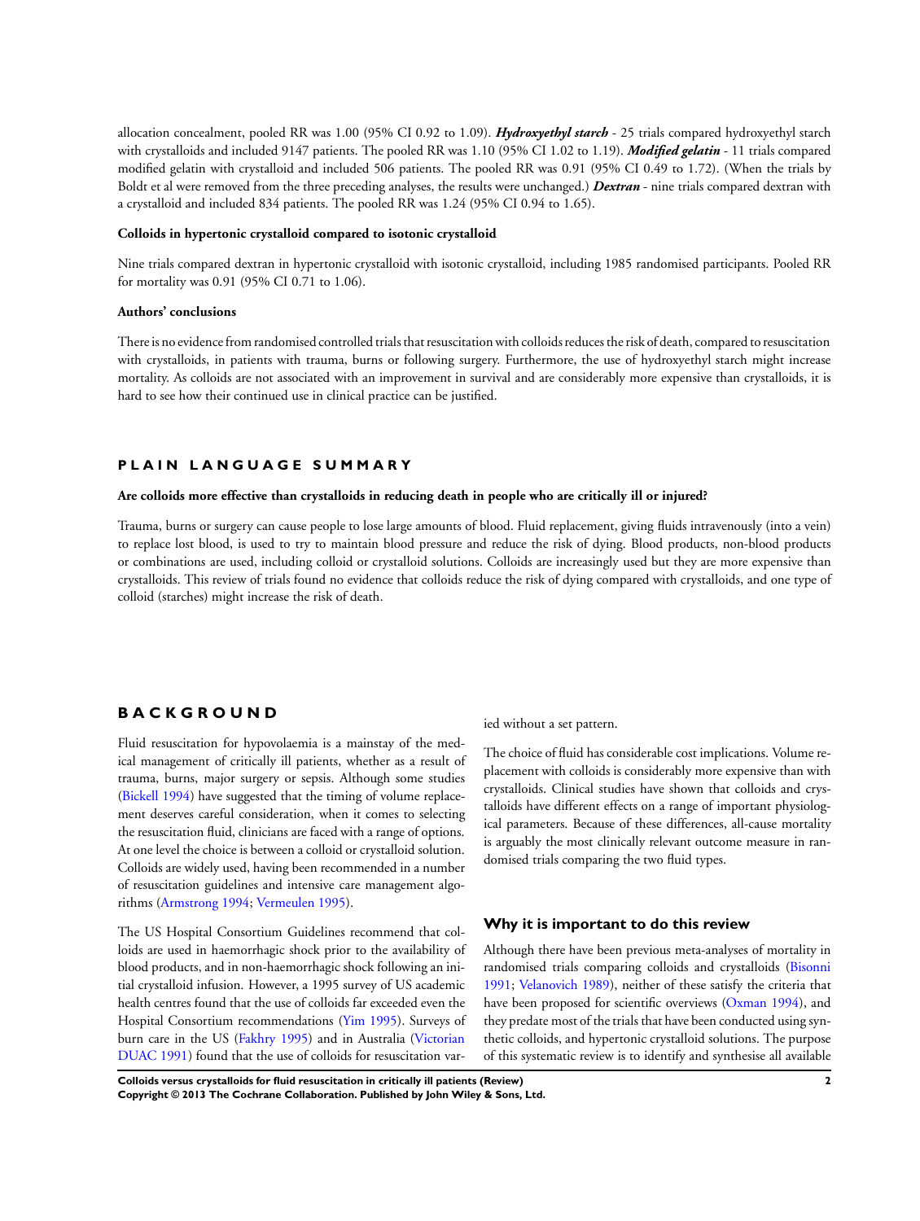allocation concealment, pooled RR was 1.00 (95% CI 0.92 to 1.09). ***Hydroxyethyl starch*** - 25 trials compared hydroxyethyl starch with crystalloids and included 9147 patients. The pooled RR was 1.10 (95% CI 1.02 to 1.19). ***Modified gelatin*** - 11 trials compared modified gelatin with crystalloid and included 506 patients. The pooled RR was 0.91 (95% CI 0.49 to 1.72). (When the trials by Boldt et al were removed from the three preceding analyses, the results were unchanged.) ***Dextran*** - nine trials compared dextran with a crystalloid and included 834 patients. The pooled RR was 1.24 (95% CI 0.94 to 1.65).

**Colloids in hypertonic crystalloid compared to isotonic crystalloid**

Nine trials compared dextran in hypertonic crystalloid with isotonic crystalloid, including 1985 randomised participants. Pooled RR for mortality was 0.91 (95% CI 0.71 to 1.06).

**Authors' conclusions**

There is no evidence from randomised controlled trials that resuscitation with colloids reduces the risk of death, compared to resuscitation with crystalloids, in patients with trauma, burns or following surgery. Furthermore, the use of hydroxyethyl starch might increase mortality. As colloids are not associated with an improvement in survival and are considerably more expensive than crystalloids, it is hard to see how their continued use in clinical practice can be justified.

## PLAIN LANGUAGE SUMMARY

### Are colloids more effective than crystalloids in reducing death in people who are critically ill or injured?

Trauma, burns or surgery can cause people to lose large amounts of blood. Fluid replacement, giving fluids intravenously (into a vein) to replace lost blood, is used to try to maintain blood pressure and reduce the risk of dying. Blood products, non-blood products or combinations are used, including colloid or crystalloid solutions. Colloids are increasingly used but they are more expensive than crystalloids. This review of trials found no evidence that colloids reduce the risk of dying compared with crystalloids, and one type of colloid (starches) might increase the risk of death.

## BACKGROUND

Fluid resuscitation for hypovolaemia is a mainstay of the medical management of critically ill patients, whether as a result of trauma, burns, major surgery or sepsis. Although some studies (Bickell 1994) have suggested that the timing of volume replacement deserves careful consideration, when it comes to selecting the resuscitation fluid, clinicians are faced with a range of options. At one level the choice is between a colloid or crystalloid solution. Colloids are widely used, having been recommended in a number of resuscitation guidelines and intensive care management algorithms (Armstrong 1994; Vermeulen 1995).

The US Hospital Consortium Guidelines recommend that colloids are used in haemorrhagic shock prior to the availability of blood products, and in non-haemorrhagic shock following an initial crystalloid infusion. However, a 1995 survey of US academic health centres found that the use of colloids far exceeded even the Hospital Consortium recommendations (Yim 1995). Surveys of burn care in the US (Fakhry 1995) and in Australia (Victorian DUAC 1991) found that the use of colloids for resuscitation varied without a set pattern.

The choice of fluid has considerable cost implications. Volume replacement with colloids is considerably more expensive than with crystalloids. Clinical studies have shown that colloids and crystalloids have different effects on a range of important physiological parameters. Because of these differences, all-cause mortality is arguably the most clinically relevant outcome measure in randomised trials comparing the two fluid types.

### Why it is important to do this review

Although there have been previous meta-analyses of mortality in randomised trials comparing colloids and crystalloids (Bisonni 1991; Velanovich 1989), neither of these satisfy the criteria that have been proposed for scientific overviews (Oxman 1994), and they predate most of the trials that have been conducted using synthetic colloids, and hypertonic crystalloid solutions. The purpose of this systematic review is to identify and synthesise all available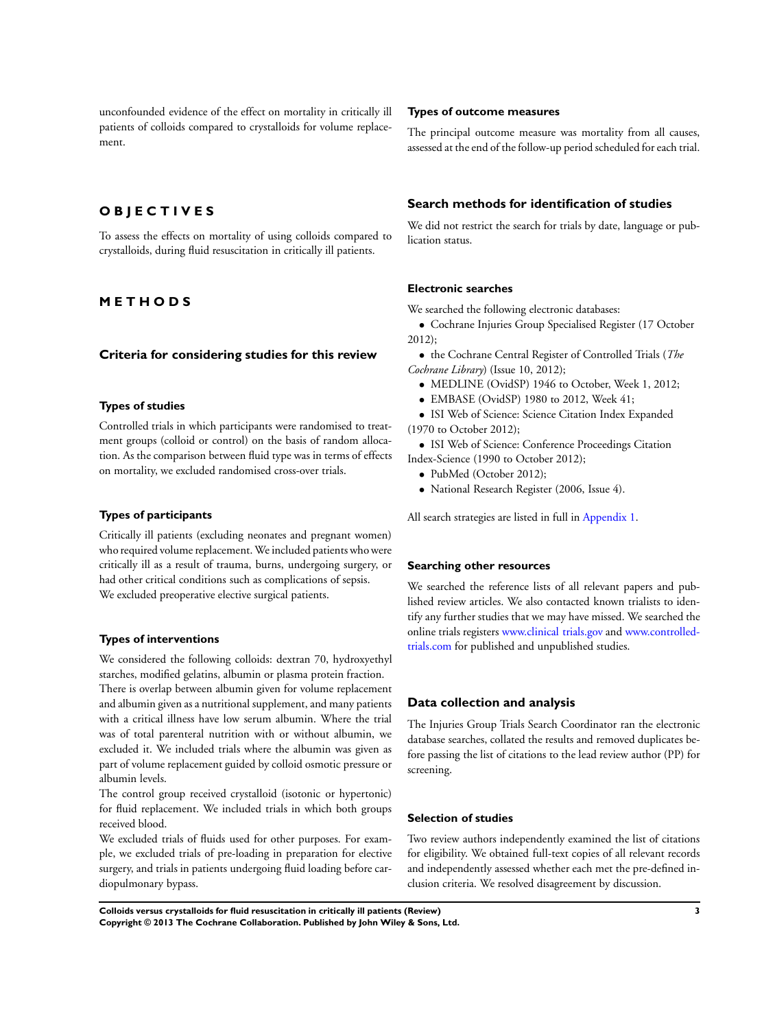unconfounded evidence of the effect on mortality in critically ill patients of colloids compared to crystalloids for volume replacement.

# OBJECTIVES

To assess the effects on mortality of using colloids compared to crystalloids, during fluid resuscitation in critically ill patients.

# METHODS

## Criteria for considering studies for this review

### Types of studies

Controlled trials in which participants were randomised to treatment groups (colloid or control) on the basis of random allocation. As the comparison between fluid type was in terms of effects on mortality, we excluded randomised cross-over trials.

### Types of participants

Critically ill patients (excluding neonates and pregnant women) who required volume replacement. We included patients who were critically ill as a result of trauma, burns, undergoing surgery, or had other critical conditions such as complications of sepsis.

We excluded preoperative elective surgical patients.

### Types of interventions

We considered the following colloids: dextran 70, hydroxyethyl starches, modified gelatins, albumin or plasma protein fraction.

There is overlap between albumin given for volume replacement and albumin given as a nutritional supplement, and many patients with a critical illness have low serum albumin. Where the trial was of total parenteral nutrition with or without albumin, we excluded it. We included trials where the albumin was given as part of volume replacement guided by colloid osmotic pressure or albumin levels.

The control group received crystalloid (isotonic or hypertonic) for fluid replacement. We included trials in which both groups received blood.

We excluded trials of fluids used for other purposes. For example, we excluded trials of pre-loading in preparation for elective surgery, and trials in patients undergoing fluid loading before cardiopulmonary bypass.

### Types of outcome measures

The principal outcome measure was mortality from all causes, assessed at the end of the follow-up period scheduled for each trial.

## Search methods for identification of studies

We did not restrict the search for trials by date, language or publication status.

### Electronic searches

We searched the following electronic databases:

- Cochrane Injuries Group Specialised Register (17 October 2012);
- the Cochrane Central Register of Controlled Trials (*The Cochrane Library*) (Issue 10, 2012);
- MEDLINE (OvidSP) 1946 to October, Week 1, 2012;
- EMBASE (OvidSP) 1980 to 2012, Week 41;
- ISI Web of Science: Science Citation Index Expanded (1970 to October 2012);
- ISI Web of Science: Conference Proceedings Citation Index-Science (1990 to October 2012);
- PubMed (October 2012);
- National Research Register (2006, Issue 4).

All search strategies are listed in full in Appendix 1.

### Searching other resources

We searched the reference lists of all relevant papers and published review articles. We also contacted known trialists to identify any further studies that we may have missed. We searched the online trials registers www.clinical trials.gov and www.controlled-trials.com for published and unpublished studies.

## Data collection and analysis

The Injuries Group Trials Search Coordinator ran the electronic database searches, collated the results and removed duplicates before passing the list of citations to the lead review author (PP) for screening.

### Selection of studies

Two review authors independently examined the list of citations for eligibility. We obtained full-text copies of all relevant records and independently assessed whether each met the pre-defined inclusion criteria. We resolved disagreement by discussion.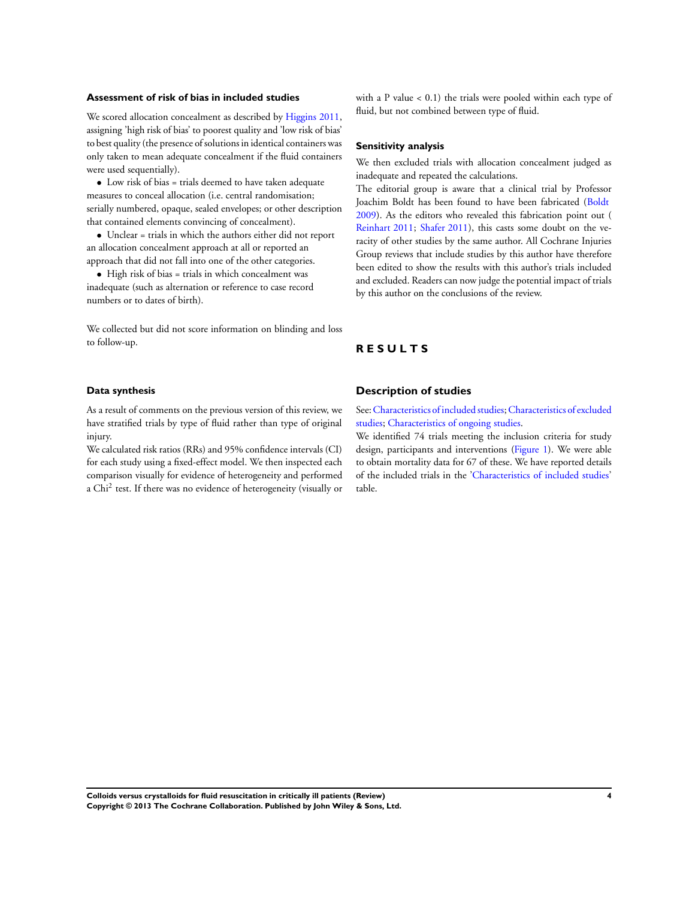### Assessment of risk of bias in included studies

We scored allocation concealment as described by Higgins 2011, assigning 'high risk of bias' to poorest quality and 'low risk of bias' to best quality (the presence of solutions in identical containers was only taken to mean adequate concealment if the fluid containers were used sequentially).

- Low risk of bias = trials deemed to have taken adequate measures to conceal allocation (i.e. central randomisation; serially numbered, opaque, sealed envelopes; or other description that contained elements convincing of concealment).
- Unclear = trials in which the authors either did not report an allocation concealment approach at all or reported an approach that did not fall into one of the other categories.
- High risk of bias = trials in which concealment was inadequate (such as alternation or reference to case record numbers or to dates of birth).

We collected but did not score information on blinding and loss to follow-up.

### Data synthesis

As a result of comments on the previous version of this review, we have stratified trials by type of fluid rather than type of original injury.

We calculated risk ratios (RRs) and 95% confidence intervals (CI) for each study using a fixed-effect model. We then inspected each comparison visually for evidence of heterogeneity and performed a $Chi^2$ test. If there was no evidence of heterogeneity (visually or with a P value < 0.1) the trials were pooled within each type of fluid, but not combined between type of fluid.

### Sensitivity analysis

We then excluded trials with allocation concealment judged as inadequate and repeated the calculations.

The editorial group is aware that a clinical trial by Professor Joachim Boldt has been found to have been fabricated (Boldt 2009). As the editors who revealed this fabrication point out (Reinhart 2011; Shafer 2011), this casts some doubt on the veracity of other studies by the same author. All Cochrane Injuries Group reviews that include studies by this author have therefore been edited to show the results with this author's trials included and excluded. Readers can now judge the potential impact of trials by this author on the conclusions of the review.

# RESULTS

## Description of studies

See: Characteristics of included studies; Characteristics of excluded studies; Characteristics of ongoing studies.

We identified 74 trials meeting the inclusion criteria for study design, participants and interventions (Figure 1). We were able to obtain mortality data for 67 of these. We have reported details of the included trials in the 'Characteristics of included studies' table.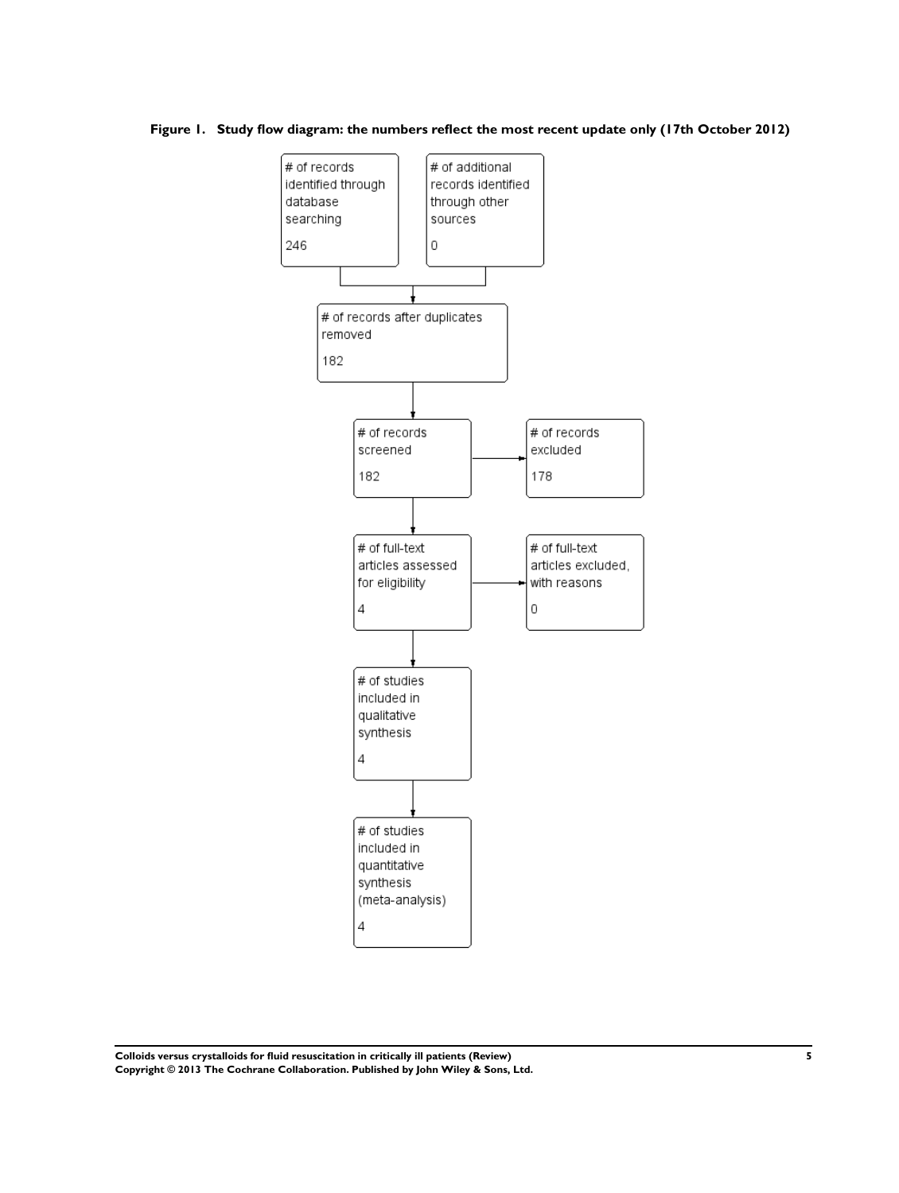**Figure 1. Study flow diagram: the numbers reflect the most recent update only (17th October 2012)**

- # of records identified through database searching: 246
- # of additional records identified through other sources: 0
- # of records after duplicates removed: 182
- # of records screened: 182
- # of records excluded: 178
- # of full-text articles assessed for eligibility: 4
- # of full-text articles excluded, with reasons: 0
- # of studies included in qualitative synthesis: 4
- # of studies included in quantitative synthesis (meta-analysis): 4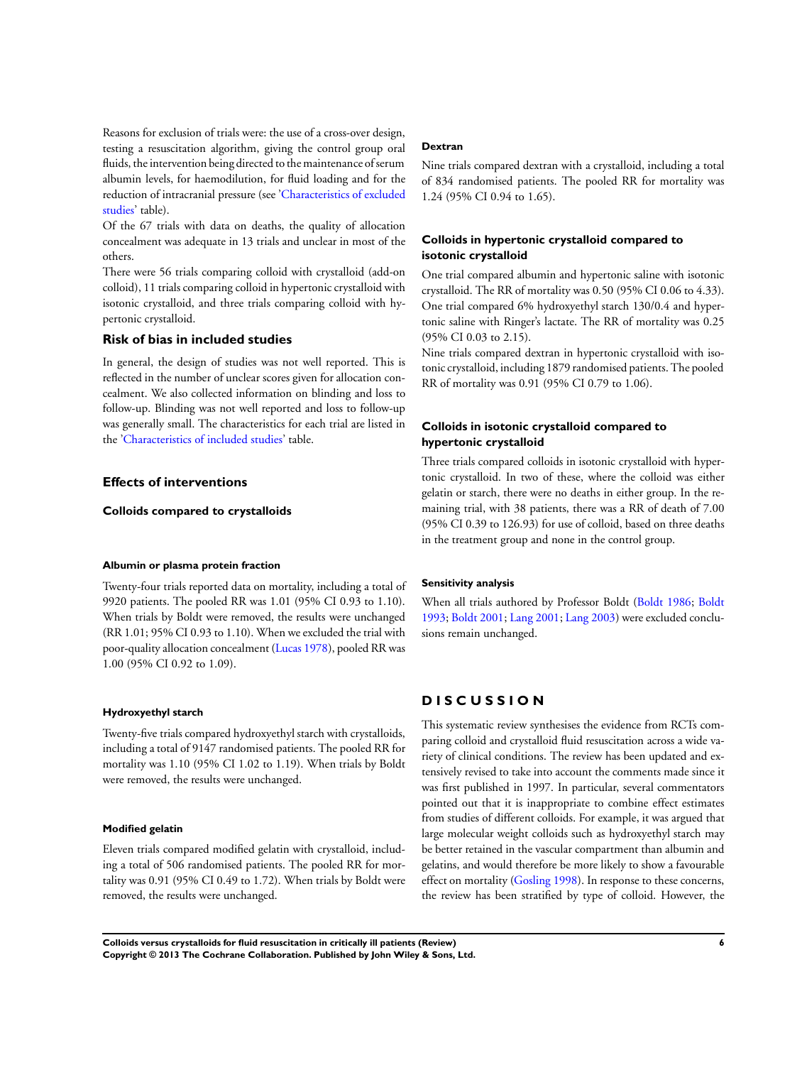Reasons for exclusion of trials were: the use of a cross-over design, testing a resuscitation algorithm, giving the control group oral fluids, the intervention being directed to the maintenance of serum albumin levels, for haemodilution, for fluid loading and for the reduction of intracranial pressure (see 'Characteristics of excluded studies' table).

Of the 67 trials with data on deaths, the quality of allocation concealment was adequate in 13 trials and unclear in most of the others.

There were 56 trials comparing colloid with crystalloid (add-on colloid), 11 trials comparing colloid in hypertonic crystalloid with isotonic crystalloid, and three trials comparing colloid with hypertonic crystalloid.

## Risk of bias in included studies

In general, the design of studies was not well reported. This is reflected in the number of unclear scores given for allocation concealment. We also collected information on blinding and loss to follow-up. Blinding was not well reported and loss to follow-up was generally small. The characteristics for each trial are listed in the 'Characteristics of included studies' table.

## Effects of interventions

### Colloids compared to crystalloids

#### Albumin or plasma protein fraction

Twenty-four trials reported data on mortality, including a total of 9920 patients. The pooled RR was 1.01 (95% CI 0.93 to 1.10). When trials by Boldt were removed, the results were unchanged (RR 1.01; 95% CI 0.93 to 1.10). When we excluded the trial with poor-quality allocation concealment (Lucas 1978), pooled RR was 1.00 (95% CI 0.92 to 1.09).

#### Hydroxyethyl starch

Twenty-five trials compared hydroxyethyl starch with crystalloids, including a total of 9147 randomised patients. The pooled RR for mortality was 1.10 (95% CI 1.02 to 1.19). When trials by Boldt were removed, the results were unchanged.

#### Modified gelatin

Eleven trials compared modified gelatin with crystalloid, including a total of 506 randomised patients. The pooled RR for mortality was 0.91 (95% CI 0.49 to 1.72). When trials by Boldt were removed, the results were unchanged.

#### Dextran

Nine trials compared dextran with a crystalloid, including a total of 834 randomised patients. The pooled RR for mortality was 1.24 (95% CI 0.94 to 1.65).

### Colloids in hypertonic crystalloid compared to isotonic crystalloid

One trial compared albumin and hypertonic saline with isotonic crystalloid. The RR of mortality was 0.50 (95% CI 0.06 to 4.33). One trial compared 6% hydroxyethyl starch 130/0.4 and hypertonic saline with Ringer's lactate. The RR of mortality was 0.25 (95% CI 0.03 to 2.15).

Nine trials compared dextran in hypertonic crystalloid with isotonic crystalloid, including 1879 randomised patients. The pooled RR of mortality was 0.91 (95% CI 0.79 to 1.06).

### Colloids in isotonic crystalloid compared to hypertonic crystalloid

Three trials compared colloids in isotonic crystalloid with hypertonic crystalloid. In two of these, where the colloid was either gelatin or starch, there were no deaths in either group. In the remaining trial, with 38 patients, there was a RR of death of 7.00 (95% CI 0.39 to 126.93) for use of colloid, based on three deaths in the treatment group and none in the control group.

#### Sensitivity analysis

When all trials authored by Professor Boldt (Boldt 1986; Boldt 1993; Boldt 2001; Lang 2001; Lang 2003) were excluded conclusions remain unchanged.

# DISCUSSION

This systematic review synthesises the evidence from RCTs comparing colloid and crystalloid fluid resuscitation across a wide variety of clinical conditions. The review has been updated and extensively revised to take into account the comments made since it was first published in 1997. In particular, several commentators pointed out that it is inappropriate to combine effect estimates from studies of different colloids. For example, it was argued that large molecular weight colloids such as hydroxyethyl starch may be better retained in the vascular compartment than albumin and gelatins, and would therefore be more likely to show a favourable effect on mortality (Gosling 1998). In response to these concerns, the review has been stratified by type of colloid. However, the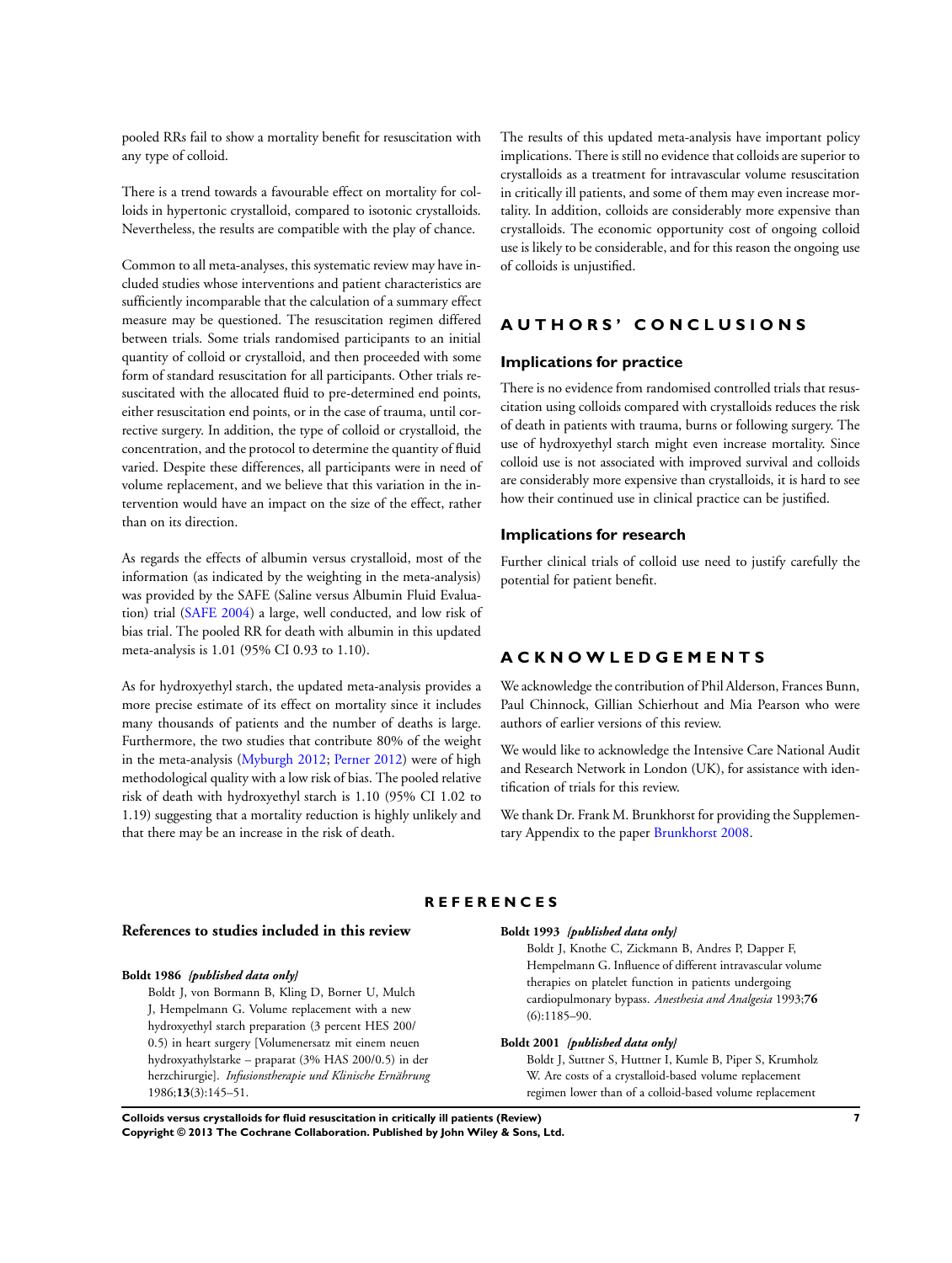pooled RRs fail to show a mortality benefit for resuscitation with any type of colloid.

There is a trend towards a favourable effect on mortality for colloids in hypertonic crystalloid, compared to isotonic crystalloids. Nevertheless, the results are compatible with the play of chance.

Common to all meta-analyses, this systematic review may have included studies whose interventions and patient characteristics are sufficiently incomparable that the calculation of a summary effect measure may be questioned. The resuscitation regimen differed between trials. Some trials randomised participants to an initial quantity of colloid or crystalloid, and then proceeded with some form of standard resuscitation for all participants. Other trials resuscitated with the allocated fluid to pre-determined end points, either resuscitation end points, or in the case of trauma, until corrective surgery. In addition, the type of colloid or crystalloid, the concentration, and the protocol to determine the quantity of fluid varied. Despite these differences, all participants were in need of volume replacement, and we believe that this variation in the intervention would have an impact on the size of the effect, rather than on its direction.

As regards the effects of albumin versus crystalloid, most of the information (as indicated by the weighting in the meta-analysis) was provided by the SAFE (Saline versus Albumin Fluid Evaluation) trial (SAFE 2004) a large, well conducted, and low risk of bias trial. The pooled RR for death with albumin in this updated meta-analysis is 1.01 (95% CI 0.93 to 1.10).

As for hydroxyethyl starch, the updated meta-analysis provides a more precise estimate of its effect on mortality since it includes many thousands of patients and the number of deaths is large. Furthermore, the two studies that contribute 80% of the weight in the meta-analysis (Myburgh 2012; Perner 2012) were of high methodological quality with a low risk of bias. The pooled relative risk of death with hydroxyethyl starch is 1.10 (95% CI 1.02 to 1.19) suggesting that a mortality reduction is highly unlikely and that there may be an increase in the risk of death.

The results of this updated meta-analysis have important policy implications. There is still no evidence that colloids are superior to crystalloids as a treatment for intravascular volume resuscitation in critically ill patients, and some of them may even increase mortality. In addition, colloids are considerably more expensive than crystalloids. The economic opportunity cost of ongoing colloid use is likely to be considerable, and for this reason the ongoing use of colloids is unjustified.

# AUTHORS' CONCLUSIONS

## Implications for practice

There is no evidence from randomised controlled trials that resuscitation using colloids compared with crystalloids reduces the risk of death in patients with trauma, burns or following surgery. The use of hydroxyethyl starch might even increase mortality. Since colloid use is not associated with improved survival and colloids are considerably more expensive than crystalloids, it is hard to see how their continued use in clinical practice can be justified.

## Implications for research

Further clinical trials of colloid use need to justify carefully the potential for patient benefit.

# ACKNOWLEDGEMENTS

We acknowledge the contribution of Phil Alderson, Frances Bunn, Paul Chinnock, Gillian Schierhout and Mia Pearson who were authors of earlier versions of this review.

We would like to acknowledge the Intensive Care National Audit and Research Network in London (UK), for assistance with identification of trials for this review.

We thank Dr. Frank M. Brunkhorst for providing the Supplementary Appendix to the paper Brunkhorst 2008.

# REFERENCES

## References to studies included in this review

**Boldt 1986** *{published data only}*

Boldt J, von Bormann B, Kling D, Borner U, Mulch J, Hempelmann G. Volume replacement with a new hydroxyethyl starch preparation (3 percent HES 200/0.5) in heart surgery [Volumenersatz mit einem neuen hydroxyathylstarke – praparat (3% HAS 200/0.5) in der herzchirurgie]. *Infusionstherapie und Klinische Ernährung* 1986;**13**(3):145–51.

**Boldt 1993** *{published data only}*

Boldt J, Knothe C, Zickmann B, Andres P, Dapper F, Hempelmann G. Influence of different intravascular volume therapies on platelet function in patients undergoing cardiopulmonary bypass. *Anesthesia and Analgesia* 1993;**76**(6):1185–90.

**Boldt 2001** *{published data only}*

Boldt J, Suttner S, Huttner I, Kumle B, Piper S, Krumholz W. Are costs of a crystalloid-based volume replacement regimen lower than of a colloid-based volume replacement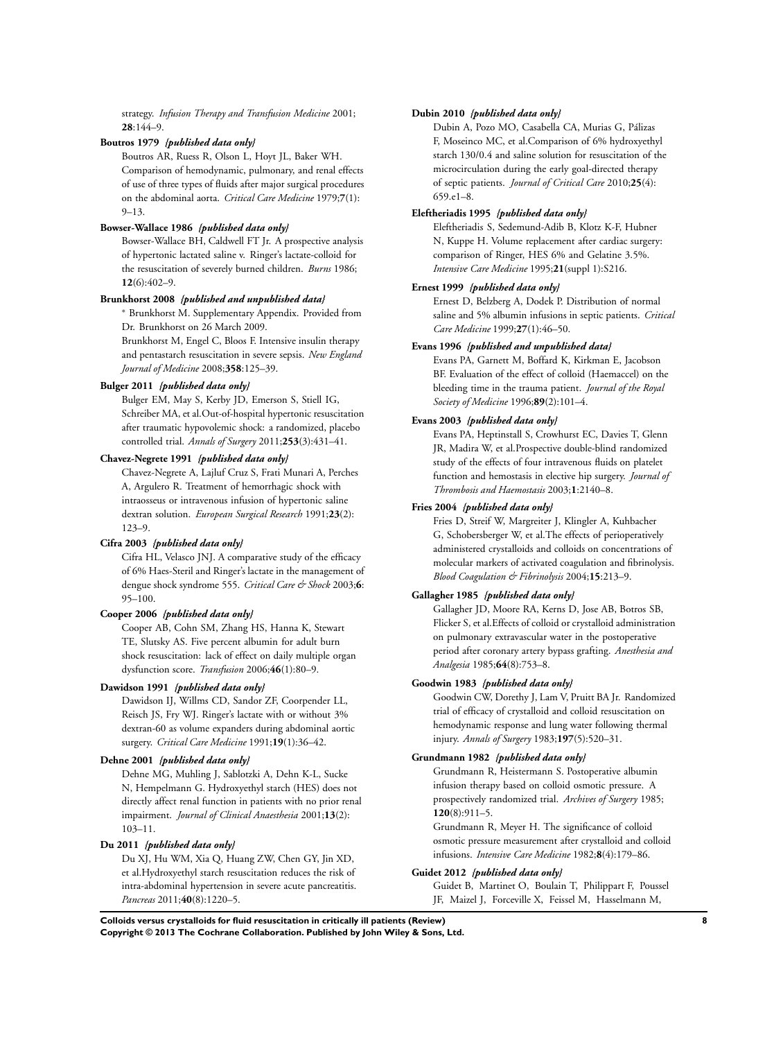strategy. *Infusion Therapy and Transfusion Medicine* 2001; **28**:144–9.

**Boutros 1979** *{published data only}*

Boutros AR, Ruess R, Olson L, Hoyt JL, Baker WH. Comparison of hemodynamic, pulmonary, and renal effects of use of three types of fluids after major surgical procedures on the abdominal aorta. *Critical Care Medicine* 1979;**7**(1): 9–13.

**Bowser-Wallace 1986** *{published data only}*

Bowser-Wallace BH, Caldwell FT Jr. A prospective analysis of hypertonic lactated saline v. Ringer's lactate-colloid for the resuscitation of severely burned children. *Burns* 1986; **12**(6):402–9.

**Brunkhorst 2008** *{published and unpublished data}*

* Brunkhorst M. Supplementary Appendix. Provided from Dr. Brunkhorst on 26 March 2009.

Brunkhorst M, Engel C, Bloos F. Intensive insulin therapy and pentastarch resuscitation in severe sepsis. *New England Journal of Medicine* 2008;**358**:125–39.

**Bulger 2011** *{published data only}*

Bulger EM, May S, Kerby JD, Emerson S, Stiell IG, Schreiber MA, et al.Out-of-hospital hypertonic resuscitation after traumatic hypovolemic shock: a randomized, placebo controlled trial. *Annals of Surgery* 2011;**253**(3):431–41.

**Chavez-Negrete 1991** *{published data only}*

Chavez-Negrete A, Lajluf Cruz S, Frati Munari A, Perches A, Argulero R. Treatment of hemorrhagic shock with intraosseus or intravenous infusion of hypertonic saline dextran solution. *European Surgical Research* 1991;**23**(2): 123–9.

**Cifra 2003** *{published data only}*

Cifra HL, Velasco JNJ. A comparative study of the efficacy of 6% Haes-Steril and Ringer's lactate in the management of dengue shock syndrome 555. *Critical Care & Shock* 2003;**6**: 95–100.

**Cooper 2006** *{published data only}*

Cooper AB, Cohn SM, Zhang HS, Hanna K, Stewart TE, Slutsky AS. Five percent albumin for adult burn shock resuscitation: lack of effect on daily multiple organ dysfunction score. *Transfusion* 2006;**46**(1):80–9.

**Dawidson 1991** *{published data only}*

Dawidson IJ, Willms CD, Sandor ZF, Coorpender LL, Reisch JS, Fry WJ. Ringer's lactate with or without 3% dextran-60 as volume expanders during abdominal aortic surgery. *Critical Care Medicine* 1991;**19**(1):36–42.

**Dehne 2001** *{published data only}*

Dehne MG, Muhling J, Sablotzki A, Dehn K-L, Sucke N, Hempelmann G. Hydroxyethyl starch (HES) does not directly affect renal function in patients with no prior renal impairment. *Journal of Clinical Anaesthesia* 2001;**13**(2): 103–11.

**Du 2011** *{published data only}*

Du XJ, Hu WM, Xia Q, Huang ZW, Chen GY, Jin XD, et al.Hydroxyethyl starch resuscitation reduces the risk of intra-abdominal hypertension in severe acute pancreatitis. *Pancreas* 2011;**40**(8):1220–5.

**Dubin 2010** *{published data only}*

Dubin A, Pozo MO, Casabella CA, Murias G, Pálizas F, Moseinco MC, et al.Comparison of 6% hydroxyethyl starch 130/0.4 and saline solution for resuscitation of the microcirculation during the early goal-directed therapy of septic patients. *Journal of Critical Care* 2010;**25**(4): 659.e1–8.

**Eleftheriadis 1995** *{published data only}*

Eleftheriadis S, Sedemund-Adib B, Klotz K-F, Hubner N, Kuppe H. Volume replacement after cardiac surgery: comparison of Ringer, HES 6% and Gelatine 3.5%. *Intensive Care Medicine* 1995;**21**(suppl 1):S216.

**Ernest 1999** *{published data only}*

Ernest D, Belzberg A, Dodek P. Distribution of normal saline and 5% albumin infusions in septic patients. *Critical Care Medicine* 1999;**27**(1):46–50.

**Evans 1996** *{published and unpublished data}*

Evans PA, Garnett M, Boffard K, Kirkman E, Jacobson BF. Evaluation of the effect of colloid (Haemaccel) on the bleeding time in the trauma patient. *Journal of the Royal Society of Medicine* 1996;**89**(2):101–4.

**Evans 2003** *{published data only}*

Evans PA, Heptinstall S, Crowhurst EC, Davies T, Glenn JR, Madira W, et al.Prospective double-blind randomized study of the effects of four intravenous fluids on platelet function and hemostasis in elective hip surgery. *Journal of Thrombosis and Haemostasis* 2003;**1**:2140–8.

**Fries 2004** *{published data only}*

Fries D, Streif W, Margreiter J, Klingler A, Kuhbacher G, Schobersberger W, et al.The effects of perioperatively administered crystalloids and colloids on concentrations of molecular markers of activated coagulation and fibrinolysis. *Blood Coagulation & Fibrinolysis* 2004;**15**:213–9.

**Gallagher 1985** *{published data only}*

Gallagher JD, Moore RA, Kerns D, Jose AB, Botros SB, Flicker S, et al.Effects of colloid or crystalloid administration on pulmonary extravascular water in the postoperative period after coronary artery bypass grafting. *Anesthesia and Analgesia* 1985;**64**(8):753–8.

**Goodwin 1983** *{published data only}*

Goodwin CW, Dorethy J, Lam V, Pruitt BA Jr. Randomized trial of efficacy of crystalloid and colloid resuscitation on hemodynamic response and lung water following thermal injury. *Annals of Surgery* 1983;**197**(5):520–31.

**Grundmann 1982** *{published data only}*

Grundmann R, Heistermann S. Postoperative albumin infusion therapy based on colloid osmotic pressure. A prospectively randomized trial. *Archives of Surgery* 1985; **120**(8):911–5.

Grundmann R, Meyer H. The significance of colloid osmotic pressure measurement after crystalloid and colloid infusions. *Intensive Care Medicine* 1982;**8**(4):179–86.

**Guidet 2012** *{published data only}*

Guidet B, Martinet O, Boulain T, Philippart F, Poussel JF, Maizel J, Forceville X, Feissel M, Hasselmann M,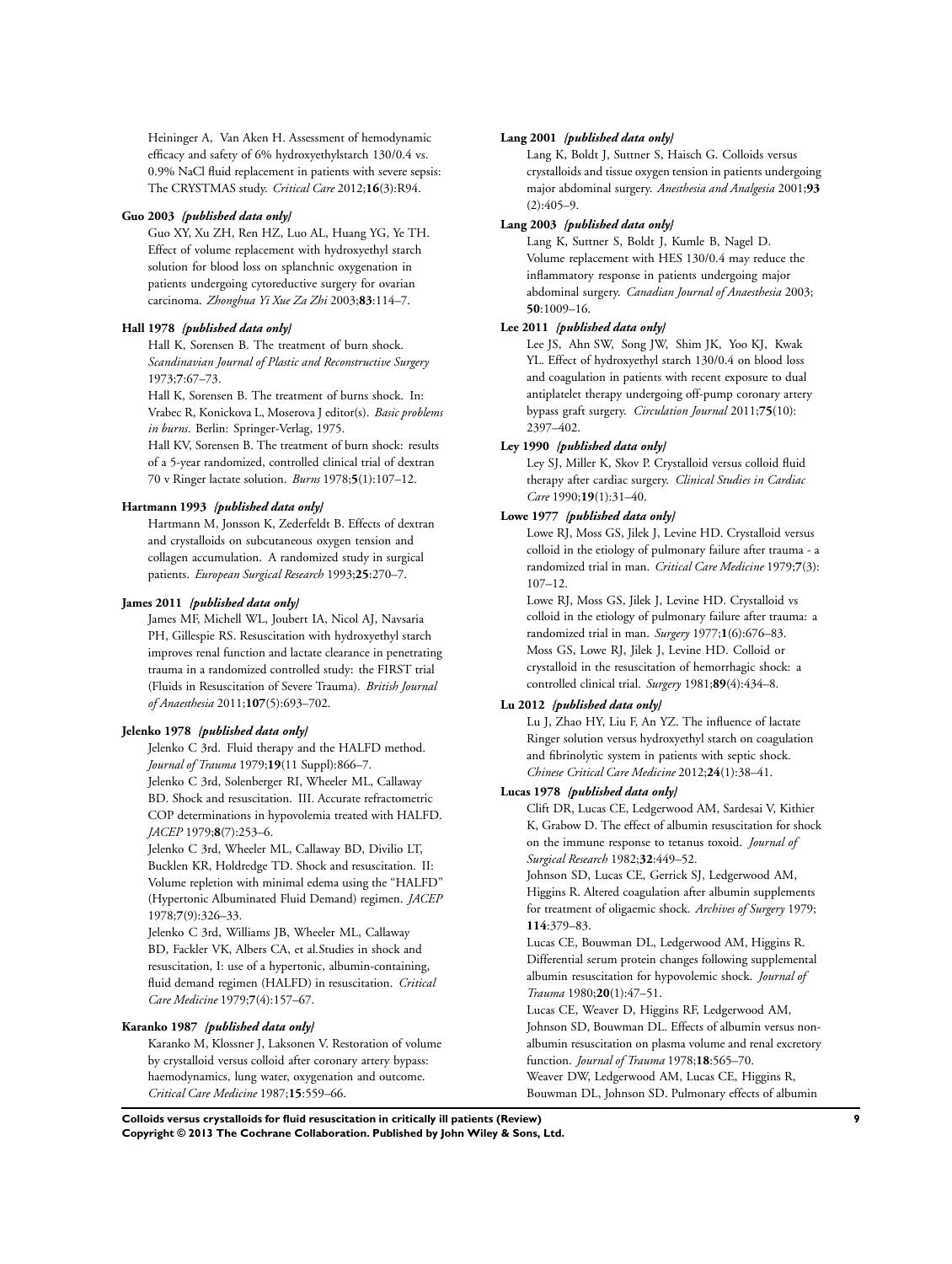Heininger A, Van Aken H. Assessment of hemodynamic efficacy and safety of 6% hydroxyethylstarch 130/0.4 vs. 0.9% NaCl fluid replacement in patients with severe sepsis: The CRYSTMAS study. *Critical Care* 2012;**16**(3):R94.

**Guo 2003** *{published data only}*

Guo XY, Xu ZH, Ren HZ, Luo AL, Huang YG, Ye TH. Effect of volume replacement with hydroxyethyl starch solution for blood loss on splanchnic oxygenation in patients undergoing cytoreductive surgery for ovarian carcinoma. *Zhonghua Yi Xue Za Zhi* 2003;**83**:114–7.

**Hall 1978** *{published data only}*

Hall K, Sorensen B. The treatment of burn shock. *Scandinavian Journal of Plastic and Reconstructive Surgery* 1973;**7**:67–73.

Hall K, Sorensen B. The treatment of burns shock. In: Vrabec R, Konickova L, Moserova J editor(s). *Basic problems in burns*. Berlin: Springer-Verlag, 1975.

Hall KV, Sorensen B. The treatment of burn shock: results of a 5-year randomized, controlled clinical trial of dextran 70 v Ringer lactate solution. *Burns* 1978;**5**(1):107–12.

**Hartmann 1993** *{published data only}*

Hartmann M, Jonsson K, Zederfeldt B. Effects of dextran and crystalloids on subcutaneous oxygen tension and collagen accumulation. A randomized study in surgical patients. *European Surgical Research* 1993;**25**:270–7.

**James 2011** *{published data only}*

James MF, Michell WL, Joubert IA, Nicol AJ, Navsaria PH, Gillespie RS. Resuscitation with hydroxyethyl starch improves renal function and lactate clearance in penetrating trauma in a randomized controlled study: the FIRST trial (Fluids in Resuscitation of Severe Trauma). *British Journal of Anaesthesia* 2011;**107**(5):693–702.

**Jelenko 1978** *{published data only}*

Jelenko C 3rd. Fluid therapy and the HALFD method. *Journal of Trauma* 1979;**19**(11 Suppl):866–7.

Jelenko C 3rd, Solenberger RI, Wheeler ML, Callaway BD. Shock and resuscitation. III. Accurate refractometric COP determinations in hypovolemia treated with HALFD. *JACEP* 1979;**8**(7):253–6.

Jelenko C 3rd, Wheeler ML, Callaway BD, Divilio LT, Bucklen KR, Holdredge TD. Shock and resuscitation. II: Volume repletion with minimal edema using the "HALFD" (Hypertonic Albuminated Fluid Demand) regimen. *JACEP* 1978;**7**(9):326–33.

Jelenko C 3rd, Williams JB, Wheeler ML, Callaway BD, Fackler VK, Albers CA, et al.Studies in shock and resuscitation, I: use of a hypertonic, albumin-containing, fluid demand regimen (HALFD) in resuscitation. *Critical Care Medicine* 1979;**7**(4):157–67.

**Karanko 1987** *{published data only}*

Karanko M, Klossner J, Laksonen V. Restoration of volume by crystalloid versus colloid after coronary artery bypass: haemodynamics, lung water, oxygenation and outcome. *Critical Care Medicine* 1987;**15**:559–66.

**Lang 2001** *{published data only}*

Lang K, Boldt J, Suttner S, Haisch G. Colloids versus crystalloids and tissue oxygen tension in patients undergoing major abdominal surgery. *Anesthesia and Analgesia* 2001;**93**(2):405–9.

**Lang 2003** *{published data only}*

Lang K, Suttner S, Boldt J, Kumle B, Nagel D. Volume replacement with HES 130/0.4 may reduce the inflammatory response in patients undergoing major abdominal surgery. *Canadian Journal of Anaesthesia* 2003;**50**:1009–16.

**Lee 2011** *{published data only}*

Lee JS, Ahn SW, Song JW, Shim JK, Yoo KJ, Kwak YL. Effect of hydroxyethyl starch 130/0.4 on blood loss and coagulation in patients with recent exposure to dual antiplatelet therapy undergoing off-pump coronary artery bypass graft surgery. *Circulation Journal* 2011;**75**(10):2397–402.

**Ley 1990** *{published data only}*

Ley SJ, Miller K, Skov P. Crystalloid versus colloid fluid therapy after cardiac surgery. *Clinical Studies in Cardiac Care* 1990;**19**(1):31–40.

**Lowe 1977** *{published data only}*

Lowe RJ, Moss GS, Jilek J, Levine HD. Crystalloid versus colloid in the etiology of pulmonary failure after trauma - a randomized trial in man. *Critical Care Medicine* 1979;**7**(3):107–12.

Lowe RJ, Moss GS, Jilek J, Levine HD. Crystalloid vs colloid in the etiology of pulmonary failure after trauma: a randomized trial in man. *Surgery* 1977;**1**(6):676–83.

Moss GS, Lowe RJ, Jilek J, Levine HD. Colloid or crystalloid in the resuscitation of hemorrhagic shock: a controlled clinical trial. *Surgery* 1981;**89**(4):434–8.

**Lu 2012** *{published data only}*

Lu J, Zhao HY, Liu F, An YZ. The influence of lactate Ringer solution versus hydroxyethyl starch on coagulation and fibrinolytic system in patients with septic shock. *Chinese Critical Care Medicine* 2012;**24**(1):38–41.

**Lucas 1978** *{published data only}*

Clift DR, Lucas CE, Ledgerwood AM, Sardesai V, Kithier K, Grabow D. The effect of albumin resuscitation for shock on the immune response to tetanus toxoid. *Journal of Surgical Research* 1982;**32**:449–52.

Johnson SD, Lucas CE, Gerrick SJ, Ledgerwood AM, Higgins R. Altered coagulation after albumin supplements for treatment of oligaemic shock. *Archives of Surgery* 1979;**114**:379–83.

Lucas CE, Bouwman DL, Ledgerwood AM, Higgins R. Differential serum protein changes following supplemental albumin resuscitation for hypovolemic shock. *Journal of Trauma* 1980;**20**(1):47–51.

Lucas CE, Weaver D, Higgins RF, Ledgerwood AM, Johnson SD, Bouwman DL. Effects of albumin versus non-albumin resuscitation on plasma volume and renal excretory function. *Journal of Trauma* 1978;**18**:565–70.

Weaver DW, Ledgerwood AM, Lucas CE, Higgins R, Bouwman DL, Johnson SD. Pulmonary effects of albumin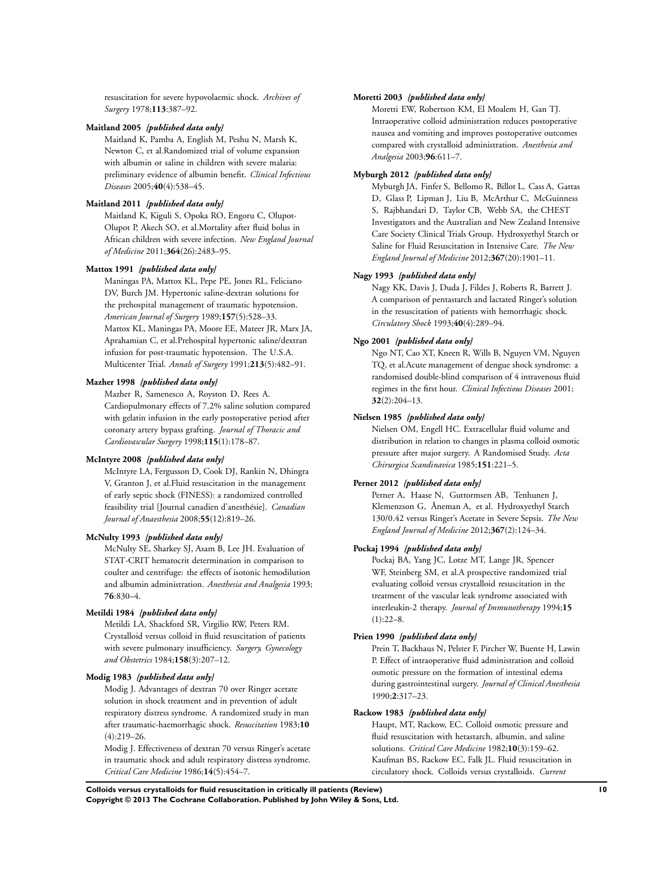resuscitation for severe hypovolaemic shock. *Archives of Surgery* 1978;**113**:387–92.

**Maitland 2005** *{published data only}*

Maitland K, Pamba A, English M, Peshu N, Marsh K, Newton C, et al.Randomized trial of volume expansion with albumin or saline in children with severe malaria: preliminary evidence of albumin benefit. *Clinical Infectious Diseases* 2005;**40**(4):538–45.

**Maitland 2011** *{published data only}*

Maitland K, Kiguli S, Opoka RO, Engoru C, Olupot-Olupot P, Akech SO, et al.Mortality after fluid bolus in African children with severe infection. *New England Journal of Medicine* 2011;**364**(26):2483–95.

**Mattox 1991** *{published data only}*

Maningas PA, Mattox KL, Pepe PE, Jones RL, Feliciano DV, Burch JM. Hypertonic saline-dextran solutions for the prehospital management of traumatic hypotension. *American Journal of Surgery* 1989;**157**(5):528–33.

Mattox KL, Maningas PA, Moore EE, Mateer JR, Marx JA, Aprahamian C, et al.Prehospital hypertonic saline/dextran infusion for post-traumatic hypotension. The U.S.A. Multicenter Trial. *Annals of Surgery* 1991;**213**(5):482–91.

**Mazher 1998** *{published data only}*

Mazher R, Samenesco A, Royston D, Rees A. Cardiopulmonary effects of 7.2% saline solution compared with gelatin infusion in the early postoperative period after coronary artery bypass grafting. *Journal of Thoracic and Cardiovascular Surgery* 1998;**115**(1):178–87.

**McIntyre 2008** *{published data only}*

McIntyre LA, Fergusson D, Cook DJ, Rankin N, Dhingra V, Granton J, et al.Fluid resuscitation in the management of early septic shock (FINESS): a randomized controlled feasibility trial [Journal canadien d'anesthésie]. *Canadian Journal of Anaesthesia* 2008;**55**(12):819–26.

**McNulty 1993** *{published data only}*

McNulty SE, Sharkey SJ, Asam B, Lee JH. Evaluation of STAT-CRIT hematocrit determination in comparison to coulter and centrifuge: the effects of isotonic hemodilution and albumin administration. *Anesthesia and Analgesia* 1993;**76**:830–4.

**Metildi 1984** *{published data only}*

Metildi LA, Shackford SR, Virgilio RW, Peters RM. Crystalloid versus colloid in fluid resuscitation of patients with severe pulmonary insufficiency. *Surgery, Gynecology and Obstetrics* 1984;**158**(3):207–12.

**Modig 1983** *{published data only}*

Modig J. Advantages of dextran 70 over Ringer acetate solution in shock treatment and in prevention of adult respiratory distress syndrome. A randomized study in man after traumatic-haemorrhagic shock. *Resuscitation* 1983;**10**(4):219–26.

Modig J. Effectiveness of dextran 70 versus Ringer's acetate in traumatic shock and adult respiratory distress syndrome. *Critical Care Medicine* 1986;**14**(5):454–7.

**Moretti 2003** *{published data only}*

Moretti EW, Robertson KM, El Moalem H, Gan TJ. Intraoperative colloid administration reduces postoperative nausea and vomiting and improves postoperative outcomes compared with crystalloid administration. *Anesthesia and Analgesia* 2003;**96**:611–7.

**Myburgh 2012** *{published data only}*

Myburgh JA, Finfer S, Bellomo R, Billot L, Cass A, Gattas D, Glass P, Lipman J, Liu B, McArthur C, McGuinness S, Rajbhandari D, Taylor CB, Webb SA, the CHEST Investigators and the Australian and New Zealand Intensive Care Society Clinical Trials Group. Hydroxyethyl Starch or Saline for Fluid Resuscitation in Intensive Care. *The New England Journal of Medicine* 2012;**367**(20):1901–11.

**Nagy 1993** *{published data only}*

Nagy KK, Davis J, Duda J, Fildes J, Roberts R, Barrett J. A comparison of pentastarch and lactated Ringer's solution in the resuscitation of patients with hemorrhagic shock. *Circulatory Shock* 1993;**40**(4):289–94.

**Ngo 2001** *{published data only}*

Ngo NT, Cao XT, Kneen R, Wills B, Nguyen VM, Nguyen TQ, et al.Acute management of dengue shock syndrome: a randomised double-blind comparison of 4 intravenous fluid regimes in the first hour. *Clinical Infectious Diseases* 2001;**32**(2):204–13.

**Nielsen 1985** *{published data only}*

Nielsen OM, Engell HC. Extracellular fluid volume and distribution in relation to changes in plasma colloid osmotic pressure after major surgery. A Randomised Study. *Acta Chirurgica Scandinavica* 1985;**151**:221–5.

**Perner 2012** *{published data only}*

Perner A, Haase N, Guttormsen AB, Tenhunen J, Klemenzson G, Åneman A, et al. Hydroxyethyl Starch 130/0.42 versus Ringer's Acetate in Severe Sepsis. *The New England Journal of Medicine* 2012;**367**(2):124–34.

**Pockaj 1994** *{published data only}*

Pockaj BA, Yang JC, Lotze MT, Lange JR, Spencer WF, Steinberg SM, et al.A prospective randomized trial evaluating colloid versus crystalloid resuscitation in the treatment of the vascular leak syndrome associated with interleukin-2 therapy. *Journal of Immunotherapy* 1994;**15**(1):22–8.

**Prien 1990** *{published data only}*

Prein T, Backhaus N, Pelster F, Pircher W, Buente H, Lawin P. Effect of intraoperative fluid administration and colloid osmotic pressure on the formation of intestinal edema during gastrointestinal surgery. *Journal of Clinical Anesthesia* 1990;**2**:317–23.

**Rackow 1983** *{published data only}*

Haupt, MT, Rackow, EC. Colloid osmotic pressure and fluid resuscitation with hetastarch, albumin, and saline solutions. *Critical Care Medicine* 1982;**10**(3):159–62.

Kaufman BS, Rackow EC, Falk JL. Fluid resuscitation in circulatory shock. Colloids versus crystalloids. *Current*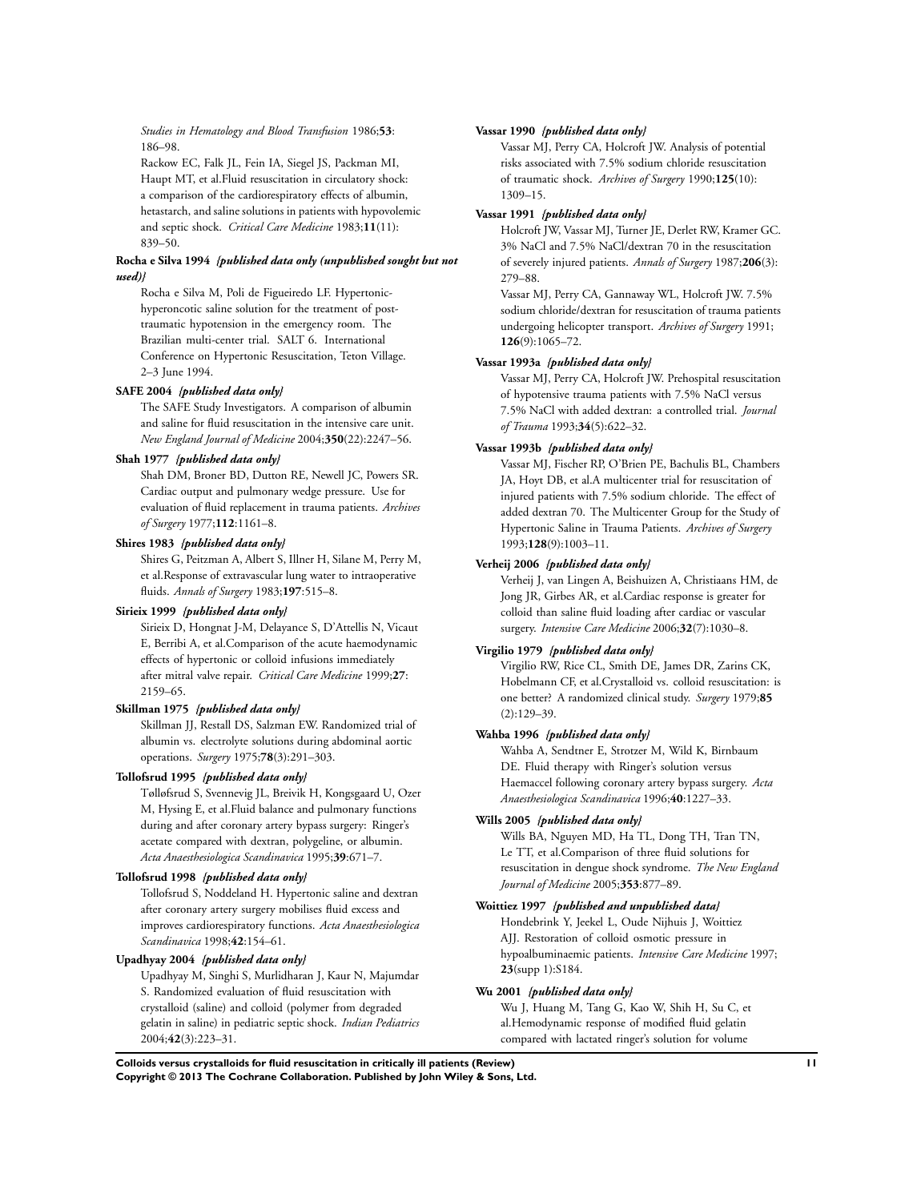*Studies in Hematology and Blood Transfusion* 1986;**53**: 186–98.

Rackow EC, Falk JL, Fein IA, Siegel JS, Packman MI, Haupt MT, et al.Fluid resuscitation in circulatory shock: a comparison of the cardiorespiratory effects of albumin, hetastarch, and saline solutions in patients with hypovolemic and septic shock. *Critical Care Medicine* 1983;**11**(11): 839–50.

**Rocha e Silva 1994** ***{published data only (unpublished sought but not used)}***

Rocha e Silva M, Poli de Figueiredo LF. Hypertonic-hyperoncotic saline solution for the treatment of post-traumatic hypotension in the emergency room. The Brazilian multi-center trial. SALT 6. International Conference on Hypertonic Resuscitation, Teton Village. 2–3 June 1994.

**SAFE 2004** ***{published data only}***

The SAFE Study Investigators. A comparison of albumin and saline for fluid resuscitation in the intensive care unit. *New England Journal of Medicine* 2004;**350**(22):2247–56.

**Shah 1977** ***{published data only}***

Shah DM, Broner BD, Dutton RE, Newell JC, Powers SR. Cardiac output and pulmonary wedge pressure. Use for evaluation of fluid replacement in trauma patients. *Archives of Surgery* 1977;**112**:1161–8.

**Shires 1983** ***{published data only}***

Shires G, Peitzman A, Albert S, Illner H, Silane M, Perry M, et al.Response of extravascular lung water to intraoperative fluids. *Annals of Surgery* 1983;**197**:515–8.

**Sirieix 1999** ***{published data only}***

Sirieix D, Hongnat J-M, Delayance S, D'Attellis N, Vicaut E, Berribi A, et al.Comparison of the acute haemodynamic effects of hypertonic or colloid infusions immediately after mitral valve repair. *Critical Care Medicine* 1999;**27**: 2159–65.

**Skillman 1975** ***{published data only}***

Skillman JJ, Restall DS, Salzman EW. Randomized trial of albumin vs. electrolyte solutions during abdominal aortic operations. *Surgery* 1975;**78**(3):291–303.

**Tollofsrud 1995** ***{published data only}***

Tølløfsrud S, Svennevig JL, Breivik H, Kongsgaard U, Ozer M, Hysing E, et al.Fluid balance and pulmonary functions during and after coronary artery bypass surgery: Ringer's acetate compared with dextran, polygeline, or albumin. *Acta Anaesthesiologica Scandinavica* 1995;**39**:671–7.

**Tollofsrud 1998** ***{published data only}***

Tollofsrud S, Noddeland H. Hypertonic saline and dextran after coronary artery surgery mobilises fluid excess and improves cardiorespiratory functions. *Acta Anaesthesiologica Scandinavica* 1998;**42**:154–61.

**Upadhyay 2004** ***{published data only}***

Upadhyay M, Singhi S, Murlidharan J, Kaur N, Majumdar S. Randomized evaluation of fluid resuscitation with crystalloid (saline) and colloid (polymer from degraded gelatin in saline) in pediatric septic shock. *Indian Pediatrics* 2004;**42**(3):223–31.

**Vassar 1990** ***{published data only}***

Vassar MJ, Perry CA, Holcroft JW. Analysis of potential risks associated with 7.5% sodium chloride resuscitation of traumatic shock. *Archives of Surgery* 1990;**125**(10): 1309–15.

**Vassar 1991** ***{published data only}***

Holcroft JW, Vassar MJ, Turner JE, Derlet RW, Kramer GC. 3% NaCl and 7.5% NaCl/dextran 70 in the resuscitation of severely injured patients. *Annals of Surgery* 1987;**206**(3): 279–88.

Vassar MJ, Perry CA, Gannaway WL, Holcroft JW. 7.5% sodium chloride/dextran for resuscitation of trauma patients undergoing helicopter transport. *Archives of Surgery* 1991; **126**(9):1065–72.

**Vassar 1993a** ***{published data only}***

Vassar MJ, Perry CA, Holcroft JW. Prehospital resuscitation of hypotensive trauma patients with 7.5% NaCl versus 7.5% NaCl with added dextran: a controlled trial. *Journal of Trauma* 1993;**34**(5):622–32.

**Vassar 1993b** ***{published data only}***

Vassar MJ, Fischer RP, O'Brien PE, Bachulis BL, Chambers JA, Hoyt DB, et al.A multicenter trial for resuscitation of injured patients with 7.5% sodium chloride. The effect of added dextran 70. The Multicenter Group for the Study of Hypertonic Saline in Trauma Patients. *Archives of Surgery* 1993;**128**(9):1003–11.

**Verheij 2006** ***{published data only}***

Verheij J, van Lingen A, Beishuizen A, Christiaans HM, de Jong JR, Girbes AR, et al.Cardiac response is greater for colloid than saline fluid loading after cardiac or vascular surgery. *Intensive Care Medicine* 2006;**32**(7):1030–8.

**Virgilio 1979** ***{published data only}***

Virgilio RW, Rice CL, Smith DE, James DR, Zarins CK, Hobelmann CF, et al.Crystalloid vs. colloid resuscitation: is one better? A randomized clinical study. *Surgery* 1979;**85** (2):129–39.

**Wahba 1996** ***{published data only}***

Wahba A, Sendtner E, Strotzer M, Wild K, Birnbaum DE. Fluid therapy with Ringer's solution versus Haemaccel following coronary artery bypass surgery. *Acta Anaesthesiologica Scandinavica* 1996;**40**:1227–33.

**Wills 2005** ***{published data only}***

Wills BA, Nguyen MD, Ha TL, Dong TH, Tran TN, Le TT, et al.Comparison of three fluid solutions for resuscitation in dengue shock syndrome. *The New England Journal of Medicine* 2005;**353**:877–89.

**Woittiez 1997** ***{published and unpublished data}***

Hondebrink Y, Jeekel L, Oude Nijhuis J, Woittiez AJJ. Restoration of colloid osmotic pressure in hypoalbuminaemic patients. *Intensive Care Medicine* 1997; **23**(supp 1):S184.

**Wu 2001** ***{published data only}***

Wu J, Huang M, Tang G, Kao W, Shih H, Su C, et al.Hemodynamic response of modified fluid gelatin compared with lactated ringer's solution for volume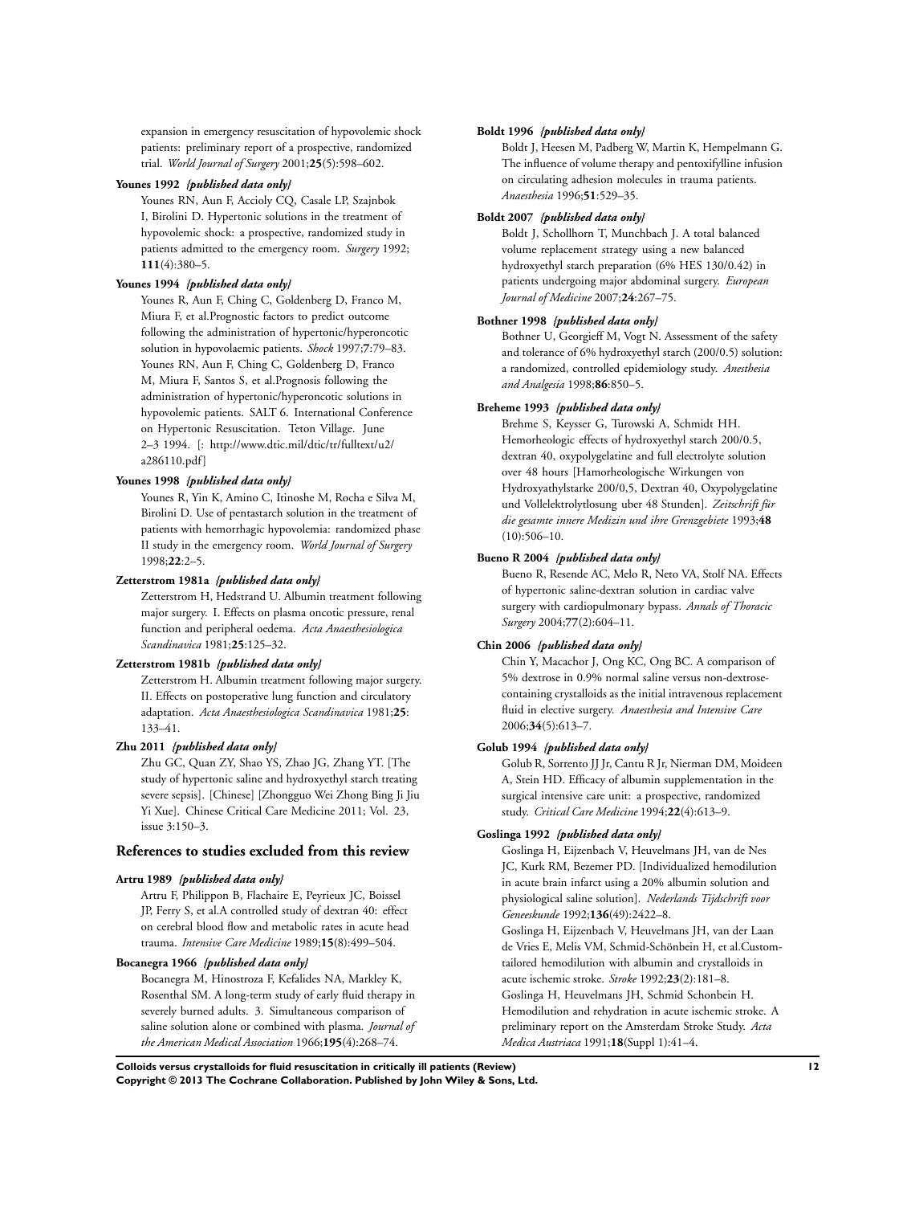expansion in emergency resuscitation of hypovolemic shock patients: preliminary report of a prospective, randomized trial. *World Journal of Surgery* 2001;**25**(5):598–602.

**Younes 1992** *{published data only}*

Younes RN, Aun F, Accioly CQ, Casale LP, Szajnbok I, Birolini D. Hypertonic solutions in the treatment of hypovolemic shock: a prospective, randomized study in patients admitted to the emergency room. *Surgery* 1992; **111**(4):380–5.

**Younes 1994** *{published data only}*

Younes R, Aun F, Ching C, Goldenberg D, Franco M, Miura F, et al.Prognostic factors to predict outcome following the administration of hypertonic/hyperoncotic solution in hypovolaemic patients. *Shock* 1997;**7**:79–83. Younes RN, Aun F, Ching C, Goldenberg D, Franco M, Miura F, Santos S, et al.Prognosis following the administration of hypertonic/hyperoncotic solutions in hypovolemic patients. SALT 6. International Conference on Hypertonic Resuscitation. Teton Village. June 2–3 1994. [: http://www.dtic.mil/dtic/tr/fulltext/u2/a286110.pdf]

**Younes 1998** *{published data only}*

Younes R, Yin K, Amino C, Itinoshe M, Rocha e Silva M, Birolini D. Use of pentastarch solution in the treatment of patients with hemorrhagic hypovolemia: randomized phase II study in the emergency room. *World Journal of Surgery* 1998;**22**:2–5.

**Zetterstrom 1981a** *{published data only}*

Zetterstrom H, Hedstrand U. Albumin treatment following major surgery. I. Effects on plasma oncotic pressure, renal function and peripheral oedema. *Acta Anaesthesiologica Scandinavica* 1981;**25**:125–32.

**Zetterstrom 1981b** *{published data only}*

Zetterstrom H. Albumin treatment following major surgery. II. Effects on postoperative lung function and circulatory adaptation. *Acta Anaesthesiologica Scandinavica* 1981;**25**: 133–41.

**Zhu 2011** *{published data only}*

Zhu GC, Quan ZY, Shao YS, Zhao JG, Zhang YT. [The study of hypertonic saline and hydroxyethyl starch treating severe sepsis]. [Chinese] [Zhongguo Wei Zhong Bing Ji Jiu Yi Xue]. Chinese Critical Care Medicine 2011; Vol. 23, issue 3:150–3.

## References to studies excluded from this review

**Artru 1989** *{published data only}*

Artru F, Philippon B, Flachaire E, Peyrieux JC, Boissel JP, Ferry S, et al.A controlled study of dextran 40: effect on cerebral blood flow and metabolic rates in acute head trauma. *Intensive Care Medicine* 1989;**15**(8):499–504.

**Bocanegra 1966** *{published data only}*

Bocanegra M, Hinostroza F, Kefalides NA, Markley K, Rosenthal SM. A long-term study of early fluid therapy in severely burned adults. 3. Simultaneous comparison of saline solution alone or combined with plasma. *Journal of the American Medical Association* 1966;**195**(4):268–74.

**Boldt 1996** *{published data only}*

Boldt J, Heesen M, Padberg W, Martin K, Hempelmann G. The influence of volume therapy and pentoxifylline infusion on circulating adhesion molecules in trauma patients. *Anaesthesia* 1996;**51**:529–35.

**Boldt 2007** *{published data only}*

Boldt J, Schollhorn T, Munchbach J. A total balanced volume replacement strategy using a new balanced hydroxyethyl starch preparation (6% HES 130/0.42) in patients undergoing major abdominal surgery. *European Journal of Medicine* 2007;**24**:267–75.

**Bothner 1998** *{published data only}*

Bothner U, Georgieff M, Vogt N. Assessment of the safety and tolerance of 6% hydroxyethyl starch (200/0.5) solution: a randomized, controlled epidemiology study. *Anesthesia and Analgesia* 1998;**86**:850–5.

**Breheme 1993** *{published data only}*

Brehme S, Keysser G, Turowski A, Schmidt HH. Hemorheologic effects of hydroxyethyl starch 200/0.5, dextran 40, oxypolygelatine and full electrolyte solution over 48 hours [Hamorheologische Wirkungen von Hydroxyathylstarke 200/0,5, Dextran 40, Oxypolygelatine und Vollelektrolytlosung uber 48 Stunden]. *Zeitschrift für die gesamte innere Medizin und ihre Grenzgebiete* 1993;**48** (10):506–10.

**Bueno R 2004** *{published data only}*

Bueno R, Resende AC, Melo R, Neto VA, Stolf NA. Effects of hypertonic saline-dextran solution in cardiac valve surgery with cardiopulmonary bypass. *Annals of Thoracic Surgery* 2004;**77**(2):604–11.

**Chin 2006** *{published data only}*

Chin Y, Macachor J, Ong KC, Ong BC. A comparison of 5% dextrose in 0.9% normal saline versus non-dextrose-containing crystalloids as the initial intravenous replacement fluid in elective surgery. *Anaesthesia and Intensive Care* 2006;**34**(5):613–7.

**Golub 1994** *{published data only}*

Golub R, Sorrento JJ Jr, Cantu R Jr, Nierman DM, Moideen A, Stein HD. Efficacy of albumin supplementation in the surgical intensive care unit: a prospective, randomized study. *Critical Care Medicine* 1994;**22**(4):613–9.

**Goslinga 1992** *{published data only}*

Goslinga H, Eijzenbach V, Heuvelmans JH, van de Nes JC, Kurk RM, Bezemer PD. [Individualized hemodilution in acute brain infarct using a 20% albumin solution and physiological saline solution]. *Nederlands Tijdschrift voor Geneeskunde* 1992;**136**(49):2422–8.
Goslinga H, Eijzenbach V, Heuvelmans JH, van der Laan de Vries E, Melis VM, Schmid-Schönbein H, et al.Custom-tailored hemodilution with albumin and crystalloids in acute ischemic stroke. *Stroke* 1992;**23**(2):181–8.
Goslinga H, Heuvelmans JH, Schmid Schonbein H. Hemodilution and rehydration in acute ischemic stroke. A preliminary report on the Amsterdam Stroke Study. *Acta Medica Austriaca* 1991;**18**(Suppl 1):41–4.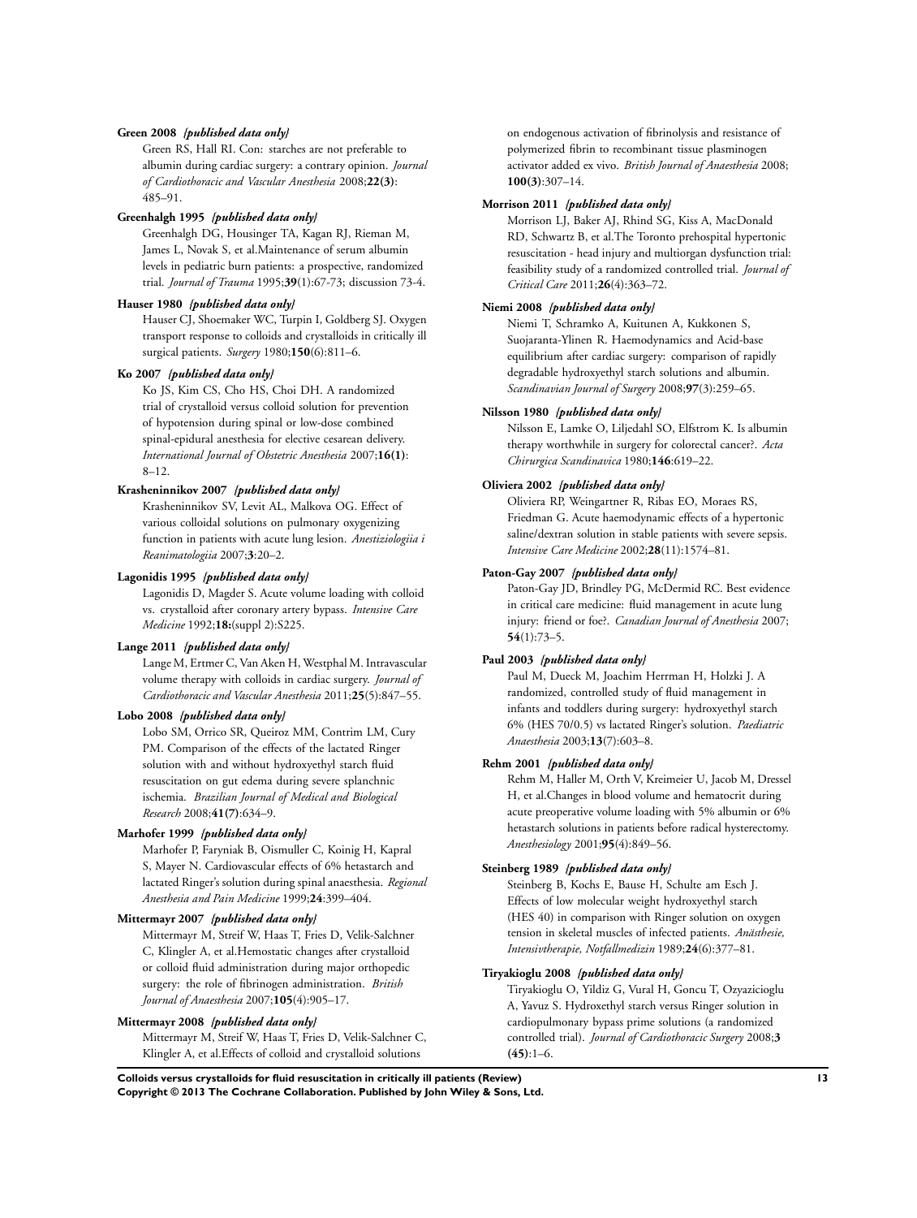**Green 2008** *{published data only}*

Green RS, Hall RI. Con: starches are not preferable to albumin during cardiac surgery: a contrary opinion. *Journal of Cardiothoracic and Vascular Anesthesia* 2008;**22(3)**: 485–91.

**Greenhalgh 1995** *{published data only}*

Greenhalgh DG, Housinger TA, Kagan RJ, Rieman M, James L, Novak S, et al.Maintenance of serum albumin levels in pediatric burn patients: a prospective, randomized trial. *Journal of Trauma* 1995;**39**(1):67-73; discussion 73-4.

**Hauser 1980** *{published data only}*

Hauser CJ, Shoemaker WC, Turpin I, Goldberg SJ. Oxygen transport response to colloids and crystalloids in critically ill surgical patients. *Surgery* 1980;**150**(6):811–6.

**Ko 2007** *{published data only}*

Ko JS, Kim CS, Cho HS, Choi DH. A randomized trial of crystalloid versus colloid solution for prevention of hypotension during spinal or low-dose combined spinal-epidural anesthesia for elective cesarean delivery. *International Journal of Obstetric Anesthesia* 2007;**16(1)**: 8–12.

**Krasheninnikov 2007** *{published data only}*

Krasheninnikov SV, Levit AL, Malkova OG. Effect of various colloidal solutions on pulmonary oxygenizing function in patients with acute lung lesion. *Anestiziologiia i Reanimatologiia* 2007;**3**:20–2.

**Lagonidis 1995** *{published data only}*

Lagonidis D, Magder S. Acute volume loading with colloid vs. crystalloid after coronary artery bypass. *Intensive Care Medicine* 1992;**18:**(suppl 2):S225.

**Lange 2011** *{published data only}*

Lange M, Ertmer C, Van Aken H, Westphal M. Intravascular volume therapy with colloids in cardiac surgery. *Journal of Cardiothoracic and Vascular Anesthesia* 2011;**25**(5):847–55.

**Lobo 2008** *{published data only}*

Lobo SM, Orrico SR, Queiroz MM, Contrim LM, Cury PM. Comparison of the effects of the lactated Ringer solution with and without hydroxyethyl starch fluid resuscitation on gut edema during severe splanchnic ischemia. *Brazilian Journal of Medical and Biological Research* 2008;**41(7)**:634–9.

**Marhofer 1999** *{published data only}*

Marhofer P, Faryniak B, Oismuller C, Koinig H, Kapral S, Mayer N. Cardiovascular effects of 6% hetastarch and lactated Ringer's solution during spinal anaesthesia. *Regional Anesthesia and Pain Medicine* 1999;**24**:399–404.

**Mittermayr 2007** *{published data only}*

Mittermayr M, Streif W, Haas T, Fries D, Velik-Salchner C, Klingler A, et al.Hemostatic changes after crystalloid or colloid fluid administration during major orthopedic surgery: the role of fibrinogen administration. *British Journal of Anaesthesia* 2007;**105**(4):905–17.

**Mittermayr 2008** *{published data only}*

Mittermayr M, Streif W, Haas T, Fries D, Velik-Salchner C, Klingler A, et al.Effects of colloid and crystalloid solutions on endogenous activation of fibrinolysis and resistance of polymerized fibrin to recombinant tissue plasminogen activator added ex vivo. *British Journal of Anaesthesia* 2008; **100(3)**:307–14.

**Morrison 2011** *{published data only}*

Morrison LJ, Baker AJ, Rhind SG, Kiss A, MacDonald RD, Schwartz B, et al.The Toronto prehospital hypertonic resuscitation - head injury and multiorgan dysfunction trial: feasibility study of a randomized controlled trial. *Journal of Critical Care* 2011;**26**(4):363–72.

**Niemi 2008** *{published data only}*

Niemi T, Schramko A, Kuitunen A, Kukkonen S, Suojaranta-Ylinen R. Haemodynamics and Acid-base equilibrium after cardiac surgery: comparison of rapidly degradable hydroxyethyl starch solutions and albumin. *Scandinavian Journal of Surgery* 2008;**97**(3):259–65.

**Nilsson 1980** *{published data only}*

Nilsson E, Lamke O, Liljedahl SO, Elfstrom K. Is albumin therapy worthwhile in surgery for colorectal cancer?. *Acta Chirurgica Scandinavica* 1980;**146**:619–22.

**Oliviera 2002** *{published data only}*

Oliviera RP, Weingartner R, Ribas EO, Moraes RS, Friedman G. Acute haemodynamic effects of a hypertonic saline/dextran solution in stable patients with severe sepsis. *Intensive Care Medicine* 2002;**28**(11):1574–81.

**Paton-Gay 2007** *{published data only}*

Paton-Gay JD, Brindley PG, McDermid RC. Best evidence in critical care medicine: fluid management in acute lung injury: friend or foe?. *Canadian Journal of Anesthesia* 2007; **54**(1):73–5.

**Paul 2003** *{published data only}*

Paul M, Dueck M, Joachim Herrman H, Holzki J. A randomized, controlled study of fluid management in infants and toddlers during surgery: hydroxyethyl starch 6% (HES 70/0.5) vs lactated Ringer's solution. *Paediatric Anaesthesia* 2003;**13**(7):603–8.

**Rehm 2001** *{published data only}*

Rehm M, Haller M, Orth V, Kreimeier U, Jacob M, Dressel H, et al.Changes in blood volume and hematocrit during acute preoperative volume loading with 5% albumin or 6% hetastarch solutions in patients before radical hysterectomy. *Anesthesiology* 2001;**95**(4):849–56.

**Steinberg 1989** *{published data only}*

Steinberg B, Kochs E, Bause H, Schulte am Esch J. Effects of low molecular weight hydroxyethyl starch (HES 40) in comparison with Ringer solution on oxygen tension in skeletal muscles of infected patients. *Anästhesie, Intensivtherapie, Notfallmedizin* 1989;**24**(6):377–81.

**Tiryakioglu 2008** *{published data only}*

Tiryakioglu O, Yildiz G, Vural H, Goncu T, Ozyazicioglu A, Yavuz S. Hydroxethyl starch versus Ringer solution in cardiopulmonary bypass prime solutions (a randomized controlled trial). *Journal of Cardiothoracic Surgery* 2008;**3 (45)**:1–6.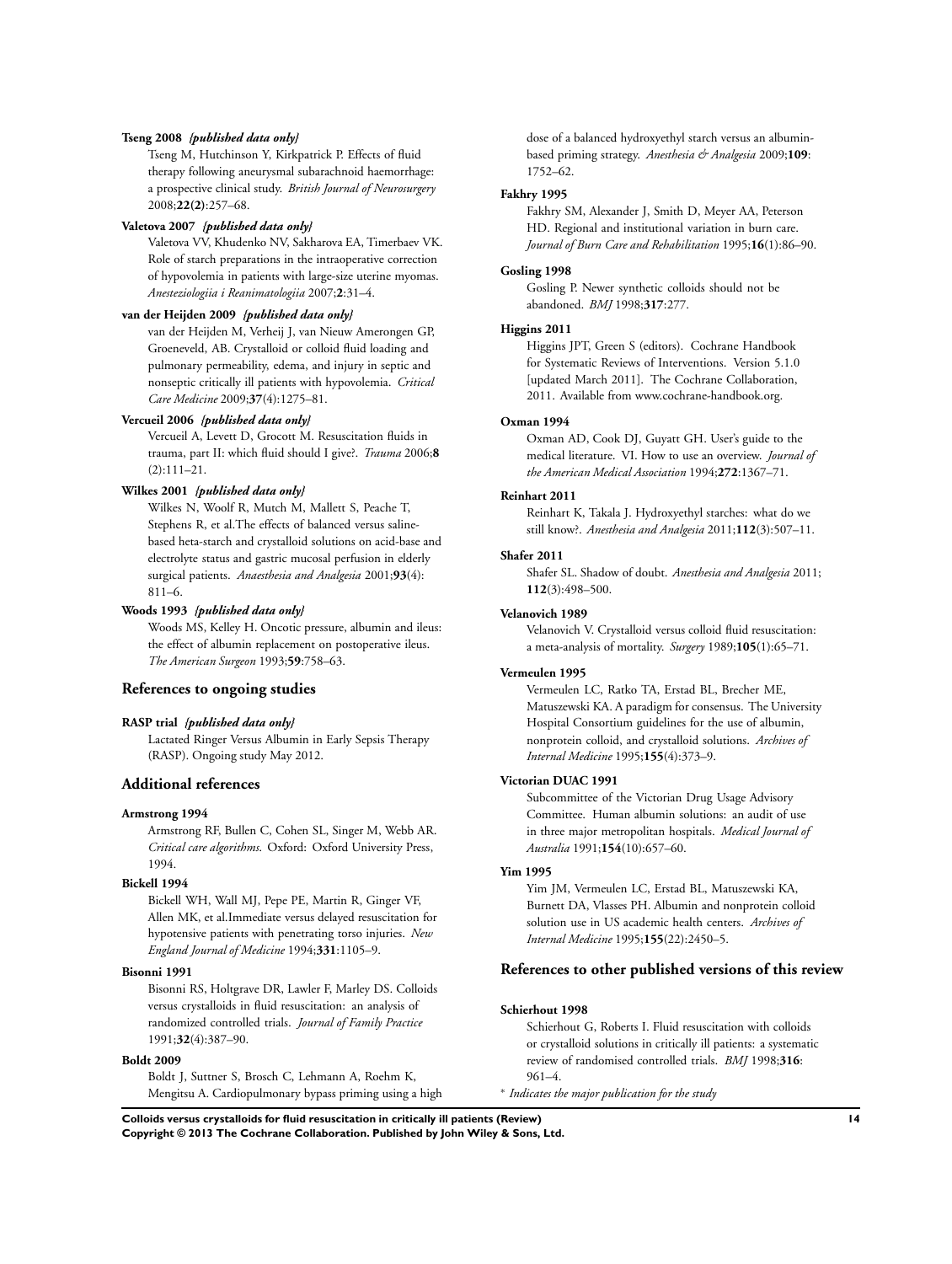**Tseng 2008** *{published data only}*

Tseng M, Hutchinson Y, Kirkpatrick P. Effects of fluid therapy following aneurysmal subarachnoid haemorrhage: a prospective clinical study. *British Journal of Neurosurgery* 2008;**22(2)**:257–68.

**Valetova 2007** *{published data only}*

Valetova VV, Khudenko NV, Sakharova EA, Timerbaev VK. Role of starch preparations in the intraoperative correction of hypovolemia in patients with large-size uterine myomas. *Anesteziologiia i Reanimatologiia* 2007;**2**:31–4.

**van der Heijden 2009** *{published data only}*

van der Heijden M, Verheij J, van Nieuw Amerongen GP, Groeneveld, AB. Crystalloid or colloid fluid loading and pulmonary permeability, edema, and injury in septic and nonseptic critically ill patients with hypovolemia. *Critical Care Medicine* 2009;**37**(4):1275–81.

**Vercueil 2006** *{published data only}*

Vercueil A, Levett D, Grocott M. Resuscitation fluids in trauma, part II: which fluid should I give?. *Trauma* 2006;**8** (2):111–21.

**Wilkes 2001** *{published data only}*

Wilkes N, Woolf R, Mutch M, Mallett S, Peache T, Stephens R, et al.The effects of balanced versus saline-based heta-starch and crystalloid solutions on acid-base and electrolyte status and gastric mucosal perfusion in elderly surgical patients. *Anaesthesia and Analgesia* 2001;**93**(4): 811–6.

**Woods 1993** *{published data only}*

Woods MS, Kelley H. Oncotic pressure, albumin and ileus: the effect of albumin replacement on postoperative ileus. *The American Surgeon* 1993;**59**:758–63.

## References to ongoing studies

**RASP trial** *{published data only}*

Lactated Ringer Versus Albumin in Early Sepsis Therapy (RASP). Ongoing study May 2012.

## Additional references

**Armstrong 1994**

Armstrong RF, Bullen C, Cohen SL, Singer M, Webb AR. *Critical care algorithms.* Oxford: Oxford University Press, 1994.

**Bickell 1994**

Bickell WH, Wall MJ, Pepe PE, Martin R, Ginger VF, Allen MK, et al.Immediate versus delayed resuscitation for hypotensive patients with penetrating torso injuries. *New England Journal of Medicine* 1994;**331**:1105–9.

**Bisonni 1991**

Bisonni RS, Holtgrave DR, Lawler F, Marley DS. Colloids versus crystalloids in fluid resuscitation: an analysis of randomized controlled trials. *Journal of Family Practice* 1991;**32**(4):387–90.

**Boldt 2009**

Boldt J, Suttner S, Brosch C, Lehmann A, Roehm K, Mengitsu A. Cardiopulmonary bypass priming using a high dose of a balanced hydroxyethyl starch versus an albumin-based priming strategy. *Anesthesia & Analgesia* 2009;**109**: 1752–62.

**Fakhry 1995**

Fakhry SM, Alexander J, Smith D, Meyer AA, Peterson HD. Regional and institutional variation in burn care. *Journal of Burn Care and Rehabilitation* 1995;**16**(1):86–90.

**Gosling 1998**

Gosling P. Newer synthetic colloids should not be abandoned. *BMJ* 1998;**317**:277.

**Higgins 2011**

Higgins JPT, Green S (editors). Cochrane Handbook for Systematic Reviews of Interventions. Version 5.1.0 [updated March 2011]. The Cochrane Collaboration, 2011. Available from www.cochrane-handbook.org.

**Oxman 1994**

Oxman AD, Cook DJ, Guyatt GH. User's guide to the medical literature. VI. How to use an overview. *Journal of the American Medical Association* 1994;**272**:1367–71.

**Reinhart 2011**

Reinhart K, Takala J. Hydroxyethyl starches: what do we still know?. *Anesthesia and Analgesia* 2011;**112**(3):507–11.

**Shafer 2011**

Shafer SL. Shadow of doubt. *Anesthesia and Analgesia* 2011; **112**(3):498–500.

**Velanovich 1989**

Velanovich V. Crystalloid versus colloid fluid resuscitation: a meta-analysis of mortality. *Surgery* 1989;**105**(1):65–71.

**Vermeulen 1995**

Vermeulen LC, Ratko TA, Erstad BL, Brecher ME, Matuszewski KA. A paradigm for consensus. The University Hospital Consortium guidelines for the use of albumin, nonprotein colloid, and crystalloid solutions. *Archives of Internal Medicine* 1995;**155**(4):373–9.

**Victorian DUAC 1991**

Subcommittee of the Victorian Drug Usage Advisory Committee. Human albumin solutions: an audit of use in three major metropolitan hospitals. *Medical Journal of Australia* 1991;**154**(10):657–60.

**Yim 1995**

Yim JM, Vermeulen LC, Erstad BL, Matuszewski KA, Burnett DA, Vlasses PH. Albumin and nonprotein colloid solution use in US academic health centers. *Archives of Internal Medicine* 1995;**155**(22):2450–5.

## References to other published versions of this review

**Schierhout 1998**

Schierhout G, Roberts I. Fluid resuscitation with colloids or crystalloid solutions in critically ill patients: a systematic review of randomised controlled trials. *BMJ* 1998;**316**: 961–4.

* *Indicates the major publication for the study*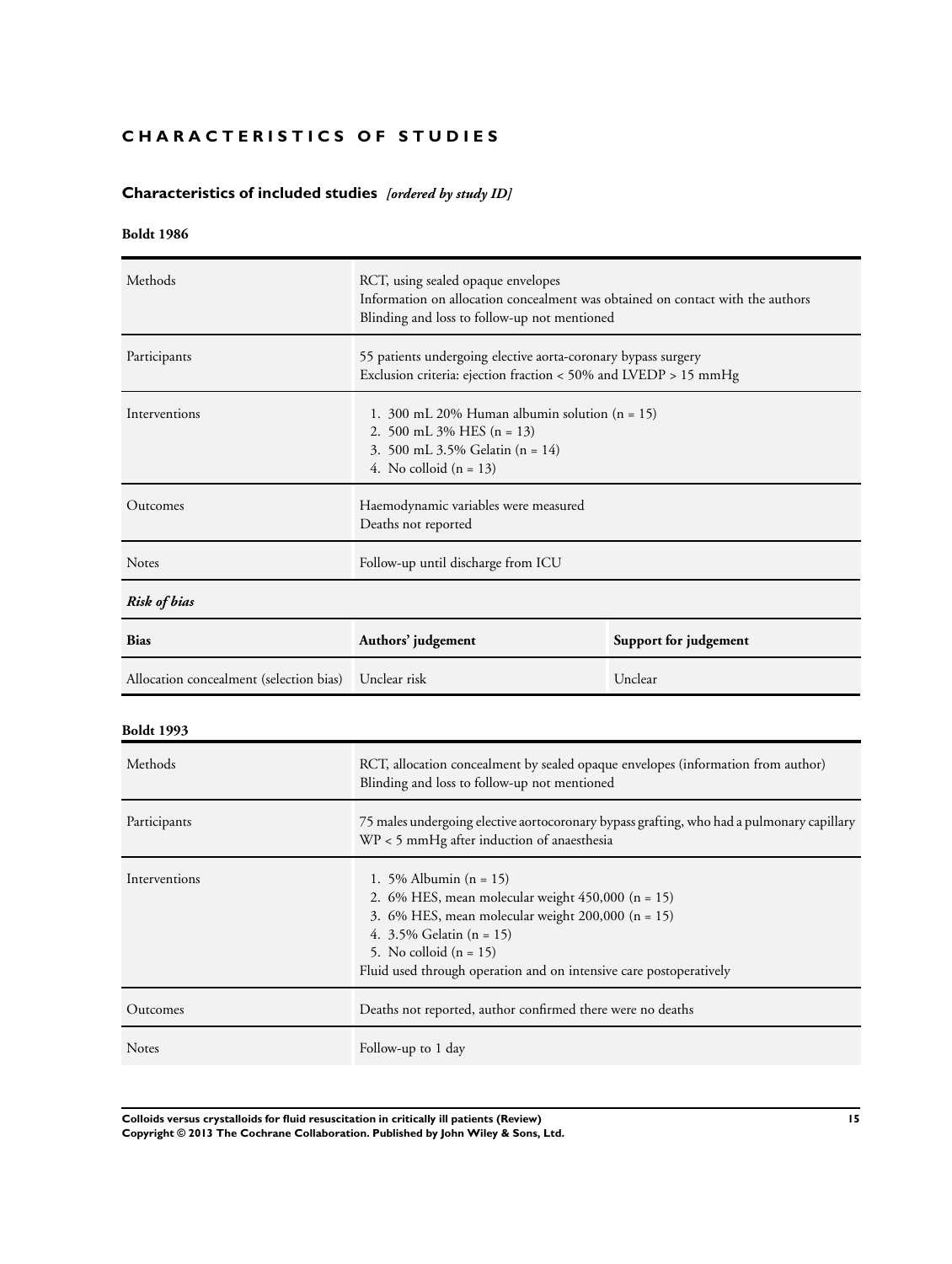# CHARACTERISTICS OF STUDIES

## Characteristics of included studies *[ordered by study ID]*

### Boldt 1986

| | |
|---|---|
| Methods | RCT, using sealed opaque envelopes<br>Information on allocation concealment was obtained on contact with the authors<br>Blinding and loss to follow-up not mentioned |
| Participants | 55 patients undergoing elective aorta-coronary bypass surgery<br>Exclusion criteria: ejection fraction < 50% and LVEDP > 15 mmHg |
| Interventions | 1. 300 mL 20% Human albumin solution (n = 15)<br>2. 500 mL 3% HES (n = 13)<br>3. 500 mL 3.5% Gelatin (n = 14)<br>4. No colloid (n = 13) |
| Outcomes | Haemodynamic variables were measured<br>Deaths not reported |
| Notes | Follow-up until discharge from ICU |

***Risk of bias***

| Bias | Authors' judgement | Support for judgement |
|---|---|---|
| Allocation concealment (selection bias) | Unclear risk | Unclear |

### Boldt 1993

| | |
|---|---|
| Methods | RCT, allocation concealment by sealed opaque envelopes (information from author)<br>Blinding and loss to follow-up not mentioned |
| Participants | 75 males undergoing elective aortocoronary bypass grafting, who had a pulmonary capillary WP < 5 mmHg after induction of anaesthesia |
| Interventions | 1. 5% Albumin (n = 15)<br>2. 6% HES, mean molecular weight 450,000 (n = 15)<br>3. 6% HES, mean molecular weight 200,000 (n = 15)<br>4. 3.5% Gelatin (n = 15)<br>5. No colloid (n = 15)<br>Fluid used through operation and on intensive care postoperatively |
| Outcomes | Deaths not reported, author confirmed there were no deaths |
| Notes | Follow-up to 1 day |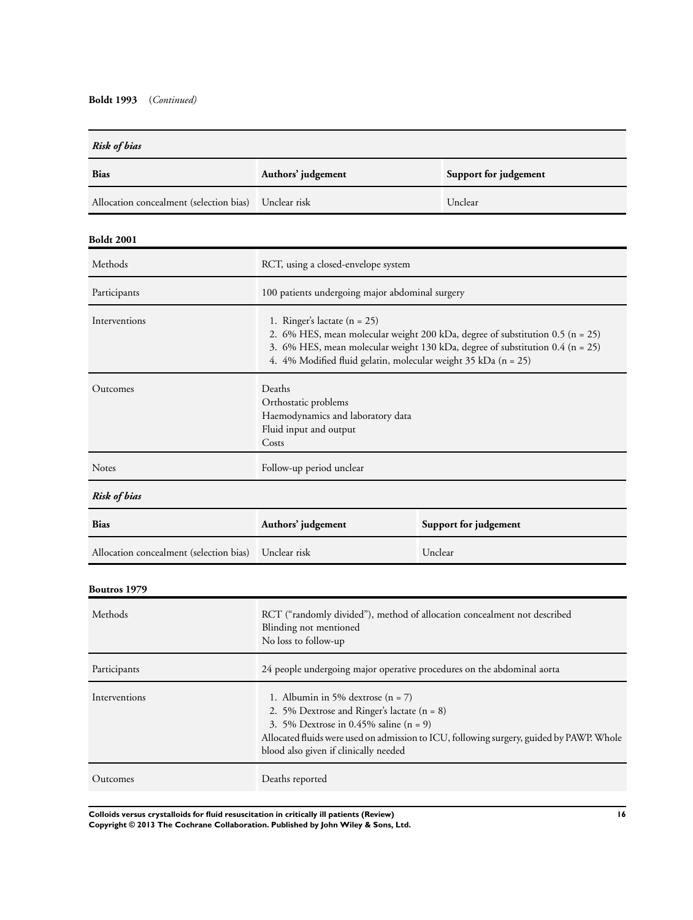**Boldt 1993** (*Continued*)

*Risk of bias*

| Bias | Authors' judgement | Support for judgement |
|---|---|---|
| Allocation concealment (selection bias) | Unclear risk | Unclear |

**Boldt 2001**

| | |
|---|---|
| Methods | RCT, using a closed-envelope system |
| Participants | 100 patients undergoing major abdominal surgery |
| Interventions | 1. Ringer's lactate (n = 25)<br>2. 6% HES, mean molecular weight 200 kDa, degree of substitution 0.5 (n = 25)<br>3. 6% HES, mean molecular weight 130 kDa, degree of substitution 0.4 (n = 25)<br>4. 4% Modified fluid gelatin, molecular weight 35 kDa (n = 25) |
| Outcomes | Deaths<br>Orthostatic problems<br>Haemodynamics and laboratory data<br>Fluid input and output<br>Costs |
| Notes | Follow-up period unclear |

*Risk of bias*

| Bias | Authors' judgement | Support for judgement |
|---|---|---|
| Allocation concealment (selection bias) | Unclear risk | Unclear |

**Boutros 1979**

| | |
|---|---|
| Methods | RCT ("randomly divided"), method of allocation concealment not described<br>Blinding not mentioned<br>No loss to follow-up |
| Participants | 24 people undergoing major operative procedures on the abdominal aorta |
| Interventions | 1. Albumin in 5% dextrose (n = 7)<br>2. 5% Dextrose and Ringer's lactate (n = 8)<br>3. 5% Dextrose in 0.45% saline (n = 9)<br>Allocated fluids were used on admission to ICU, following surgery, guided by PAWP. Whole blood also given if clinically needed |
| Outcomes | Deaths reported |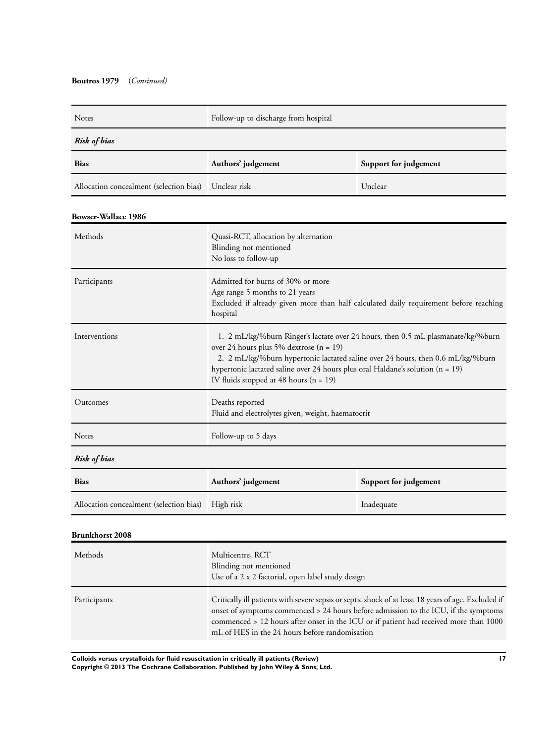**Boutros 1979** (*Continued*)

| Notes | Follow-up to discharge from hospital | |
|---|---|---|
| ***Risk of bias*** | | |
| **Bias** | **Authors' judgement** | **Support for judgement** |
| Allocation concealment (selection bias) | Unclear risk | Unclear |

**Bowser-Wallace 1986**

| Methods | Quasi-RCT, allocation by alternation<br>Blinding not mentioned<br>No loss to follow-up | |
|---|---|---|
| Participants | Admitted for burns of 30% or more<br>Age range 5 months to 21 years<br>Excluded if already given more than half calculated daily requirement before reaching hospital | |
| Interventions | 1. 2 mL/kg/%burn Ringer's lactate over 24 hours, then 0.5 mL plasmanate/kg/%burn over 24 hours plus 5% dextrose (n = 19)<br>2. 2 mL/kg/%burn hypertonic lactated saline over 24 hours, then 0.6 mL/kg/%burn hypertonic lactated saline over 24 hours plus oral Haldane's solution (n = 19)<br>IV fluids stopped at 48 hours (n = 19) | |
| Outcomes | Deaths reported<br>Fluid and electrolytes given, weight, haematocrit | |
| Notes | Follow-up to 5 days | |
| ***Risk of bias*** | | |
| **Bias** | **Authors' judgement** | **Support for judgement** |
| Allocation concealment (selection bias) | High risk | Inadequate |

**Brunkhorst 2008**

| Methods | Multicentre, RCT<br>Blinding not mentioned<br>Use of a 2 x 2 factorial, open label study design |
|---|---|
| Participants | Critically ill patients with severe sepsis or septic shock of at least 18 years of age. Excluded if onset of symptoms commenced > 24 hours before admission to the ICU, if the symptoms commenced > 12 hours after onset in the ICU or if patient had received more than 1000 mL of HES in the 24 hours before randomisation |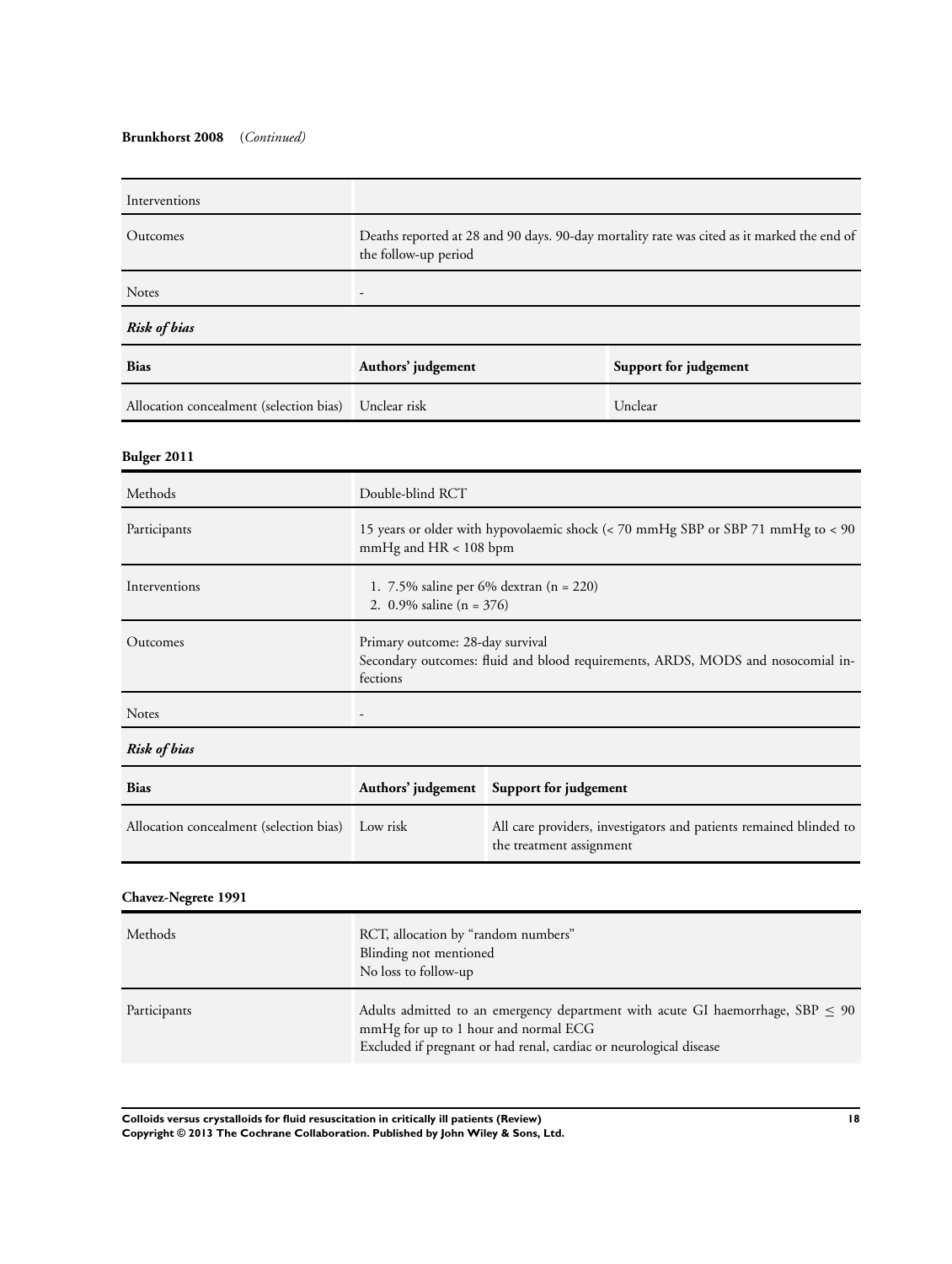**Brunkhorst 2008** (*Continued)*

| | |
|---|---|
| Interventions | |
| Outcomes | Deaths reported at 28 and 90 days. 90-day mortality rate was cited as it marked the end of the follow-up period |
| Notes | - |

***Risk of bias***

| Bias | Authors' judgement | Support for judgement |
|---|---|---|
| Allocation concealment (selection bias) | Unclear risk | Unclear |

### Bulger 2011

| | |
|---|---|
| Methods | Double-blind RCT |
| Participants | 15 years or older with hypovolaemic shock (< 70 mmHg SBP or SBP 71 mmHg to < 90 mmHg and HR < 108 bpm |
| Interventions | 1. 7.5% saline per 6% dextran (n = 220)<br>2. 0.9% saline (n = 376) |
| Outcomes | Primary outcome: 28-day survival<br>Secondary outcomes: fluid and blood requirements, ARDS, MODS and nosocomial infections |
| Notes | - |

***Risk of bias***

| Bias | Authors' judgement | Support for judgement |
|---|---|---|
| Allocation concealment (selection bias) | Low risk | All care providers, investigators and patients remained blinded to the treatment assignment |

### Chavez-Negrete 1991

| | |
|---|---|
| Methods | RCT, allocation by "random numbers"<br>Blinding not mentioned<br>No loss to follow-up |
| Participants | Adults admitted to an emergency department with acute GI haemorrhage, SBP $\leq$ 90 mmHg for up to 1 hour and normal ECG<br>Excluded if pregnant or had renal, cardiac or neurological disease |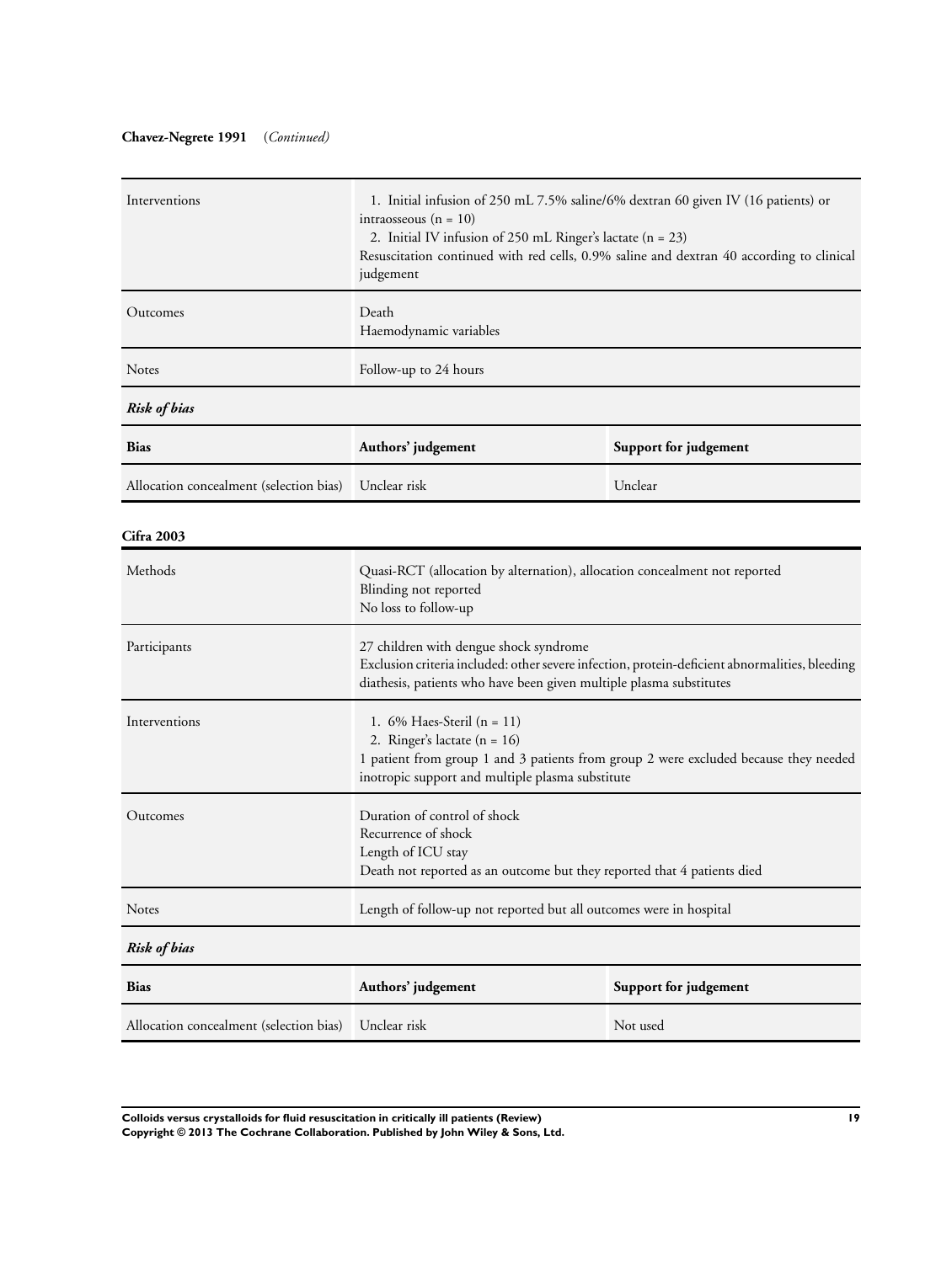**Chavez-Negrete 1991** (*Continued*)

| | |
|---|---|
| Interventions | 1. Initial infusion of 250 mL 7.5% saline/6% dextran 60 given IV (16 patients) or intraosseous (n = 10)<br>2. Initial IV infusion of 250 mL Ringer's lactate (n = 23)<br>Resuscitation continued with red cells, 0.9% saline and dextran 40 according to clinical judgement |
| Outcomes | Death<br>Haemodynamic variables |
| Notes | Follow-up to 24 hours |

***Risk of bias***

| Bias | Authors' judgement | Support for judgement |
|---|---|---|
| Allocation concealment (selection bias) | Unclear risk | Unclear |

**Cifra 2003**

| | |
|---|---|
| Methods | Quasi-RCT (allocation by alternation), allocation concealment not reported<br>Blinding not reported<br>No loss to follow-up |
| Participants | 27 children with dengue shock syndrome<br>Exclusion criteria included: other severe infection, protein-deficient abnormalities, bleeding diathesis, patients who have been given multiple plasma substitutes |
| Interventions | 1. 6% Haes-Steril (n = 11)<br>2. Ringer's lactate (n = 16)<br>1 patient from group 1 and 3 patients from group 2 were excluded because they needed inotropic support and multiple plasma substitute |
| Outcomes | Duration of control of shock<br>Recurrence of shock<br>Length of ICU stay<br>Death not reported as an outcome but they reported that 4 patients died |
| Notes | Length of follow-up not reported but all outcomes were in hospital |

***Risk of bias***

| Bias | Authors' judgement | Support for judgement |
|---|---|---|
| Allocation concealment (selection bias) | Unclear risk | Not used |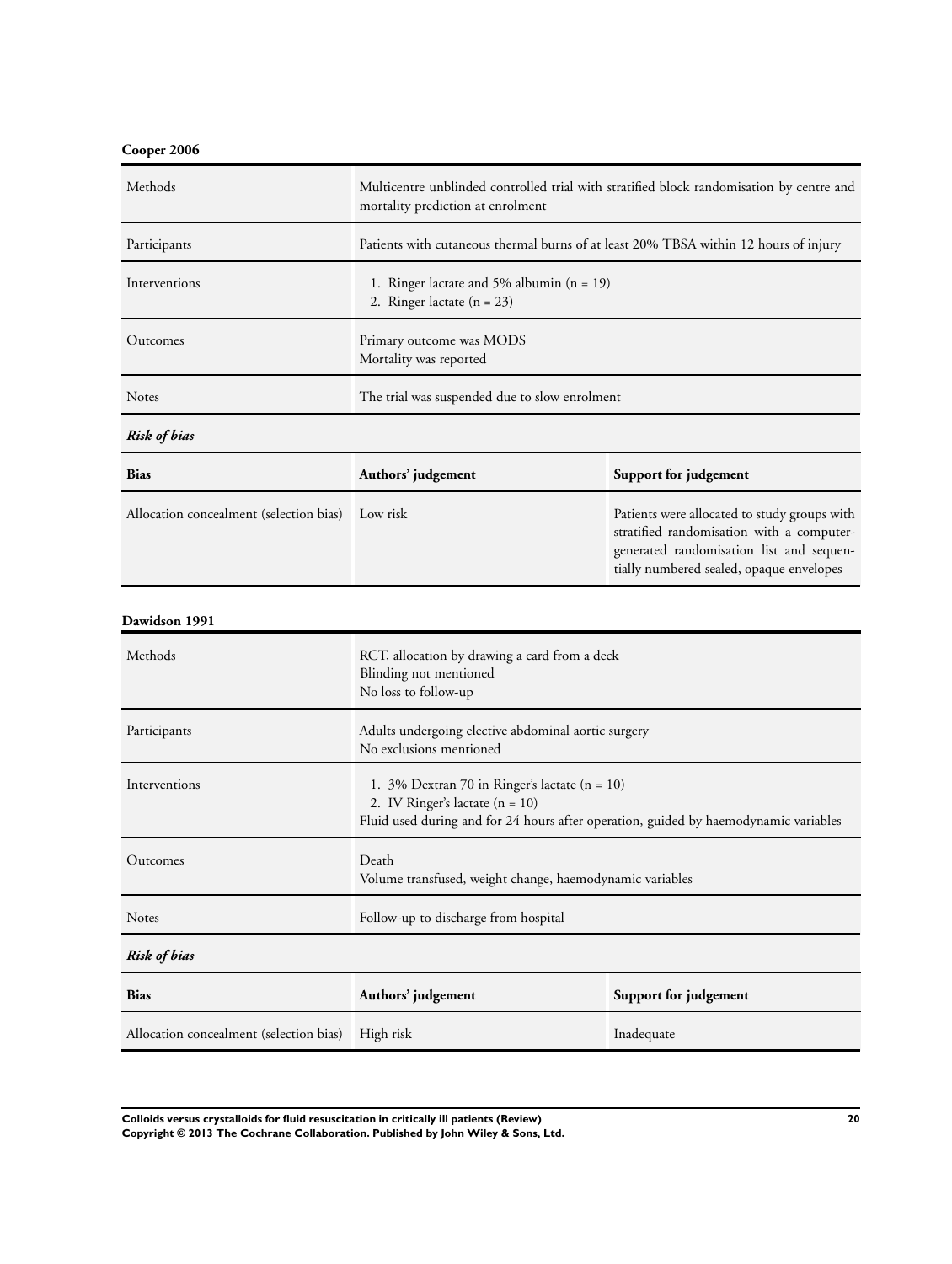**Cooper 2006**

| | |
|---|---|
| Methods | Multicentre unblinded controlled trial with stratified block randomisation by centre and mortality prediction at enrolment |
| Participants | Patients with cutaneous thermal burns of at least 20% TBSA within 12 hours of injury |
| Interventions | 1. Ringer lactate and 5% albumin (n = 19)<br>2. Ringer lactate (n = 23) |
| Outcomes | Primary outcome was MODS<br>Mortality was reported |
| Notes | The trial was suspended due to slow enrolment |

*Risk of bias*

| Bias | Authors' judgement | Support for judgement |
|---|---|---|
| Allocation concealment (selection bias) | Low risk | Patients were allocated to study groups with stratified randomisation with a computer-generated randomisation list and sequentially numbered sealed, opaque envelopes |

**Dawidson 1991**

| | |
|---|---|
| Methods | RCT, allocation by drawing a card from a deck<br>Blinding not mentioned<br>No loss to follow-up |
| Participants | Adults undergoing elective abdominal aortic surgery<br>No exclusions mentioned |
| Interventions | 1. 3% Dextran 70 in Ringer's lactate (n = 10)<br>2. IV Ringer's lactate (n = 10)<br>Fluid used during and for 24 hours after operation, guided by haemodynamic variables |
| Outcomes | Death<br>Volume transfused, weight change, haemodynamic variables |
| Notes | Follow-up to discharge from hospital |

*Risk of bias*

| Bias | Authors' judgement | Support for judgement |
|---|---|---|
| Allocation concealment (selection bias) | High risk | Inadequate |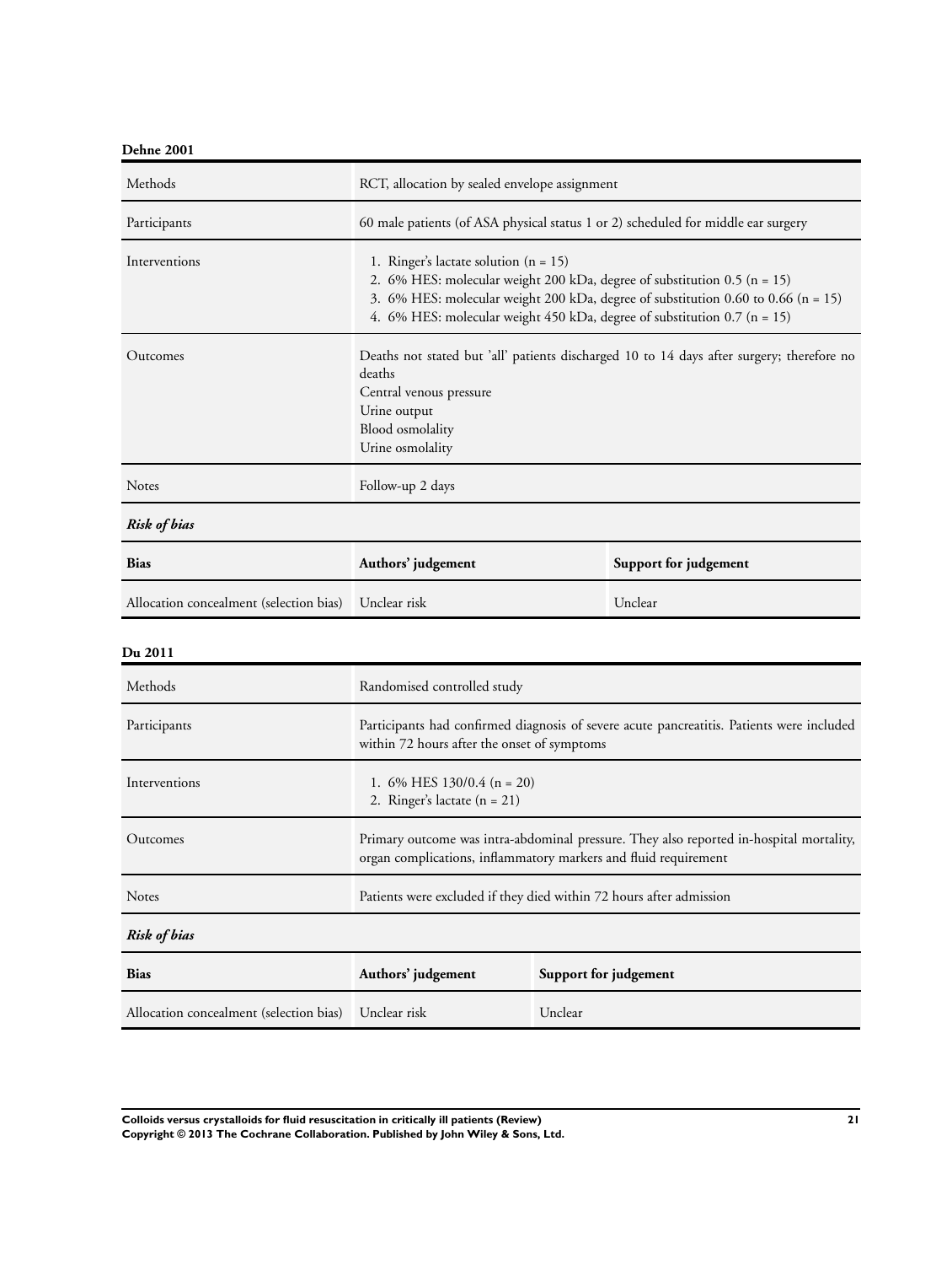**Dehne 2001**

| | |
|---|---|
| Methods | RCT, allocation by sealed envelope assignment |
| Participants | 60 male patients (of ASA physical status 1 or 2) scheduled for middle ear surgery |
| Interventions | 1. Ringer's lactate solution (n = 15)<br>2. 6% HES: molecular weight 200 kDa, degree of substitution 0.5 (n = 15)<br>3. 6% HES: molecular weight 200 kDa, degree of substitution 0.60 to 0.66 (n = 15)<br>4. 6% HES: molecular weight 450 kDa, degree of substitution 0.7 (n = 15) |
| Outcomes | Deaths not stated but 'all' patients discharged 10 to 14 days after surgery; therefore no deaths<br>Central venous pressure<br>Urine output<br>Blood osmolality<br>Urine osmolality |
| Notes | Follow-up 2 days |

***Risk of bias***

| Bias | Authors' judgement | Support for judgement |
|---|---|---|
| Allocation concealment (selection bias) | Unclear risk | Unclear |

**Du 2011**

| | |
|---|---|
| Methods | Randomised controlled study |
| Participants | Participants had confirmed diagnosis of severe acute pancreatitis. Patients were included within 72 hours after the onset of symptoms |
| Interventions | 1. 6% HES 130/0.4 (n = 20)<br>2. Ringer's lactate (n = 21) |
| Outcomes | Primary outcome was intra-abdominal pressure. They also reported in-hospital mortality, organ complications, inflammatory markers and fluid requirement |
| Notes | Patients were excluded if they died within 72 hours after admission |

***Risk of bias***

| Bias | Authors' judgement | Support for judgement |
|---|---|---|
| Allocation concealment (selection bias) | Unclear risk | Unclear |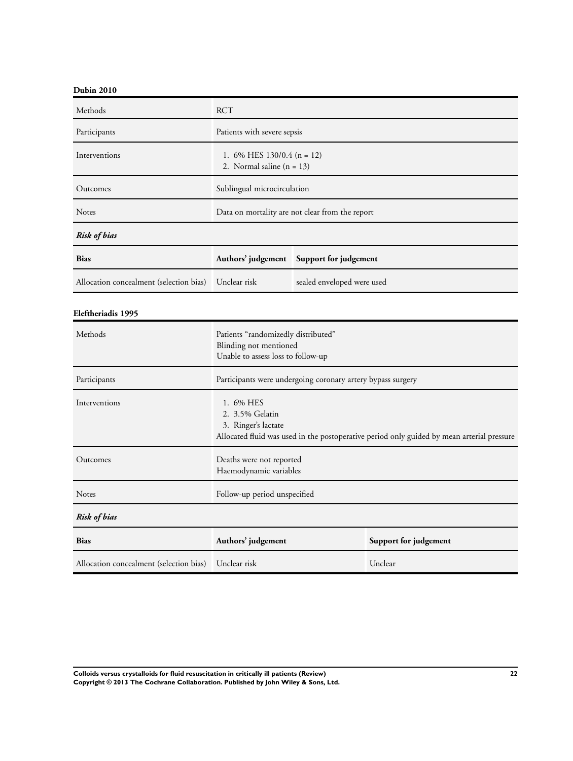**Dubin 2010**

| | |
|---|---|
| Methods | RCT |
| Participants | Patients with severe sepsis |
| Interventions | 1. 6% HES 130/0.4 (n = 12)<br>2. Normal saline (n = 13) |
| Outcomes | Sublingual microcirculation |
| Notes | Data on mortality are not clear from the report |

*Risk of bias*

| Bias | Authors' judgement | Support for judgement |
|---|---|---|
| Allocation concealment (selection bias) | Unclear risk | sealed enveloped were used |

**Eleftheriadis 1995**

| | |
|---|---|
| Methods | Patients "randomizedly distributed"<br>Blinding not mentioned<br>Unable to assess loss to follow-up |
| Participants | Participants were undergoing coronary artery bypass surgery |
| Interventions | 1. 6% HES<br>2. 3.5% Gelatin<br>3. Ringer's lactate<br>Allocated fluid was used in the postoperative period only guided by mean arterial pressure |
| Outcomes | Deaths were not reported<br>Haemodynamic variables |
| Notes | Follow-up period unspecified |

*Risk of bias*

| Bias | Authors' judgement | Support for judgement |
|---|---|---|
| Allocation concealment (selection bias) | Unclear risk | Unclear |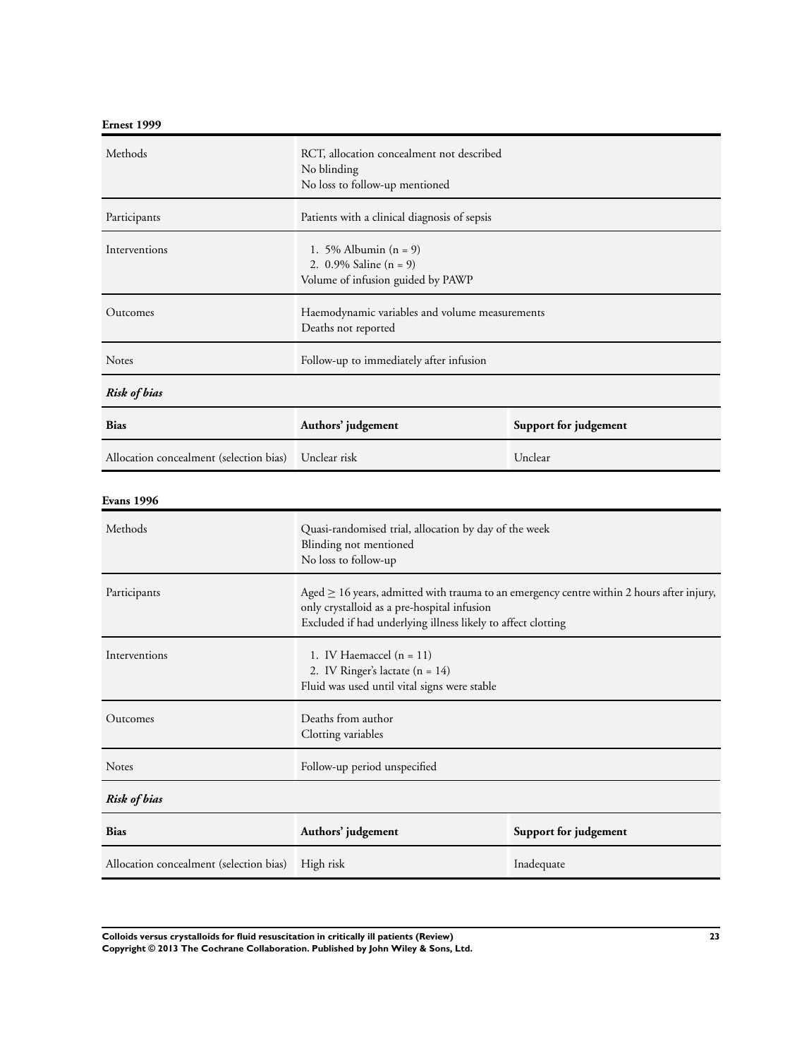**Ernest 1999**

| Methods | RCT, allocation concealment not described<br>No blinding<br>No loss to follow-up mentioned | |
|---|---|---|
| Participants | Patients with a clinical diagnosis of sepsis | |
| Interventions | 1. 5% Albumin (n = 9)<br>2. 0.9% Saline (n = 9)<br>Volume of infusion guided by PAWP | |
| Outcomes | Haemodynamic variables and volume measurements<br>Deaths not reported | |
| Notes | Follow-up to immediately after infusion | |
| ***Risk of bias*** | | |
| **Bias** | **Authors' judgement** | **Support for judgement** |
| Allocation concealment (selection bias) | Unclear risk | Unclear |

**Evans 1996**

| Methods | Quasi-randomised trial, allocation by day of the week<br>Blinding not mentioned<br>No loss to follow-up | |
|---|---|---|
| Participants | Aged ≥ 16 years, admitted with trauma to an emergency centre within 2 hours after injury, only crystalloid as a pre-hospital infusion<br>Excluded if had underlying illness likely to affect clotting | |
| Interventions | 1. IV Haemaccel (n = 11)<br>2. IV Ringer's lactate (n = 14)<br>Fluid was used until vital signs were stable | |
| Outcomes | Deaths from author<br>Clotting variables | |
| Notes | Follow-up period unspecified | |
| ***Risk of bias*** | | |
| **Bias** | **Authors' judgement** | **Support for judgement** |
| Allocation concealment (selection bias) | High risk | Inadequate |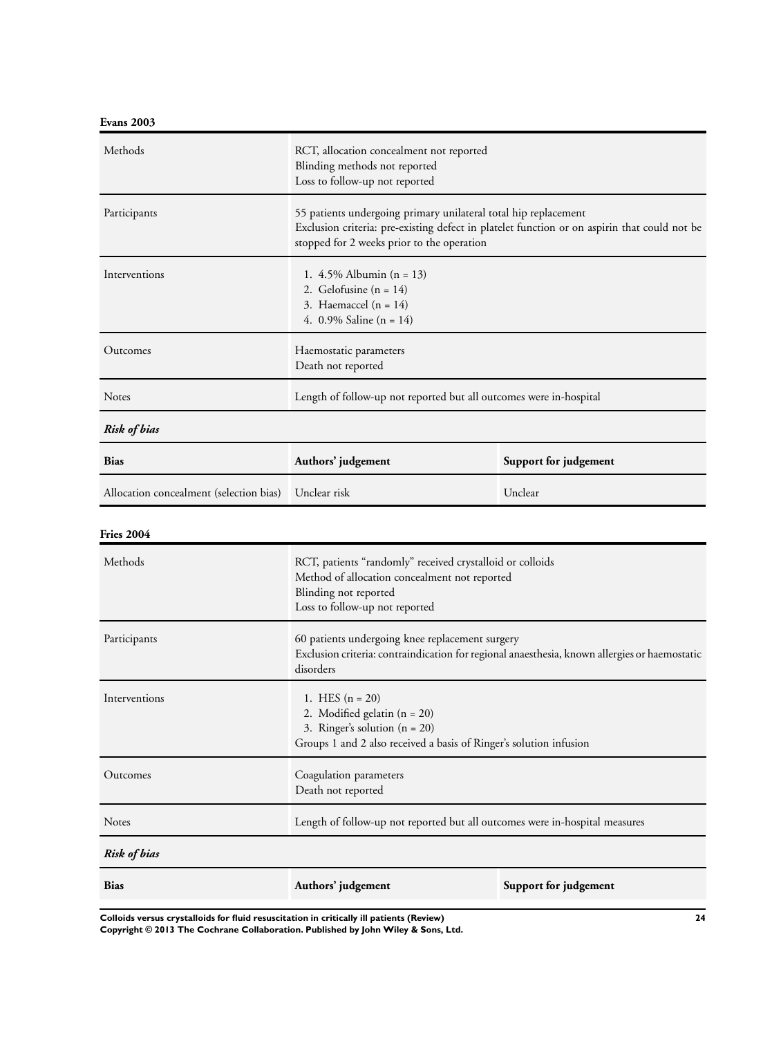**Evans 2003**

| | |
|---|---|
| Methods | RCT, allocation concealment not reported<br>Blinding methods not reported<br>Loss to follow-up not reported |
| Participants | 55 patients undergoing primary unilateral total hip replacement<br>Exclusion criteria: pre-existing defect in platelet function or on aspirin that could not be stopped for 2 weeks prior to the operation |
| Interventions | 1. 4.5% Albumin (n = 13)<br>2. Gelofusine (n = 14)<br>3. Haemaccel (n = 14)<br>4. 0.9% Saline (n = 14) |
| Outcomes | Haemostatic parameters<br>Death not reported |
| Notes | Length of follow-up not reported but all outcomes were in-hospital |

*Risk of bias*

| Bias | Authors' judgement | Support for judgement |
|---|---|---|
| Allocation concealment (selection bias) | Unclear risk | Unclear |

**Fries 2004**

| | |
|---|---|
| Methods | RCT, patients "randomly" received crystalloid or colloids<br>Method of allocation concealment not reported<br>Blinding not reported<br>Loss to follow-up not reported |
| Participants | 60 patients undergoing knee replacement surgery<br>Exclusion criteria: contraindication for regional anaesthesia, known allergies or haemostatic disorders |
| Interventions | 1. HES (n = 20)<br>2. Modified gelatin (n = 20)<br>3. Ringer's solution (n = 20)<br>Groups 1 and 2 also received a basis of Ringer's solution infusion |
| Outcomes | Coagulation parameters<br>Death not reported |
| Notes | Length of follow-up not reported but all outcomes were in-hospital measures |

*Risk of bias*

| Bias | Authors' judgement | Support for judgement |
|---|---|---|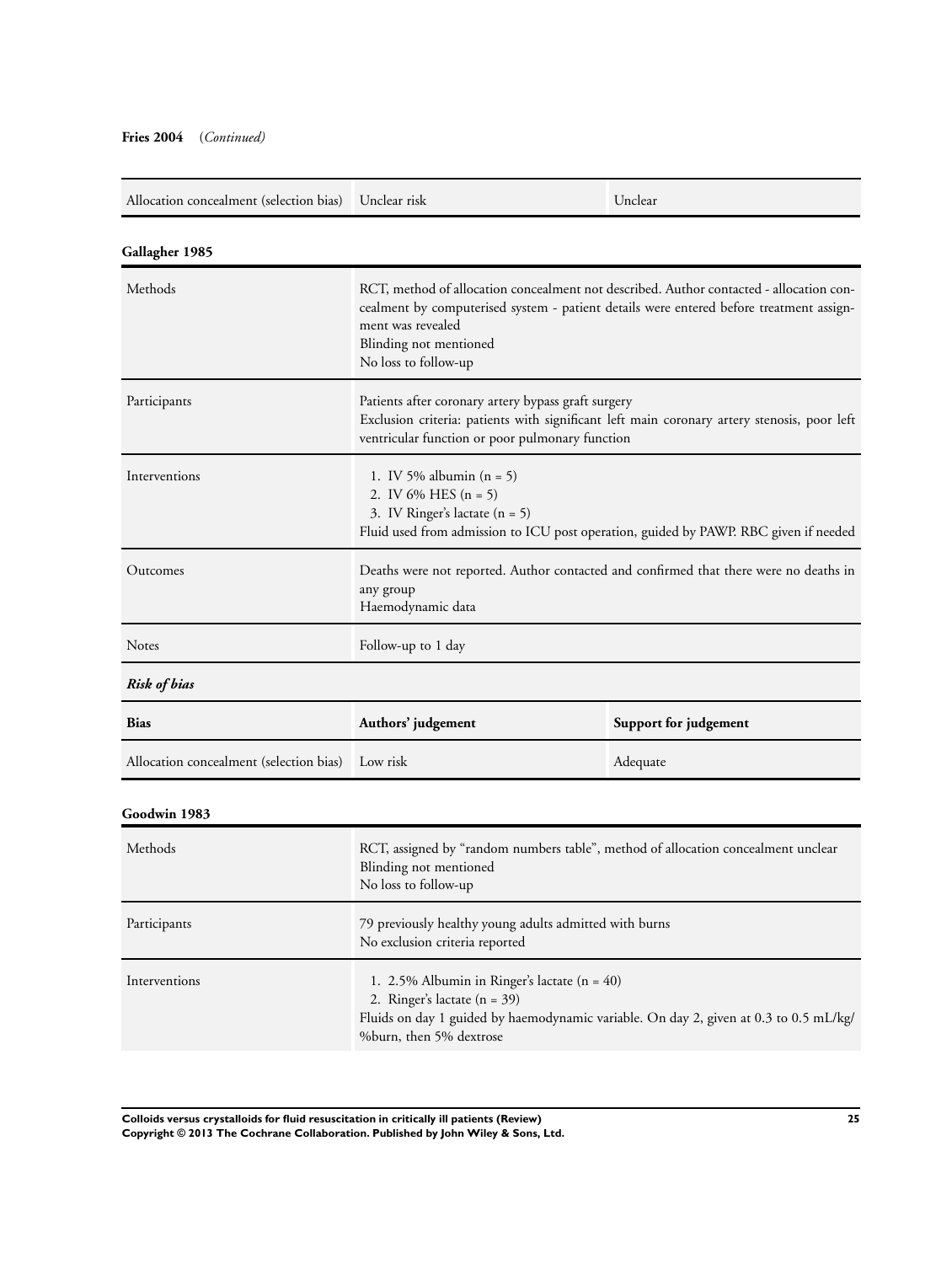**Fries 2004** (*Continued*)

| | | |
|---|---|---|
| Allocation concealment (selection bias) | Unclear risk | Unclear |

**Gallagher 1985**

| | |
|---|---|
| Methods | RCT, method of allocation concealment not described. Author contacted - allocation concealment by computerised system - patient details were entered before treatment assignment was revealed<br>Blinding not mentioned<br>No loss to follow-up |
| Participants | Patients after coronary artery bypass graft surgery<br>Exclusion criteria: patients with significant left main coronary artery stenosis, poor left ventricular function or poor pulmonary function |
| Interventions | 1. IV 5% albumin (n = 5)<br>2. IV 6% HES (n = 5)<br>3. IV Ringer's lactate (n = 5)<br>Fluid used from admission to ICU post operation, guided by PAWP. RBC given if needed |
| Outcomes | Deaths were not reported. Author contacted and confirmed that there were no deaths in any group<br>Haemodynamic data |
| Notes | Follow-up to 1 day |

***Risk of bias***

| Bias | Authors' judgement | Support for judgement |
|---|---|---|
| Allocation concealment (selection bias) | Low risk | Adequate |

**Goodwin 1983**

| | |
|---|---|
| Methods | RCT, assigned by "random numbers table", method of allocation concealment unclear<br>Blinding not mentioned<br>No loss to follow-up |
| Participants | 79 previously healthy young adults admitted with burns<br>No exclusion criteria reported |
| Interventions | 1. 2.5% Albumin in Ringer's lactate (n = 40)<br>2. Ringer's lactate (n = 39)<br>Fluids on day 1 guided by haemodynamic variable. On day 2, given at 0.3 to 0.5 mL/kg/%burn, then 5% dextrose |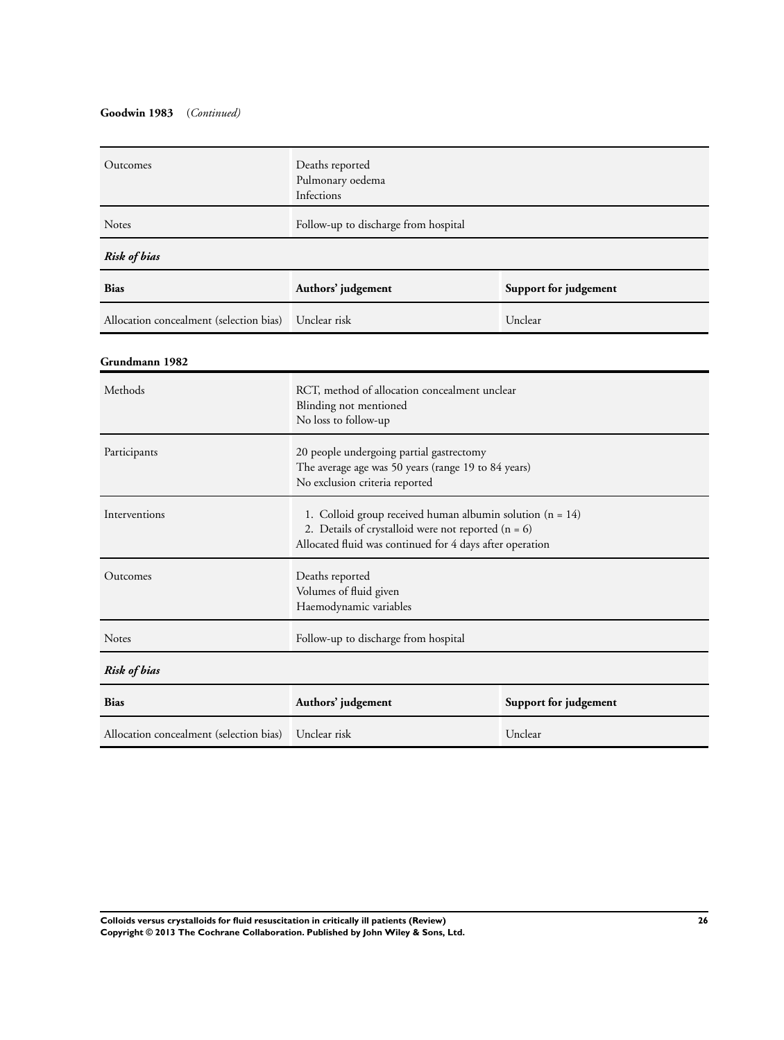**Goodwin 1983** (*Continued*)

| | | |
|---|---|---|
| Outcomes | Deaths reported<br>Pulmonary oedema<br>Infections | |
| Notes | Follow-up to discharge from hospital | |

*Risk of bias*

| Bias | Authors' judgement | Support for judgement |
|---|---|---|
| Allocation concealment (selection bias) | Unclear risk | Unclear |

**Grundmann 1982**

| | | |
|---|---|---|
| Methods | RCT, method of allocation concealment unclear<br>Blinding not mentioned<br>No loss to follow-up | |
| Participants | 20 people undergoing partial gastrectomy<br>The average age was 50 years (range 19 to 84 years)<br>No exclusion criteria reported | |
| Interventions | 1. Colloid group received human albumin solution (n = 14)<br>2. Details of crystalloid were not reported (n = 6)<br>Allocated fluid was continued for 4 days after operation | |
| Outcomes | Deaths reported<br>Volumes of fluid given<br>Haemodynamic variables | |
| Notes | Follow-up to discharge from hospital | |

*Risk of bias*

| Bias | Authors' judgement | Support for judgement |
|---|---|---|
| Allocation concealment (selection bias) | Unclear risk | Unclear |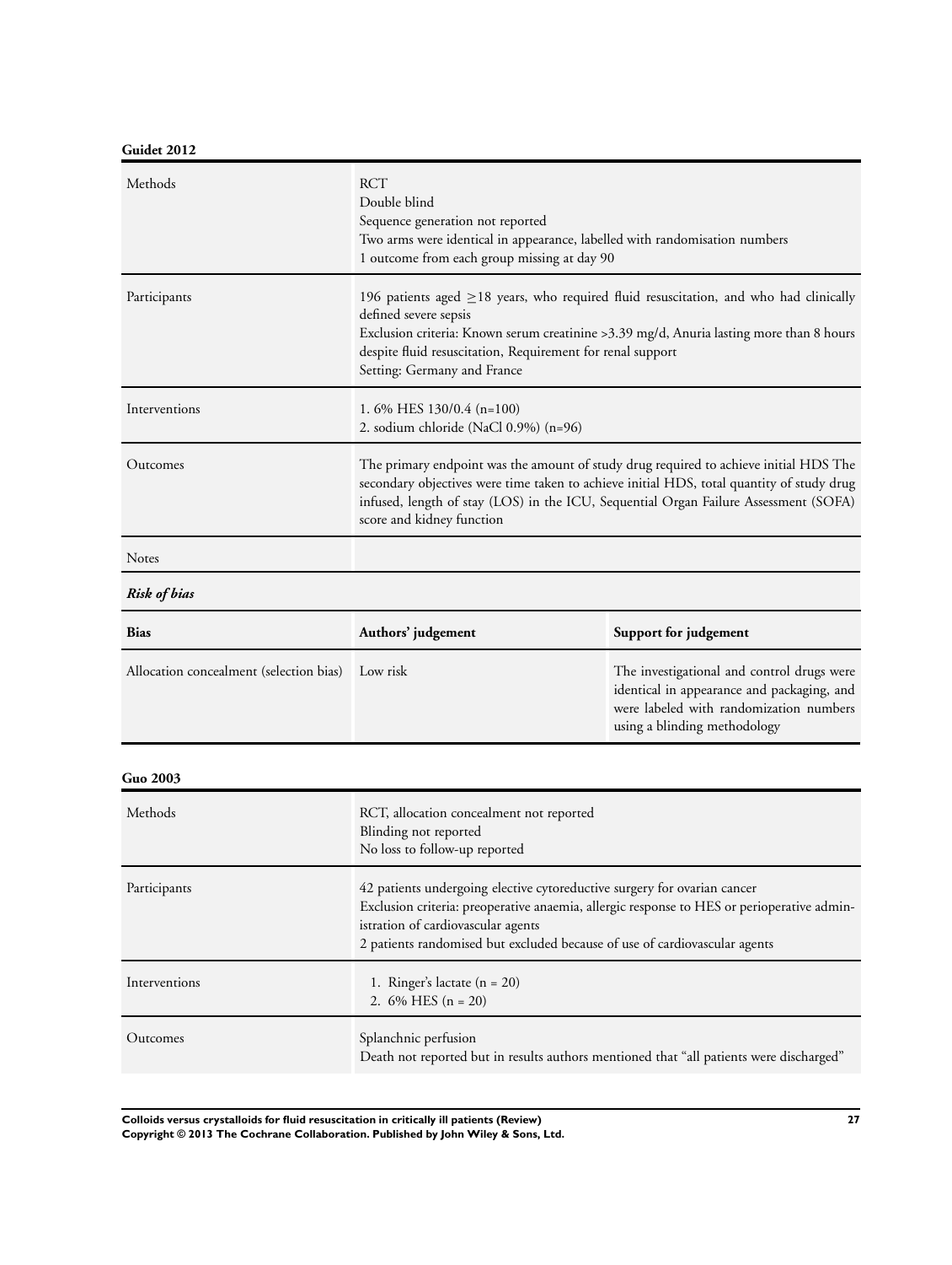**Guidet 2012**

| | |
|---|---|
| Methods | RCT<br>Double blind<br>Sequence generation not reported<br>Two arms were identical in appearance, labelled with randomisation numbers<br>1 outcome from each group missing at day 90 |
| Participants | 196 patients aged ≥18 years, who required fluid resuscitation, and who had clinically defined severe sepsis<br>Exclusion criteria: Known serum creatinine >3.39 mg/d, Anuria lasting more than 8 hours despite fluid resuscitation, Requirement for renal support<br>Setting: Germany and France |
| Interventions | 1. 6% HES 130/0.4 (n=100)<br>2. sodium chloride (NaCl 0.9%) (n=96) |
| Outcomes | The primary endpoint was the amount of study drug required to achieve initial HDS The secondary objectives were time taken to achieve initial HDS, total quantity of study drug infused, length of stay (LOS) in the ICU, Sequential Organ Failure Assessment (SOFA) score and kidney function |
| Notes | |

*Risk of bias*

| Bias | Authors' judgement | Support for judgement |
|---|---|---|
| Allocation concealment (selection bias) | Low risk | The investigational and control drugs were identical in appearance and packaging, and were labeled with randomization numbers using a blinding methodology |

**Guo 2003**

| | |
|---|---|
| Methods | RCT, allocation concealment not reported<br>Blinding not reported<br>No loss to follow-up reported |
| Participants | 42 patients undergoing elective cytoreductive surgery for ovarian cancer<br>Exclusion criteria: preoperative anaemia, allergic response to HES or perioperative administration of cardiovascular agents<br>2 patients randomised but excluded because of use of cardiovascular agents |
| Interventions | 1. Ringer's lactate (n = 20)<br>2. 6% HES (n = 20) |
| Outcomes | Splanchnic perfusion<br>Death not reported but in results authors mentioned that "all patients were discharged" |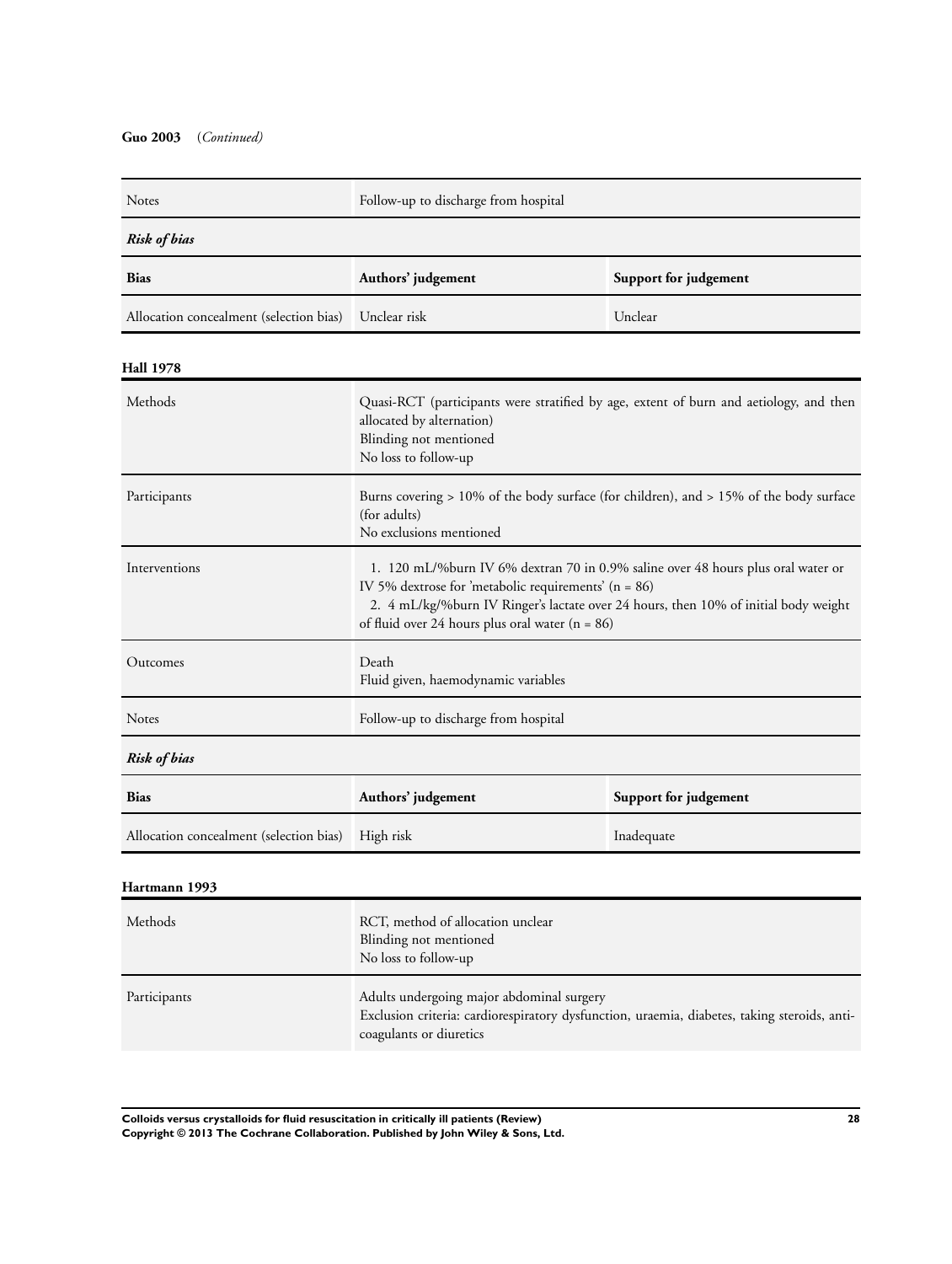**Guo 2003** (*Continued*)

| | |
|---|---|
| Notes | Follow-up to discharge from hospital |

***Risk of bias***

| Bias | Authors' judgement | Support for judgement |
|---|---|---|
| Allocation concealment (selection bias) | Unclear risk | Unclear |

**Hall 1978**

| | |
|---|---|
| Methods | Quasi-RCT (participants were stratified by age, extent of burn and aetiology, and then allocated by alternation)<br>Blinding not mentioned<br>No loss to follow-up |
| Participants | Burns covering > 10% of the body surface (for children), and > 15% of the body surface (for adults)<br>No exclusions mentioned |
| Interventions | 1. 120 mL/%burn IV 6% dextran 70 in 0.9% saline over 48 hours plus oral water or IV 5% dextrose for 'metabolic requirements' (n = 86)<br>2. 4 mL/kg/%burn IV Ringer's lactate over 24 hours, then 10% of initial body weight of fluid over 24 hours plus oral water (n = 86) |
| Outcomes | Death<br>Fluid given, haemodynamic variables |
| Notes | Follow-up to discharge from hospital |

***Risk of bias***

| Bias | Authors' judgement | Support for judgement |
|---|---|---|
| Allocation concealment (selection bias) | High risk | Inadequate |

**Hartmann 1993**

| | |
|---|---|
| Methods | RCT, method of allocation unclear<br>Blinding not mentioned<br>No loss to follow-up |
| Participants | Adults undergoing major abdominal surgery<br>Exclusion criteria: cardiorespiratory dysfunction, uraemia, diabetes, taking steroids, anti-coagulants or diuretics |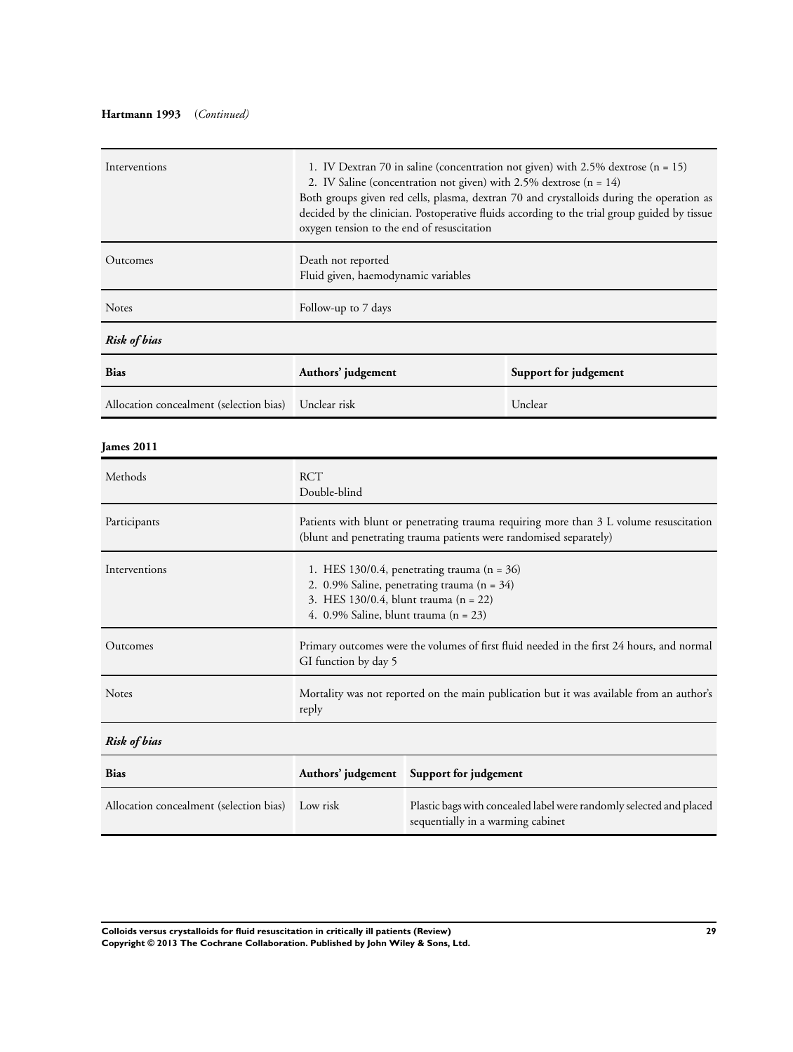**Hartmann 1993** *(Continued)*

| | |
|---|---|
| Interventions | 1. IV Dextran 70 in saline (concentration not given) with 2.5% dextrose (n = 15)<br>2. IV Saline (concentration not given) with 2.5% dextrose (n = 14)<br>Both groups given red cells, plasma, dextran 70 and crystalloids during the operation as decided by the clinician. Postoperative fluids according to the trial group guided by tissue oxygen tension to the end of resuscitation |
| Outcomes | Death not reported<br>Fluid given, haemodynamic variables |
| Notes | Follow-up to 7 days |

***Risk of bias***

| Bias | Authors' judgement | Support for judgement |
|---|---|---|
| Allocation concealment (selection bias) | Unclear risk | Unclear |

**James 2011**

| | |
|---|---|
| Methods | RCT<br>Double-blind |
| Participants | Patients with blunt or penetrating trauma requiring more than 3 L volume resuscitation (blunt and penetrating trauma patients were randomised separately) |
| Interventions | 1. HES 130/0.4, penetrating trauma (n = 36)<br>2. 0.9% Saline, penetrating trauma (n = 34)<br>3. HES 130/0.4, blunt trauma (n = 22)<br>4. 0.9% Saline, blunt trauma (n = 23) |
| Outcomes | Primary outcomes were the volumes of first fluid needed in the first 24 hours, and normal GI function by day 5 |
| Notes | Mortality was not reported on the main publication but it was available from an author's reply |

***Risk of bias***

| Bias | Authors' judgement | Support for judgement |
|---|---|---|
| Allocation concealment (selection bias) | Low risk | Plastic bags with concealed label were randomly selected and placed sequentially in a warming cabinet |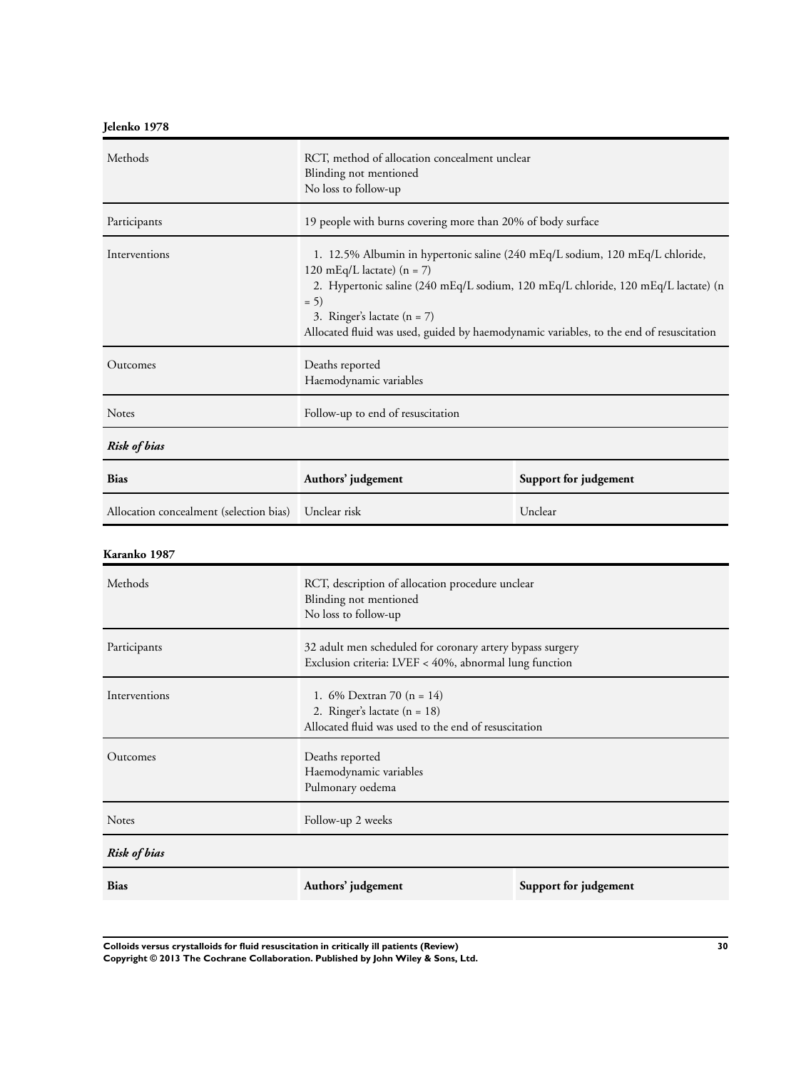**Jelenko 1978**

| | |
|---|---|
| Methods | RCT, method of allocation concealment unclear<br>Blinding not mentioned<br>No loss to follow-up |
| Participants | 19 people with burns covering more than 20% of body surface |
| Interventions | 1. 12.5% Albumin in hypertonic saline (240 mEq/L sodium, 120 mEq/L chloride, 120 mEq/L lactate) (n = 7)<br>2. Hypertonic saline (240 mEq/L sodium, 120 mEq/L chloride, 120 mEq/L lactate) (n = 5)<br>3. Ringer's lactate (n = 7)<br>Allocated fluid was used, guided by haemodynamic variables, to the end of resuscitation |
| Outcomes | Deaths reported<br>Haemodynamic variables |
| Notes | Follow-up to end of resuscitation |

*Risk of bias*

| Bias | Authors' judgement | Support for judgement |
|---|---|---|
| Allocation concealment (selection bias) | Unclear risk | Unclear |

**Karanko 1987**

| | |
|---|---|
| Methods | RCT, description of allocation procedure unclear<br>Blinding not mentioned<br>No loss to follow-up |
| Participants | 32 adult men scheduled for coronary artery bypass surgery<br>Exclusion criteria: LVEF < 40%, abnormal lung function |
| Interventions | 1. 6% Dextran 70 (n = 14)<br>2. Ringer's lactate (n = 18)<br>Allocated fluid was used to the end of resuscitation |
| Outcomes | Deaths reported<br>Haemodynamic variables<br>Pulmonary oedema |
| Notes | Follow-up 2 weeks |

*Risk of bias*

| Bias | Authors' judgement | Support for judgement |
|---|---|---|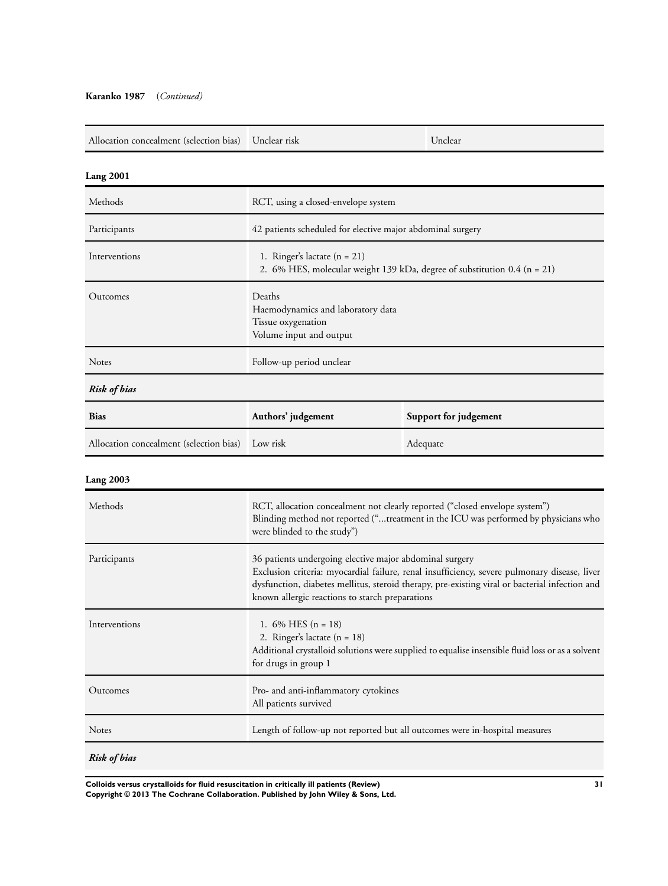**Karanko 1987** (*Continued*)

| | | |
|---|---|---|
| Allocation concealment (selection bias) | Unclear risk | Unclear |

**Lang 2001**

| | |
|---|---|
| Methods | RCT, using a closed-envelope system |
| Participants | 42 patients scheduled for elective major abdominal surgery |
| Interventions | 1. Ringer's lactate (n = 21)<br>2. 6% HES, molecular weight 139 kDa, degree of substitution 0.4 (n = 21) |
| Outcomes | Deaths<br>Haemodynamics and laboratory data<br>Tissue oxygenation<br>Volume input and output |
| Notes | Follow-up period unclear |

***Risk of bias***

| Bias | Authors' judgement | Support for judgement |
|---|---|---|
| Allocation concealment (selection bias) | Low risk | Adequate |

**Lang 2003**

| | |
|---|---|
| Methods | RCT, allocation concealment not clearly reported ("closed envelope system")<br>Blinding method not reported ("...treatment in the ICU was performed by physicians who were blinded to the study") |
| Participants | 36 patients undergoing elective major abdominal surgery<br>Exclusion criteria: myocardial failure, renal insufficiency, severe pulmonary disease, liver dysfunction, diabetes mellitus, steroid therapy, pre-existing viral or bacterial infection and known allergic reactions to starch preparations |
| Interventions | 1. 6% HES (n = 18)<br>2. Ringer's lactate (n = 18)<br>Additional crystalloid solutions were supplied to equalise insensible fluid loss or as a solvent for drugs in group 1 |
| Outcomes | Pro- and anti-inflammatory cytokines<br>All patients survived |
| Notes | Length of follow-up not reported but all outcomes were in-hospital measures |

***Risk of bias***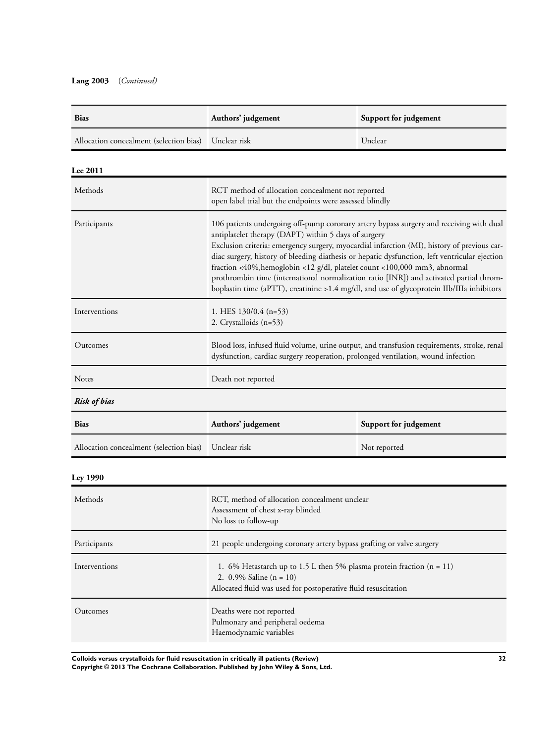**Lang 2003** (*Continued*)

| Bias | Authors' judgement | Support for judgement |
|---|---|---|
| Allocation concealment (selection bias) | Unclear risk | Unclear |

**Lee 2011**

| | |
|---|---|
| Methods | RCT method of allocation concealment not reported<br>open label trial but the endpoints were assessed blindly |
| Participants | 106 patients undergoing off-pump coronary artery bypass surgery and receiving with dual antiplatelet therapy (DAPT) within 5 days of surgery<br>Exclusion criteria: emergency surgery, myocardial infarction (MI), history of previous cardiac surgery, history of bleeding diathesis or hepatic dysfunction, left ventricular ejection fraction <40%,hemoglobin <12 g/dl, platelet count <100,000 mm3, abnormal prothrombin time (international normalization ratio [INR]) and activated partial thromboplastin time (aPTT), creatinine >1.4 mg/dl, and use of glycoprotein IIb/IIIa inhibitors |
| Interventions | 1. HES 130/0.4 (n=53)<br>2. Crystalloids (n=53) |
| Outcomes | Blood loss, infused fluid volume, urine output, and transfusion requirements, stroke, renal dysfunction, cardiac surgery reoperation, prolonged ventilation, wound infection |
| Notes | Death not reported |

***Risk of bias***

| Bias | Authors' judgement | Support for judgement |
|---|---|---|
| Allocation concealment (selection bias) | Unclear risk | Not reported |

**Ley 1990**

| | |
|---|---|
| Methods | RCT, method of allocation concealment unclear<br>Assessment of chest x-ray blinded<br>No loss to follow-up |
| Participants | 21 people undergoing coronary artery bypass grafting or valve surgery |
| Interventions | 1. 6% Hetastarch up to 1.5 L then 5% plasma protein fraction (n = 11)<br>2. 0.9% Saline (n = 10)<br>Allocated fluid was used for postoperative fluid resuscitation |
| Outcomes | Deaths were not reported<br>Pulmonary and peripheral oedema<br>Haemodynamic variables |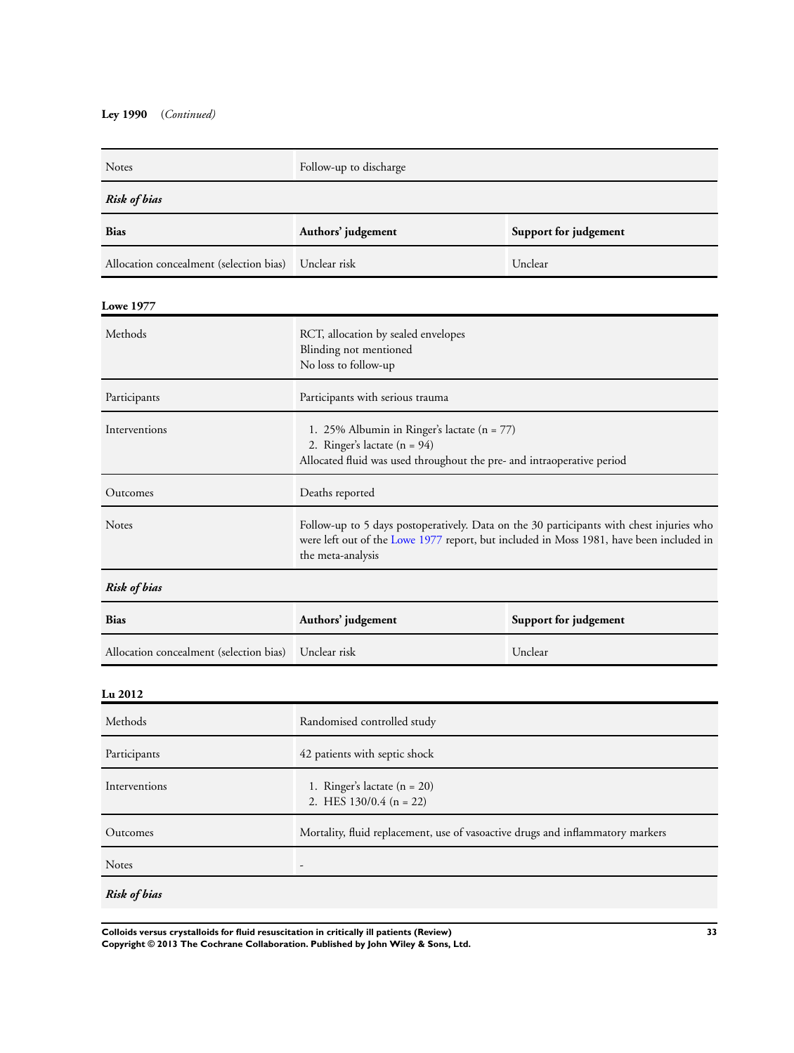**Ley 1990** *(Continued)*

| | | |
|---|---|---|
| Notes | Follow-up to discharge | |
| ***Risk of bias*** | | |
| **Bias** | **Authors' judgement** | **Support for judgement** |
| Allocation concealment (selection bias) | Unclear risk | Unclear |

**Lowe 1977**

| | |
|---|---|
| Methods | RCT, allocation by sealed envelopes<br>Blinding not mentioned<br>No loss to follow-up |
| Participants | Participants with serious trauma |
| Interventions | 1. 25% Albumin in Ringer's lactate (n = 77)<br>2. Ringer's lactate (n = 94)<br>Allocated fluid was used throughout the pre- and intraoperative period |
| Outcomes | Deaths reported |
| Notes | Follow-up to 5 days postoperatively. Data on the 30 participants with chest injuries who were left out of the Lowe 1977 report, but included in Moss 1981, have been included in the meta-analysis |

***Risk of bias***

| Bias | Authors' judgement | Support for judgement |
|---|---|---|
| Allocation concealment (selection bias) | Unclear risk | Unclear |

**Lu 2012**

| | |
|---|---|
| Methods | Randomised controlled study |
| Participants | 42 patients with septic shock |
| Interventions | 1. Ringer's lactate (n = 20)<br>2. HES 130/0.4 (n = 22) |
| Outcomes | Mortality, fluid replacement, use of vasoactive drugs and inflammatory markers |
| Notes | - |

***Risk of bias***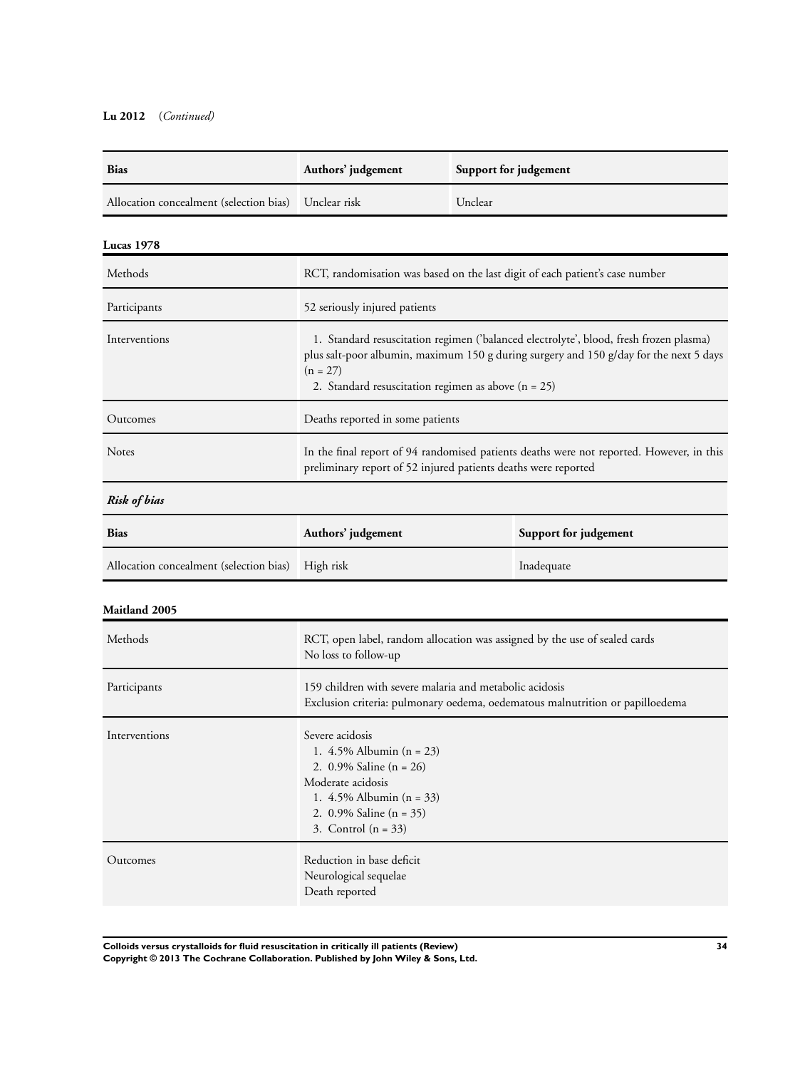**Lu 2012** (*Continued*)

| Bias | Authors' judgement | Support for judgement |
|---|---|---|
| Allocation concealment (selection bias) | Unclear risk | Unclear |

**Lucas 1978**

| | |
|---|---|
| Methods | RCT, randomisation was based on the last digit of each patient's case number |
| Participants | 52 seriously injured patients |
| Interventions | 1. Standard resuscitation regimen ('balanced electrolyte', blood, fresh frozen plasma) plus salt-poor albumin, maximum 150 g during surgery and 150 g/day for the next 5 days (n = 27)<br>2. Standard resuscitation regimen as above (n = 25) |
| Outcomes | Deaths reported in some patients |
| Notes | In the final report of 94 randomised patients deaths were not reported. However, in this preliminary report of 52 injured patients deaths were reported |

***Risk of bias***

| Bias | Authors' judgement | Support for judgement |
|---|---|---|
| Allocation concealment (selection bias) | High risk | Inadequate |

**Maitland 2005**

| | |
|---|---|
| Methods | RCT, open label, random allocation was assigned by the use of sealed cards<br>No loss to follow-up |
| Participants | 159 children with severe malaria and metabolic acidosis<br>Exclusion criteria: pulmonary oedema, oedematous malnutrition or papilloedema |
| Interventions | Severe acidosis<br>1. 4.5% Albumin (n = 23)<br>2. 0.9% Saline (n = 26)<br>Moderate acidosis<br>1. 4.5% Albumin (n = 33)<br>2. 0.9% Saline (n = 35)<br>3. Control (n = 33) |
| Outcomes | Reduction in base deficit<br>Neurological sequelae<br>Death reported |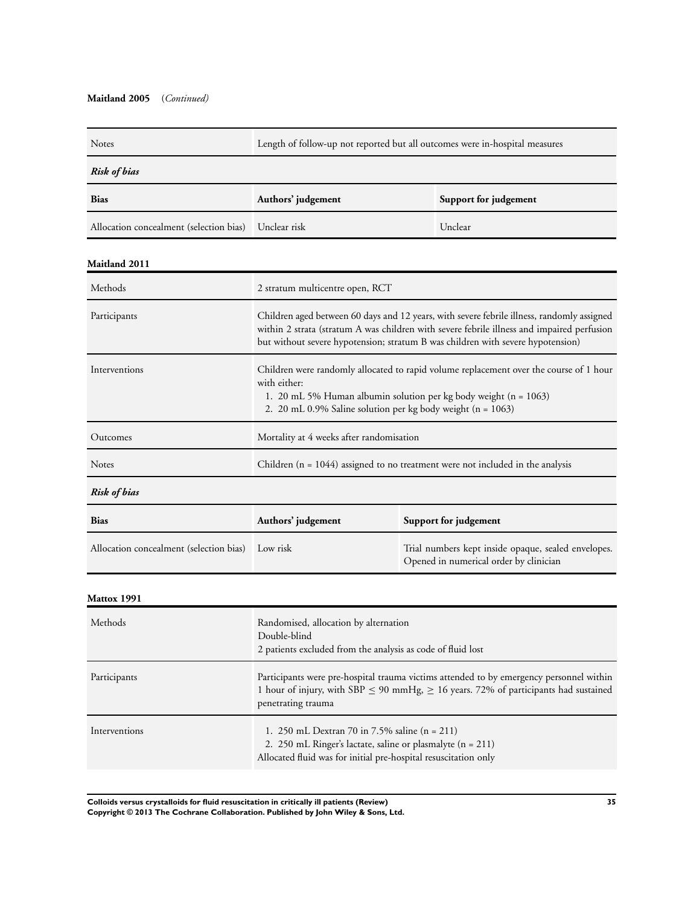**Maitland 2005** (*Continued)*

| | |
|---|---|
| Notes | Length of follow-up not reported but all outcomes were in-hospital measures |

***Risk of bias***

| Bias | Authors' judgement | Support for judgement |
|---|---|---|
| Allocation concealment (selection bias) | Unclear risk | Unclear |

**Maitland 2011**

| | |
|---|---|
| Methods | 2 stratum multicentre open, RCT |
| Participants | Children aged between 60 days and 12 years, with severe febrile illness, randomly assigned within 2 strata (stratum A was children with severe febrile illness and impaired perfusion but without severe hypotension; stratum B was children with severe hypotension) |
| Interventions | Children were randomly allocated to rapid volume replacement over the course of 1 hour with either:<br>1. 20 mL 5% Human albumin solution per kg body weight (n = 1063)<br>2. 20 mL 0.9% Saline solution per kg body weight (n = 1063) |
| Outcomes | Mortality at 4 weeks after randomisation |
| Notes | Children (n = 1044) assigned to no treatment were not included in the analysis |

***Risk of bias***

| Bias | Authors' judgement | Support for judgement |
|---|---|---|
| Allocation concealment (selection bias) | Low risk | Trial numbers kept inside opaque, sealed envelopes. Opened in numerical order by clinician |

**Mattox 1991**

| | |
|---|---|
| Methods | Randomised, allocation by alternation<br>Double-blind<br>2 patients excluded from the analysis as code of fluid lost |
| Participants | Participants were pre-hospital trauma victims attended to by emergency personnel within 1 hour of injury, with SBP $\leq$ 90 mmHg, $\geq$ 16 years. 72% of participants had sustained penetrating trauma |
| Interventions | 1. 250 mL Dextran 70 in 7.5% saline (n = 211)<br>2. 250 mL Ringer's lactate, saline or plasmalyte (n = 211)<br>Allocated fluid was for initial pre-hospital resuscitation only |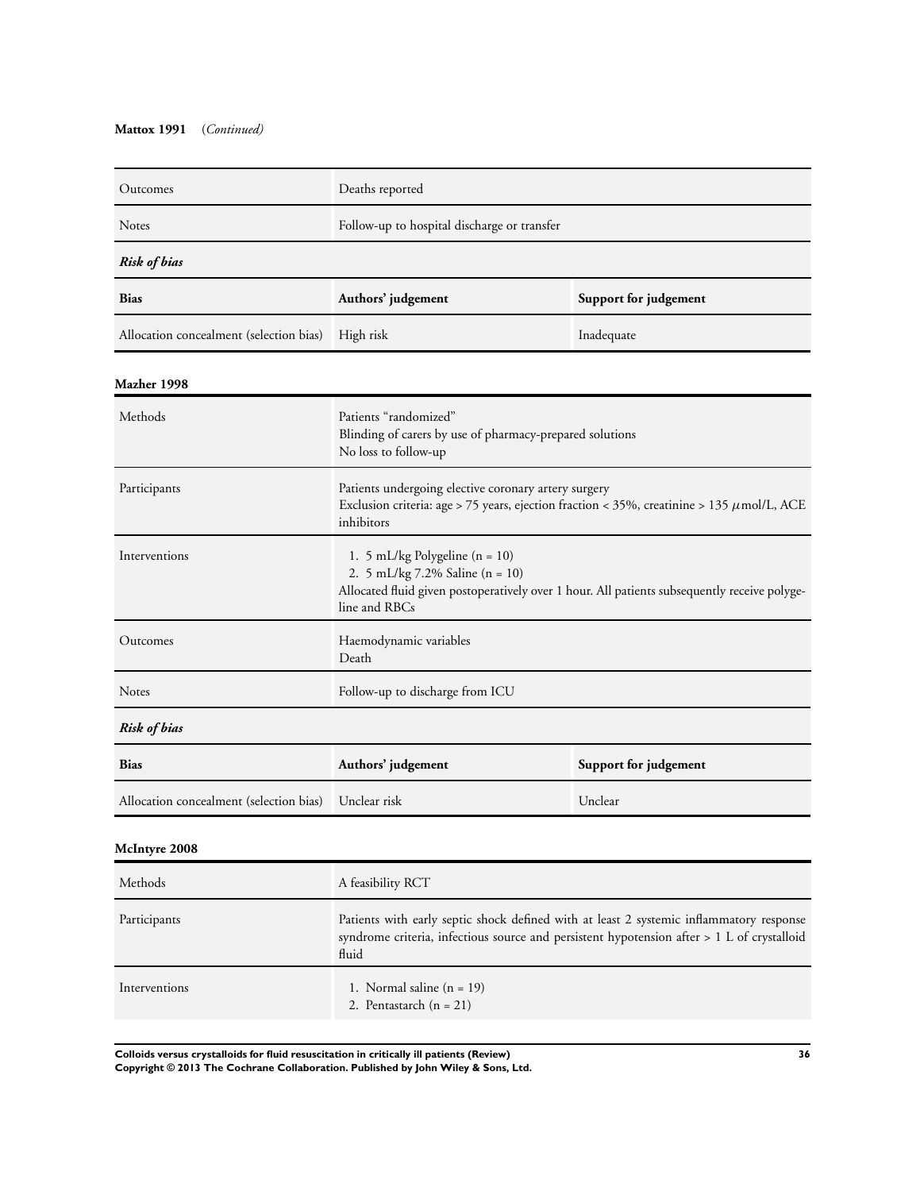**Mattox 1991** (*Continued*)

| | |
|---|---|
| Outcomes | Deaths reported |
| Notes | Follow-up to hospital discharge or transfer |

***Risk of bias***

| Bias | Authors' judgement | Support for judgement |
|---|---|---|
| Allocation concealment (selection bias) | High risk | Inadequate |

**Mazher 1998**

| | |
|---|---|
| Methods | Patients "randomized"<br>Blinding of carers by use of pharmacy-prepared solutions<br>No loss to follow-up |
| Participants | Patients undergoing elective coronary artery surgery<br>Exclusion criteria: age > 75 years, ejection fraction < 35%, creatinine > 135 $\mu$mol/L, ACE inhibitors |
| Interventions | 1. 5 mL/kg Polygeline (n = 10)<br>2. 5 mL/kg 7.2% Saline (n = 10)<br>Allocated fluid given postoperatively over 1 hour. All patients subsequently receive polygeline and RBCs |
| Outcomes | Haemodynamic variables<br>Death |
| Notes | Follow-up to discharge from ICU |

***Risk of bias***

| Bias | Authors' judgement | Support for judgement |
|---|---|---|
| Allocation concealment (selection bias) | Unclear risk | Unclear |

**McIntyre 2008**

| | |
|---|---|
| Methods | A feasibility RCT |
| Participants | Patients with early septic shock defined with at least 2 systemic inflammatory response syndrome criteria, infectious source and persistent hypotension after > 1 L of crystalloid fluid |
| Interventions | 1. Normal saline (n = 19)<br>2. Pentastarch (n = 21) |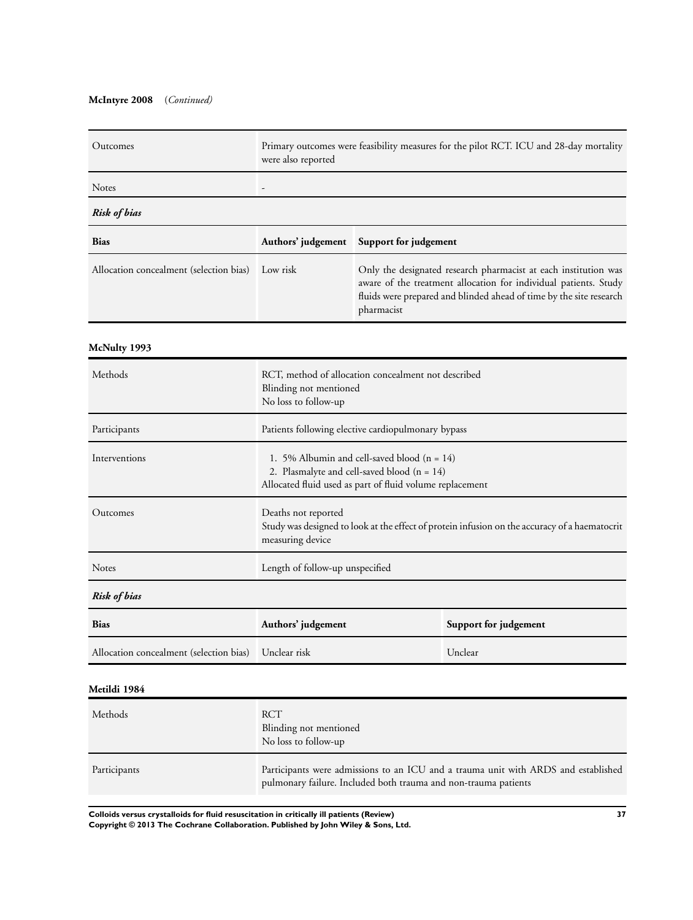**McIntyre 2008** (*Continued*)

| | |
|---|---|
| Outcomes | Primary outcomes were feasibility measures for the pilot RCT. ICU and 28-day mortality were also reported |
| Notes | - |

*Risk of bias*

| Bias | Authors' judgement | Support for judgement |
|---|---|---|
| Allocation concealment (selection bias) | Low risk | Only the designated research pharmacist at each institution was aware of the treatment allocation for individual patients. Study fluids were prepared and blinded ahead of time by the site research pharmacist |

### McNulty 1993

| | |
|---|---|
| Methods | RCT, method of allocation concealment not described<br>Blinding not mentioned<br>No loss to follow-up |
| Participants | Patients following elective cardiopulmonary bypass |
| Interventions | 1. 5% Albumin and cell-saved blood (n = 14)<br>2. Plasmalyte and cell-saved blood (n = 14)<br>Allocated fluid used as part of fluid volume replacement |
| Outcomes | Deaths not reported<br>Study was designed to look at the effect of protein infusion on the accuracy of a haematocrit measuring device |
| Notes | Length of follow-up unspecified |

*Risk of bias*

| Bias | Authors' judgement | Support for judgement |
|---|---|---|
| Allocation concealment (selection bias) | Unclear risk | Unclear |

### Metildi 1984

| | |
|---|---|
| Methods | RCT<br>Blinding not mentioned<br>No loss to follow-up |
| Participants | Participants were admissions to an ICU and a trauma unit with ARDS and established pulmonary failure. Included both trauma and non-trauma patients |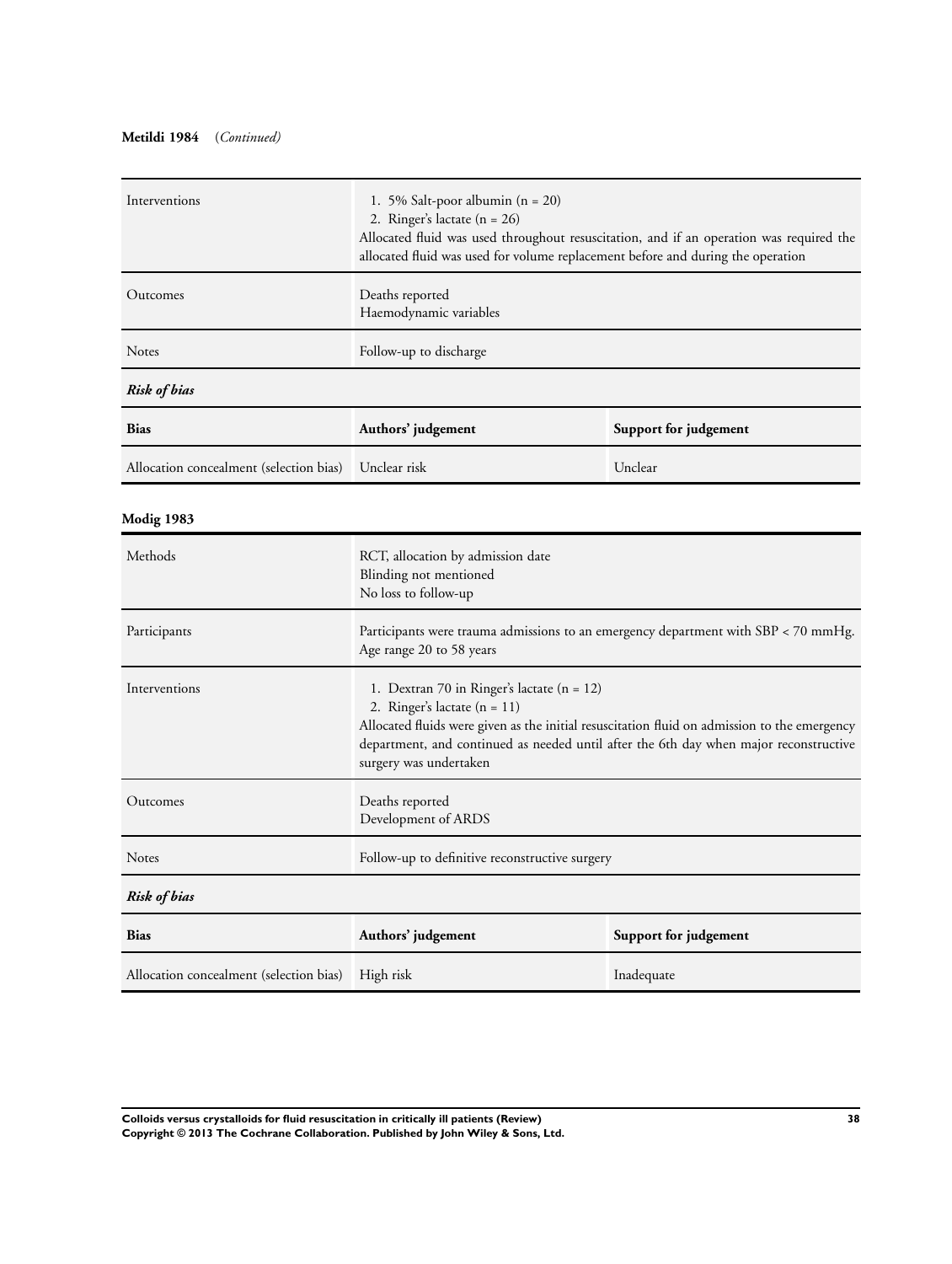**Metildi 1984** (*Continued*)

| | |
|---|---|
| Interventions | 1. 5% Salt-poor albumin (n = 20)<br>2. Ringer's lactate (n = 26)<br>Allocated fluid was used throughout resuscitation, and if an operation was required the allocated fluid was used for volume replacement before and during the operation |
| Outcomes | Deaths reported<br>Haemodynamic variables |
| Notes | Follow-up to discharge |

*Risk of bias*

| Bias | Authors' judgement | Support for judgement |
|---|---|---|
| Allocation concealment (selection bias) | Unclear risk | Unclear |

**Modig 1983**

| | |
|---|---|
| Methods | RCT, allocation by admission date<br>Blinding not mentioned<br>No loss to follow-up |
| Participants | Participants were trauma admissions to an emergency department with SBP < 70 mmHg. Age range 20 to 58 years |
| Interventions | 1. Dextran 70 in Ringer's lactate (n = 12)<br>2. Ringer's lactate (n = 11)<br>Allocated fluids were given as the initial resuscitation fluid on admission to the emergency department, and continued as needed until after the 6th day when major reconstructive surgery was undertaken |
| Outcomes | Deaths reported<br>Development of ARDS |
| Notes | Follow-up to definitive reconstructive surgery |

*Risk of bias*

| Bias | Authors' judgement | Support for judgement |
|---|---|---|
| Allocation concealment (selection bias) | High risk | Inadequate |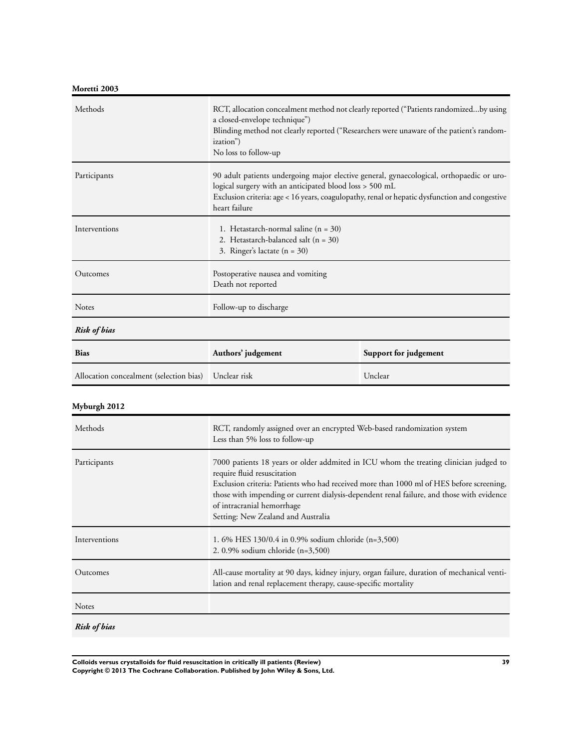**Moretti 2003**

| | |
|---|---|
| Methods | RCT, allocation concealment method not clearly reported ("Patients randomized...by using a closed-envelope technique")<br>Blinding method not clearly reported ("Researchers were unaware of the patient's randomization")<br>No loss to follow-up |
| Participants | 90 adult patients undergoing major elective general, gynaecological, orthopaedic or urological surgery with an anticipated blood loss > 500 mL<br>Exclusion criteria: age < 16 years, coagulopathy, renal or hepatic dysfunction and congestive heart failure |
| Interventions | 1. Hetastarch-normal saline (n = 30)<br>2. Hetastarch-balanced salt (n = 30)<br>3. Ringer's lactate (n = 30) |
| Outcomes | Postoperative nausea and vomiting<br>Death not reported |
| Notes | Follow-up to discharge |

***Risk of bias***

| Bias | Authors' judgement | Support for judgement |
|---|---|---|
| Allocation concealment (selection bias) | Unclear risk | Unclear |

**Myburgh 2012**

| | |
|---|---|
| Methods | RCT, randomly assigned over an encrypted Web-based randomization system<br>Less than 5% loss to follow-up |
| Participants | 7000 patients 18 years or older addmited in ICU whom the treating clinician judged to require fluid resuscitation<br>Exclusion criteria: Patients who had received more than 1000 ml of HES before screening, those with impending or current dialysis-dependent renal failure, and those with evidence of intracranial hemorrhage<br>Setting: New Zealand and Australia |
| Interventions | 1. 6% HES 130/0.4 in 0.9% sodium chloride (n=3,500)<br>2. 0.9% sodium chloride (n=3,500) |
| Outcomes | All-cause mortality at 90 days, kidney injury, organ failure, duration of mechanical ventilation and renal replacement therapy, cause-specific mortality |
| Notes | |

***Risk of bias***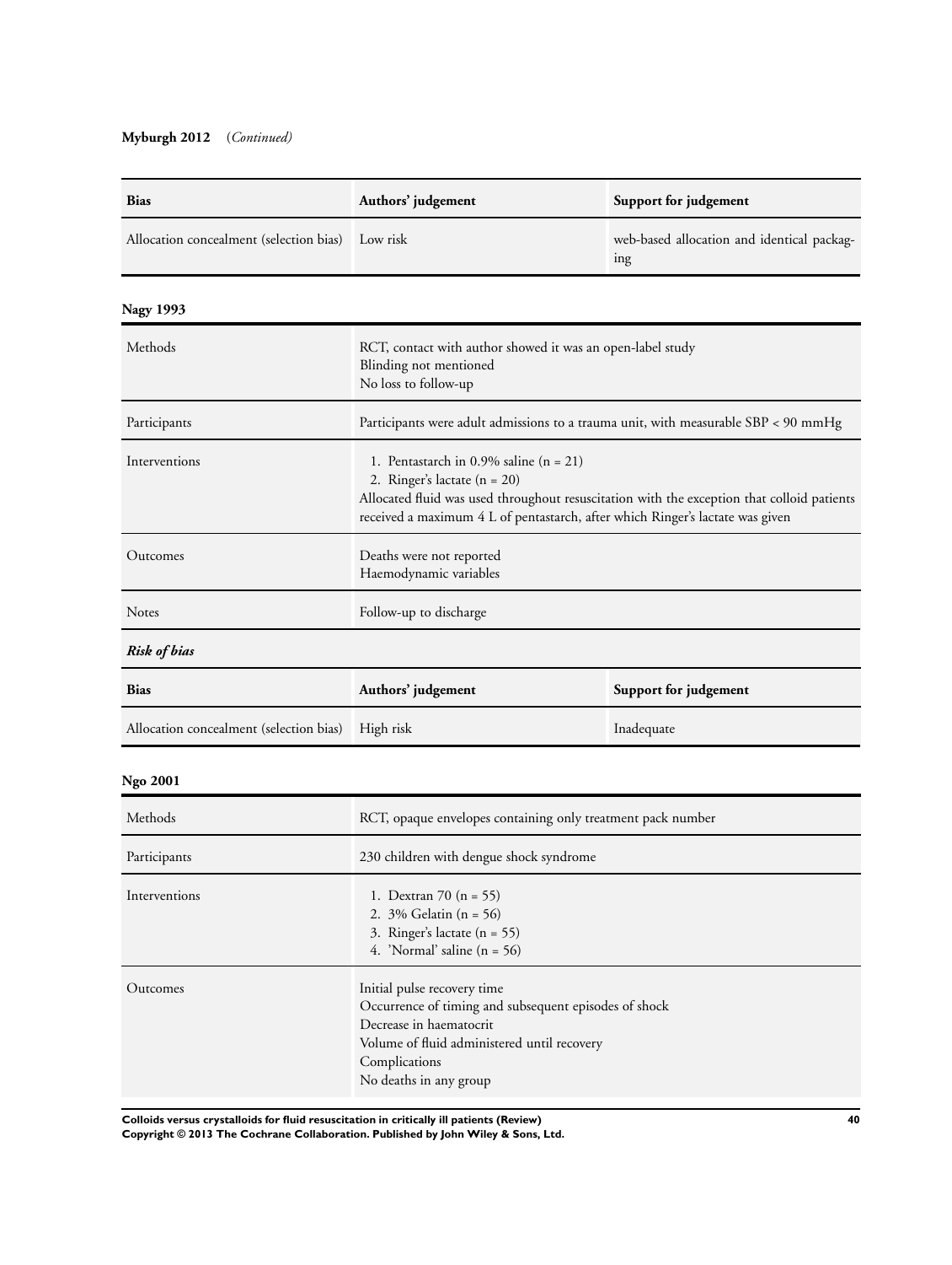**Myburgh 2012** (*Continued*)

| Bias | Authors' judgement | Support for judgement |
|---|---|---|
| Allocation concealment (selection bias) | Low risk | web-based allocation and identical packaging |

**Nagy 1993**

| | |
|---|---|
| Methods | RCT, contact with author showed it was an open-label study<br>Blinding not mentioned<br>No loss to follow-up |
| Participants | Participants were adult admissions to a trauma unit, with measurable SBP < 90 mmHg |
| Interventions | 1. Pentastarch in 0.9% saline (n = 21)<br>2. Ringer's lactate (n = 20)<br>Allocated fluid was used throughout resuscitation with the exception that colloid patients received a maximum 4 L of pentastarch, after which Ringer's lactate was given |
| Outcomes | Deaths were not reported<br>Haemodynamic variables |
| Notes | Follow-up to discharge |

***Risk of bias***

| Bias | Authors' judgement | Support for judgement |
|---|---|---|
| Allocation concealment (selection bias) | High risk | Inadequate |

**Ngo 2001**

| | |
|---|---|
| Methods | RCT, opaque envelopes containing only treatment pack number |
| Participants | 230 children with dengue shock syndrome |
| Interventions | 1. Dextran 70 (n = 55)<br>2. 3% Gelatin (n = 56)<br>3. Ringer's lactate (n = 55)<br>4. 'Normal' saline (n = 56) |
| Outcomes | Initial pulse recovery time<br>Occurrence of timing and subsequent episodes of shock<br>Decrease in haematocrit<br>Volume of fluid administered until recovery<br>Complications<br>No deaths in any group |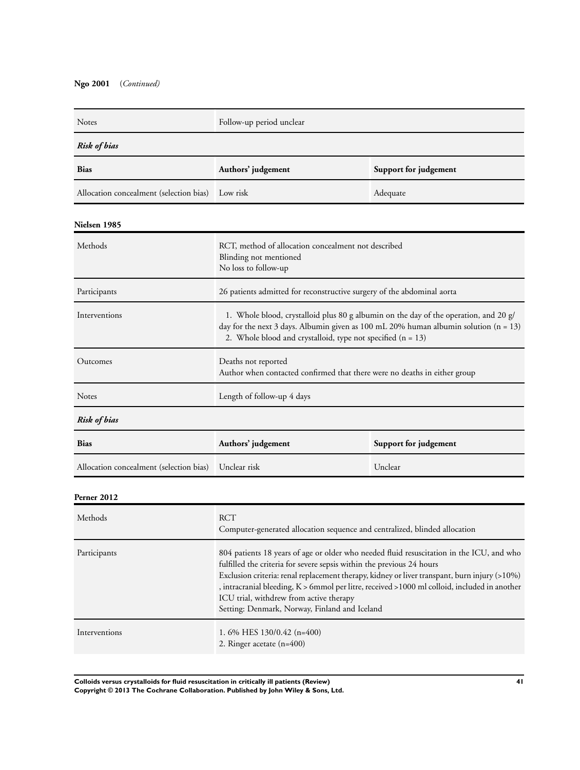**Ngo 2001** (*Continued*)

| | |
|---|---|
| Notes | Follow-up period unclear |

*Risk of bias*

| Bias | Authors' judgement | Support for judgement |
|---|---|---|
| Allocation concealment (selection bias) | Low risk | Adequate |

**Nielsen 1985**

| | |
|---|---|
| Methods | RCT, method of allocation concealment not described<br>Blinding not mentioned<br>No loss to follow-up |
| Participants | 26 patients admitted for reconstructive surgery of the abdominal aorta |
| Interventions | 1. Whole blood, crystalloid plus 80 g albumin on the day of the operation, and 20 g/day for the next 3 days. Albumin given as 100 mL 20% human albumin solution (n = 13)<br>2. Whole blood and crystalloid, type not specified (n = 13) |
| Outcomes | Deaths not reported<br>Author when contacted confirmed that there were no deaths in either group |
| Notes | Length of follow-up 4 days |

*Risk of bias*

| Bias | Authors' judgement | Support for judgement |
|---|---|---|
| Allocation concealment (selection bias) | Unclear risk | Unclear |

**Perner 2012**

| | |
|---|---|
| Methods | RCT<br>Computer-generated allocation sequence and centralized, blinded allocation |
| Participants | 804 patients 18 years of age or older who needed fluid resuscitation in the ICU, and who fulfilled the criteria for severe sepsis within the previous 24 hours<br>Exclusion criteria: renal replacement therapy, kidney or liver transpant, burn injury (>10%), intracranial bleeding, K > 6mmol per litre, received >1000 ml colloid, included in another ICU trial, withdrew from active therapy<br>Setting: Denmark, Norway, Finland and Iceland |
| Interventions | 1. 6% HES 130/0.42 (n=400)<br>2. Ringer acetate (n=400) |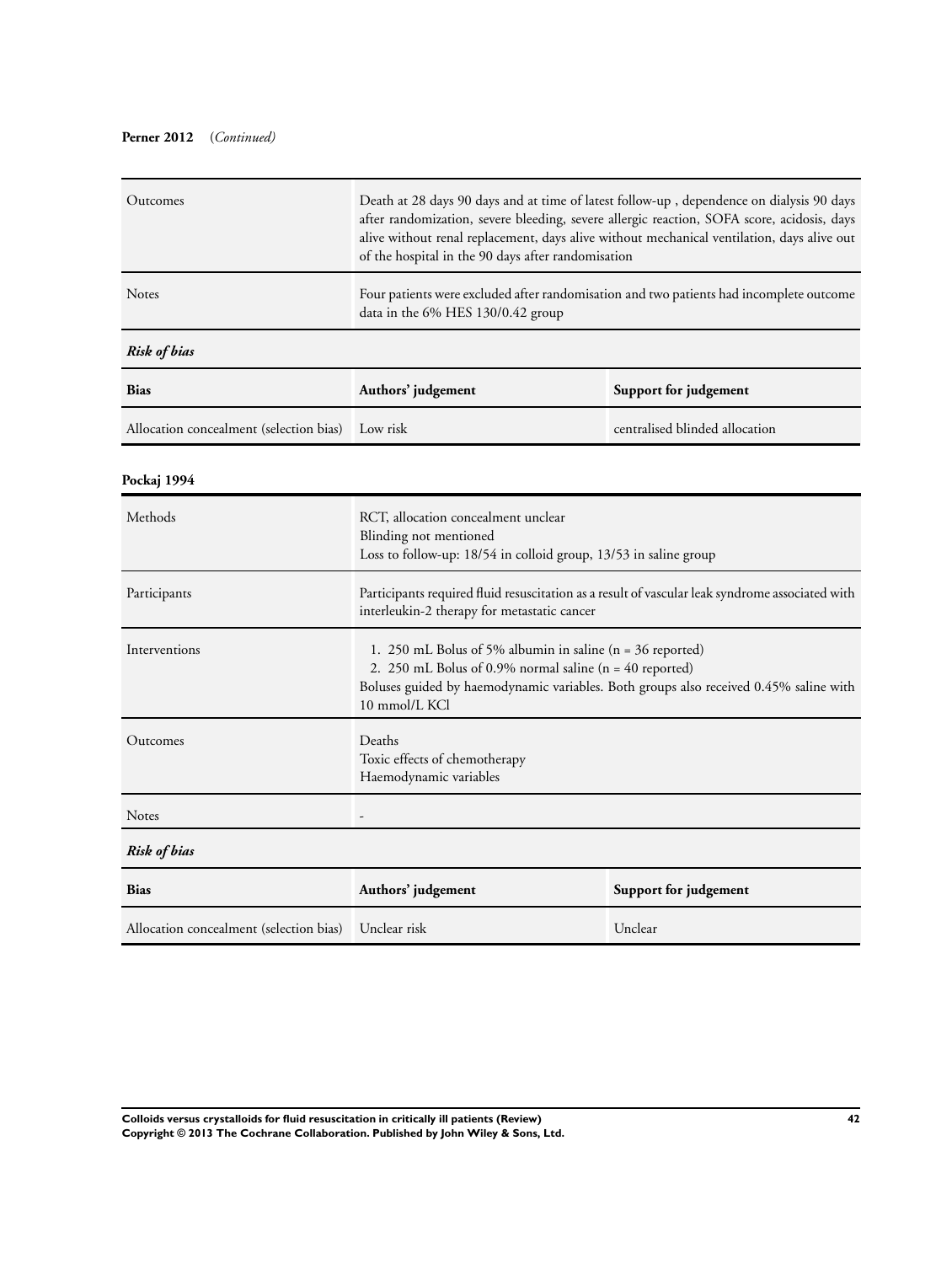**Perner 2012** (*Continued*)

| | |
|---|---|
| Outcomes | Death at 28 days 90 days and at time of latest follow-up , dependence on dialysis 90 days after randomization, severe bleeding, severe allergic reaction, SOFA score, acidosis, days alive without renal replacement, days alive without mechanical ventilation, days alive out of the hospital in the 90 days after randomisation |
| Notes | Four patients were excluded after randomisation and two patients had incomplete outcome data in the 6% HES 130/0.42 group |

***Risk of bias***

| Bias | Authors' judgement | Support for judgement |
|---|---|---|
| Allocation concealment (selection bias) | Low risk | centralised blinded allocation |

**Pockaj 1994**

| | |
|---|---|
| Methods | RCT, allocation concealment unclear<br>Blinding not mentioned<br>Loss to follow-up: 18/54 in colloid group, 13/53 in saline group |
| Participants | Participants required fluid resuscitation as a result of vascular leak syndrome associated with interleukin-2 therapy for metastatic cancer |
| Interventions | 1. 250 mL Bolus of 5% albumin in saline (n = 36 reported)<br>2. 250 mL Bolus of 0.9% normal saline (n = 40 reported)<br>Boluses guided by haemodynamic variables. Both groups also received 0.45% saline with 10 mmol/L KCl |
| Outcomes | Deaths<br>Toxic effects of chemotherapy<br>Haemodynamic variables |
| Notes | - |

***Risk of bias***

| Bias | Authors' judgement | Support for judgement |
|---|---|---|
| Allocation concealment (selection bias) | Unclear risk | Unclear |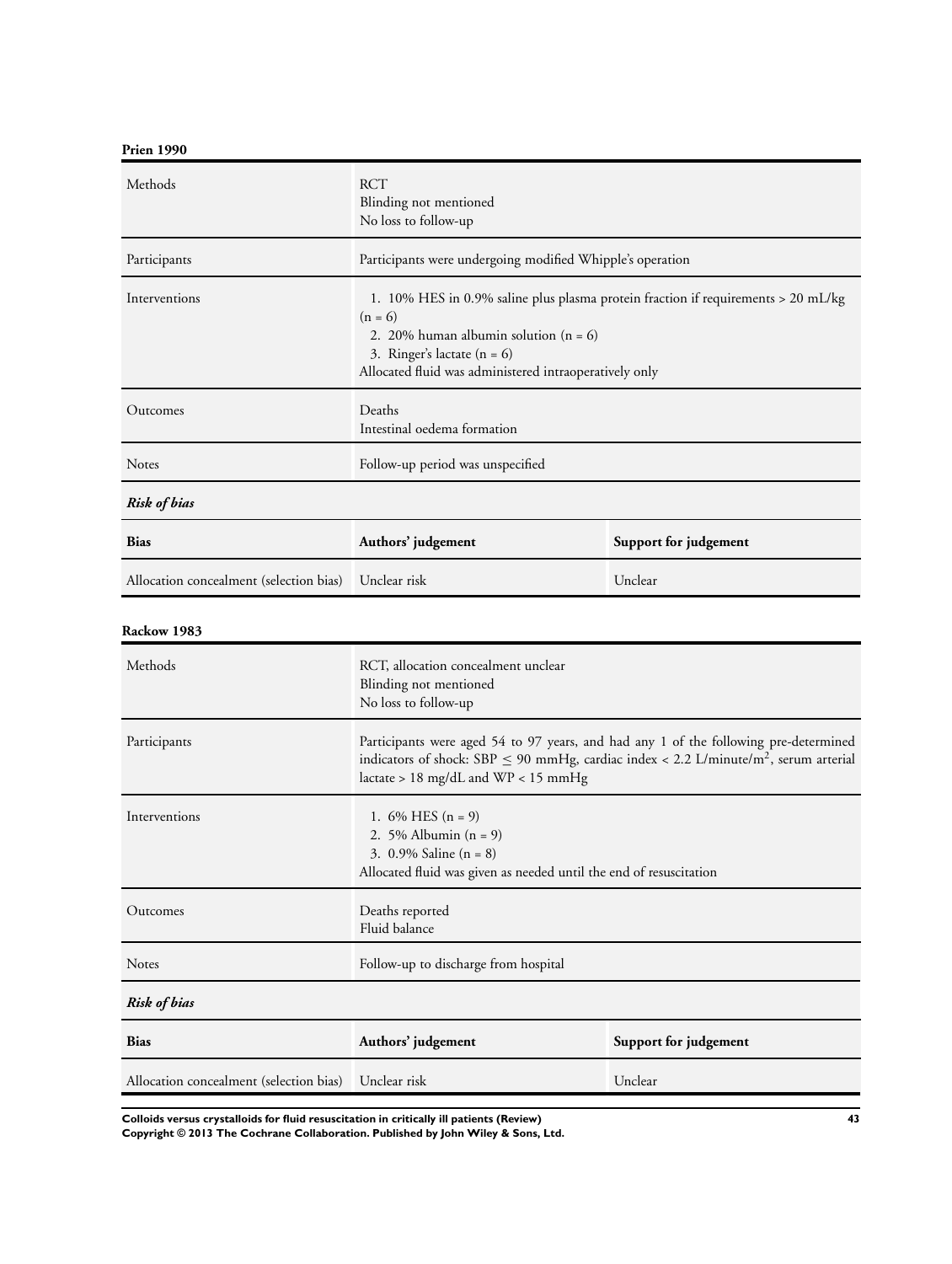**Prien 1990**

| Methods | RCT<br>Blinding not mentioned<br>No loss to follow-up |
|---|---|
| Participants | Participants were undergoing modified Whipple's operation |
| Interventions | 1. 10% HES in 0.9% saline plus plasma protein fraction if requirements > 20 mL/kg (n = 6)<br>2. 20% human albumin solution (n = 6)<br>3. Ringer's lactate (n = 6)<br>Allocated fluid was administered intraoperatively only |
| Outcomes | Deaths<br>Intestinal oedema formation |
| Notes | Follow-up period was unspecified |

*Risk of bias*

| Bias | Authors' judgement | Support for judgement |
|---|---|---|
| Allocation concealment (selection bias) | Unclear risk | Unclear |

**Rackow 1983**

| Methods | RCT, allocation concealment unclear<br>Blinding not mentioned<br>No loss to follow-up |
|---|---|
| Participants | Participants were aged 54 to 97 years, and had any 1 of the following pre-determined indicators of shock: SBP $\leq$ 90 mmHg, cardiac index < 2.2 L/minute/m$^2$, serum arterial lactate > 18 mg/dL and WP < 15 mmHg |
| Interventions | 1. 6% HES (n = 9)<br>2. 5% Albumin (n = 9)<br>3. 0.9% Saline (n = 8)<br>Allocated fluid was given as needed until the end of resuscitation |
| Outcomes | Deaths reported<br>Fluid balance |
| Notes | Follow-up to discharge from hospital |

*Risk of bias*

| Bias | Authors' judgement | Support for judgement |
|---|---|---|
| Allocation concealment (selection bias) | Unclear risk | Unclear |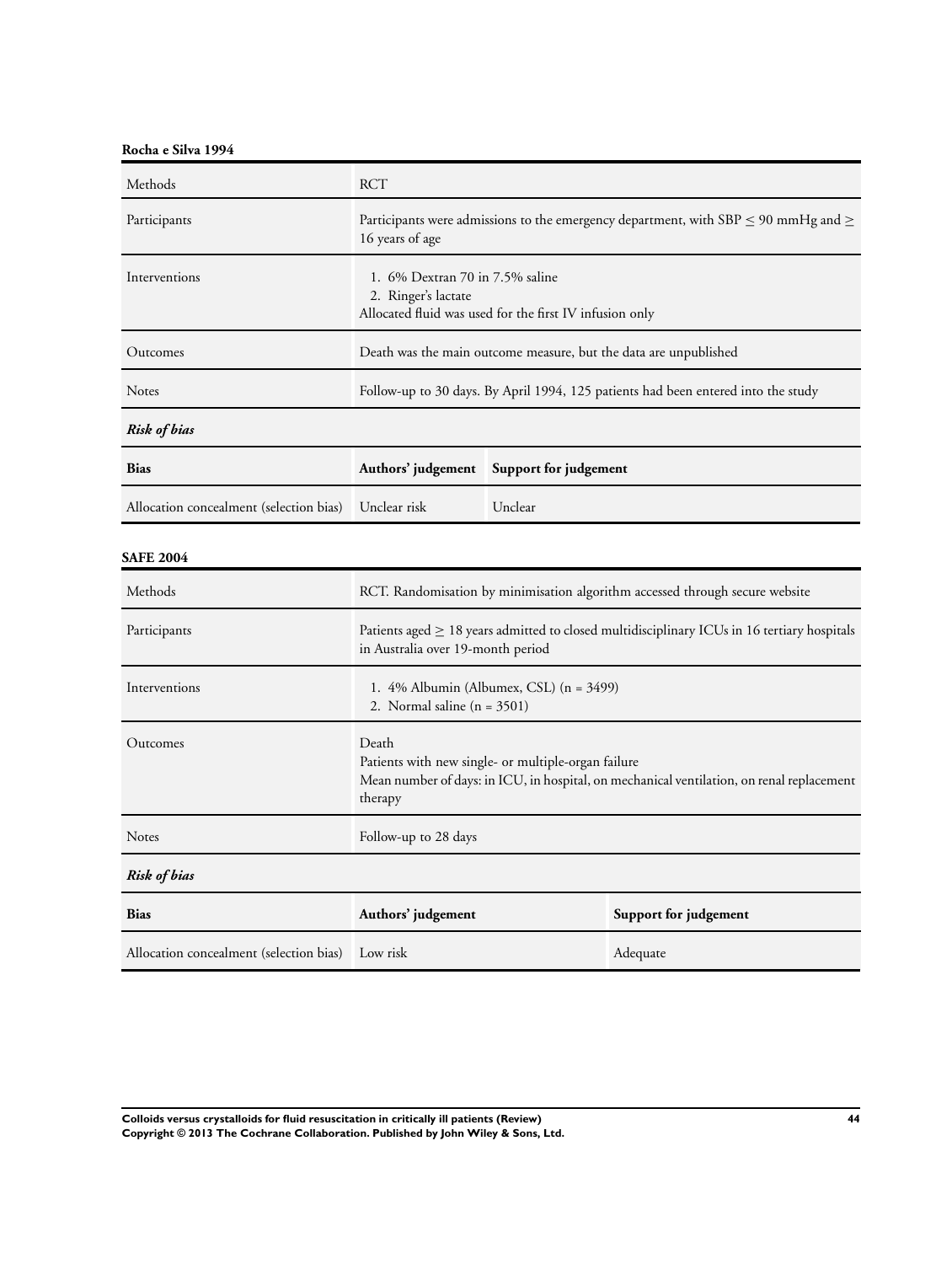**Rocha e Silva 1994**

| Methods | RCT |
|---|---|
| Participants | Participants were admissions to the emergency department, with SBP ≤ 90 mmHg and ≥ 16 years of age |
| Interventions | 1. 6% Dextran 70 in 7.5% saline<br>2. Ringer's lactate<br>Allocated fluid was used for the first IV infusion only |
| Outcomes | Death was the main outcome measure, but the data are unpublished |
| Notes | Follow-up to 30 days. By April 1994, 125 patients had been entered into the study |

*Risk of bias*

| Bias | Authors' judgement | Support for judgement |
|---|---|---|
| Allocation concealment (selection bias) | Unclear risk | Unclear |

**SAFE 2004**

| Methods | RCT. Randomisation by minimisation algorithm accessed through secure website |
|---|---|
| Participants | Patients aged ≥ 18 years admitted to closed multidisciplinary ICUs in 16 tertiary hospitals in Australia over 19-month period |
| Interventions | 1. 4% Albumin (Albumex, CSL) (n = 3499)<br>2. Normal saline (n = 3501) |
| Outcomes | Death<br>Patients with new single- or multiple-organ failure<br>Mean number of days: in ICU, in hospital, on mechanical ventilation, on renal replacement therapy |
| Notes | Follow-up to 28 days |

*Risk of bias*

| Bias | Authors' judgement | Support for judgement |
|---|---|---|
| Allocation concealment (selection bias) | Low risk | Adequate |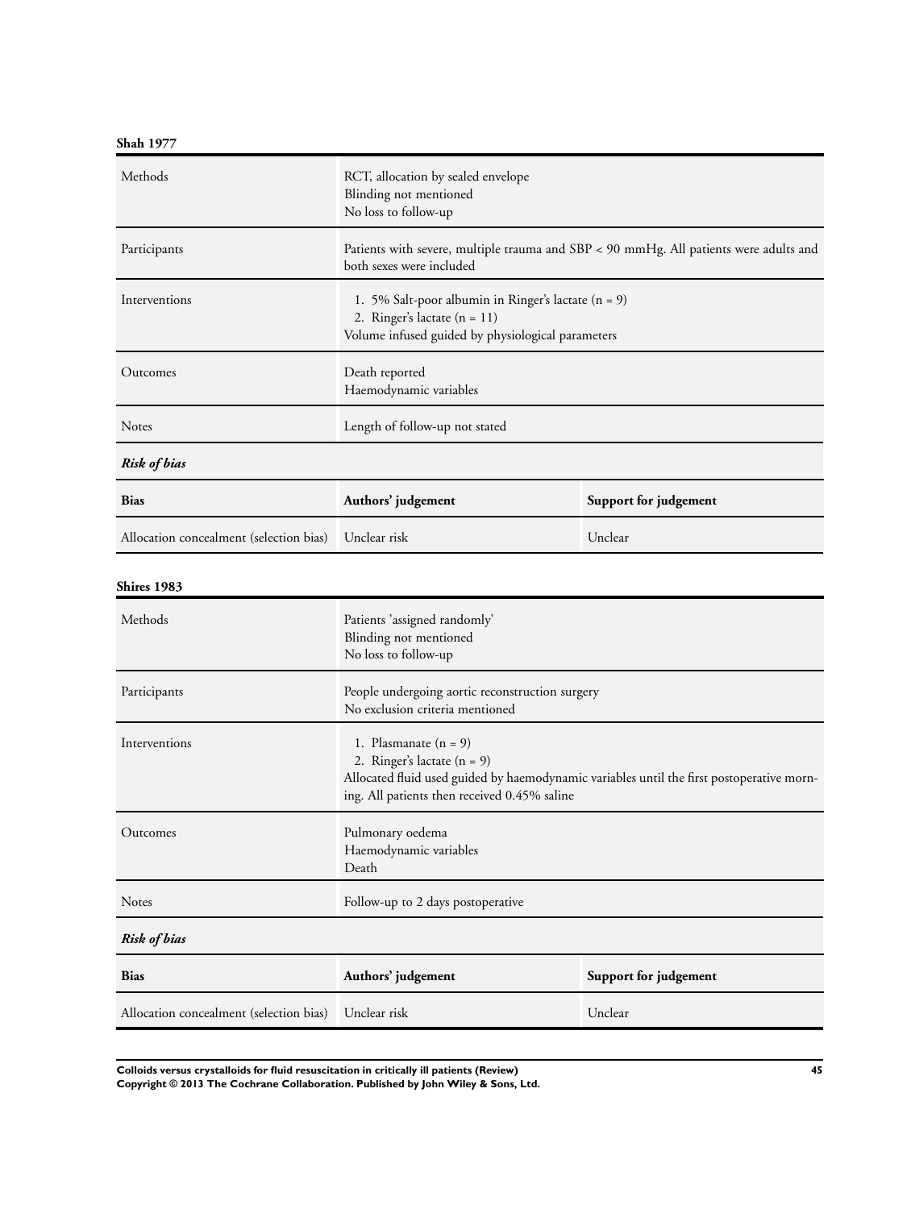**Shah 1977**

| | |
|---|---|
| Methods | RCT, allocation by sealed envelope<br>Blinding not mentioned<br>No loss to follow-up |
| Participants | Patients with severe, multiple trauma and SBP < 90 mmHg. All patients were adults and both sexes were included |
| Interventions | 1. 5% Salt-poor albumin in Ringer's lactate (n = 9)<br>2. Ringer's lactate (n = 11)<br>Volume infused guided by physiological parameters |
| Outcomes | Death reported<br>Haemodynamic variables |
| Notes | Length of follow-up not stated |

*Risk of bias*

| Bias | Authors' judgement | Support for judgement |
|---|---|---|
| Allocation concealment (selection bias) | Unclear risk | Unclear |

**Shires 1983**

| | |
|---|---|
| Methods | Patients 'assigned randomly'<br>Blinding not mentioned<br>No loss to follow-up |
| Participants | People undergoing aortic reconstruction surgery<br>No exclusion criteria mentioned |
| Interventions | 1. Plasmanate (n = 9)<br>2. Ringer's lactate (n = 9)<br>Allocated fluid used guided by haemodynamic variables until the first postoperative morning. All patients then received 0.45% saline |
| Outcomes | Pulmonary oedema<br>Haemodynamic variables<br>Death |
| Notes | Follow-up to 2 days postoperative |

*Risk of bias*

| Bias | Authors' judgement | Support for judgement |
|---|---|---|
| Allocation concealment (selection bias) | Unclear risk | Unclear |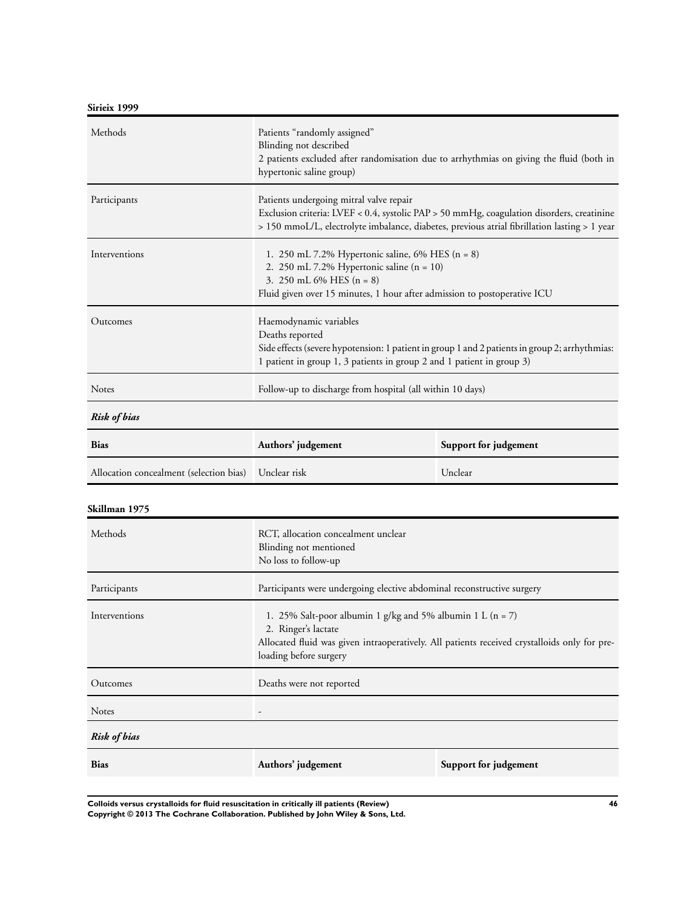**Sirieix 1999**

| | |
|---|---|
| Methods | Patients “randomly assigned”<br>Blinding not described<br>2 patients excluded after randomisation due to arrhythmias on giving the fluid (both in hypertonic saline group) |
| Participants | Patients undergoing mitral valve repair<br>Exclusion criteria: LVEF < 0.4, systolic PAP > 50 mmHg, coagulation disorders, creatinine > 150 mmoL/L, electrolyte imbalance, diabetes, previous atrial fibrillation lasting > 1 year |
| Interventions | 1. 250 mL 7.2% Hypertonic saline, 6% HES (n = 8)<br>2. 250 mL 7.2% Hypertonic saline (n = 10)<br>3. 250 mL 6% HES (n = 8)<br>Fluid given over 15 minutes, 1 hour after admission to postoperative ICU |
| Outcomes | Haemodynamic variables<br>Deaths reported<br>Side effects (severe hypotension: 1 patient in group 1 and 2 patients in group 2; arrhythmias: 1 patient in group 1, 3 patients in group 2 and 1 patient in group 3) |
| Notes | Follow-up to discharge from hospital (all within 10 days) |

***Risk of bias***

| Bias | Authors’ judgement | Support for judgement |
|---|---|---|
| Allocation concealment (selection bias) | Unclear risk | Unclear |

**Skillman 1975**

| | |
|---|---|
| Methods | RCT, allocation concealment unclear<br>Blinding not mentioned<br>No loss to follow-up |
| Participants | Participants were undergoing elective abdominal reconstructive surgery |
| Interventions | 1. 25% Salt-poor albumin 1 g/kg and 5% albumin 1 L (n = 7)<br>2. Ringer’s lactate<br>Allocated fluid was given intraoperatively. All patients received crystalloids only for preloading before surgery |
| Outcomes | Deaths were not reported |
| Notes | - |

***Risk of bias***

| Bias | Authors’ judgement | Support for judgement |
|---|---|---|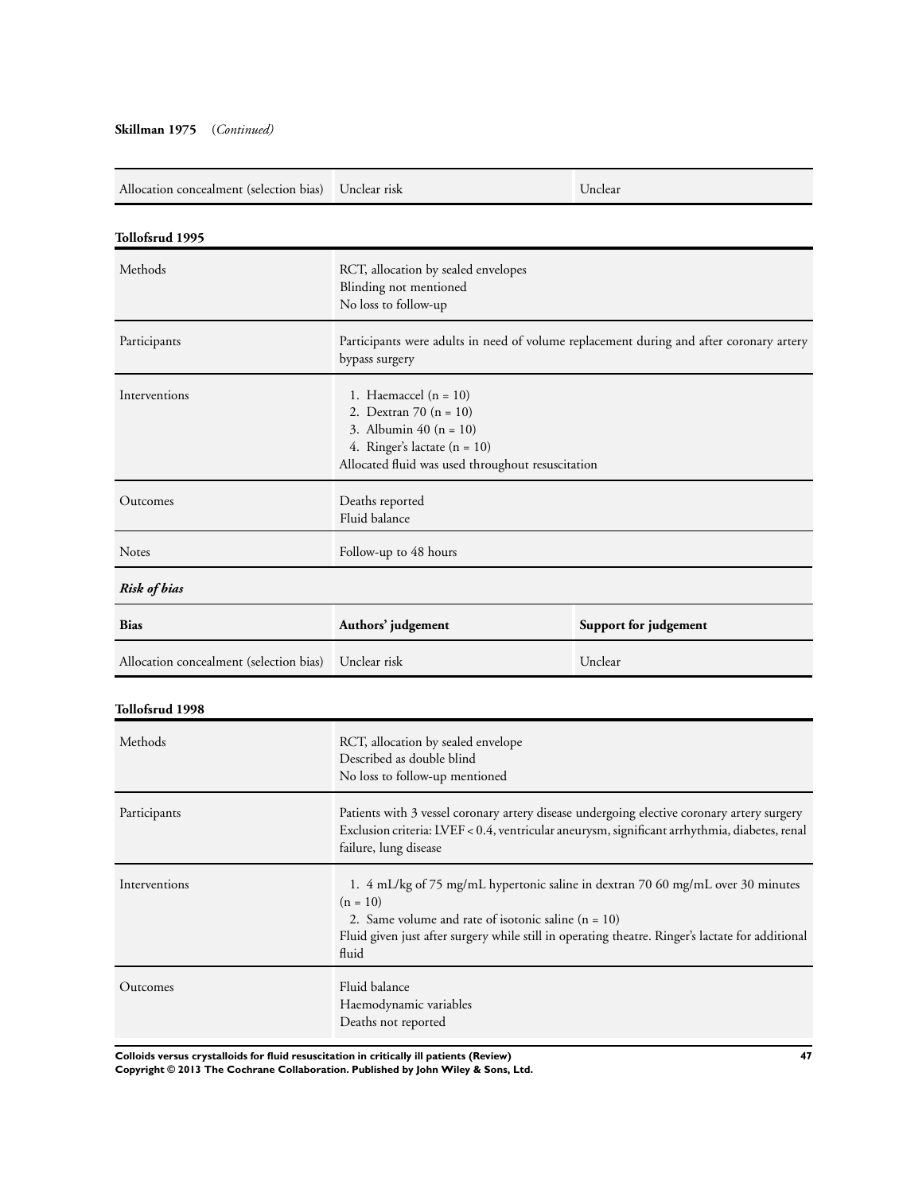**Skillman 1975** (*Continued*)

| | | |
|---|---|---|
| Allocation concealment (selection bias) | Unclear risk | Unclear |

**Tollofsrud 1995**

| | |
|---|---|
| Methods | RCT, allocation by sealed envelopes<br>Blinding not mentioned<br>No loss to follow-up |
| Participants | Participants were adults in need of volume replacement during and after coronary artery bypass surgery |
| Interventions | 1. Haemaccel (n = 10)<br>2. Dextran 70 (n = 10)<br>3. Albumin 40 (n = 10)<br>4. Ringer's lactate (n = 10)<br>Allocated fluid was used throughout resuscitation |
| Outcomes | Deaths reported<br>Fluid balance |
| Notes | Follow-up to 48 hours |

***Risk of bias***

| Bias | Authors' judgement | Support for judgement |
|---|---|---|
| Allocation concealment (selection bias) | Unclear risk | Unclear |

**Tollofsrud 1998**

| | |
|---|---|
| Methods | RCT, allocation by sealed envelope<br>Described as double blind<br>No loss to follow-up mentioned |
| Participants | Patients with 3 vessel coronary artery disease undergoing elective coronary artery surgery<br>Exclusion criteria: LVEF < 0.4, ventricular aneurysm, significant arrhythmia, diabetes, renal failure, lung disease |
| Interventions | 1. 4 mL/kg of 75 mg/mL hypertonic saline in dextran 70 60 mg/mL over 30 minutes (n = 10)<br>2. Same volume and rate of isotonic saline (n = 10)<br>Fluid given just after surgery while still in operating theatre. Ringer's lactate for additional fluid |
| Outcomes | Fluid balance<br>Haemodynamic variables<br>Deaths not reported |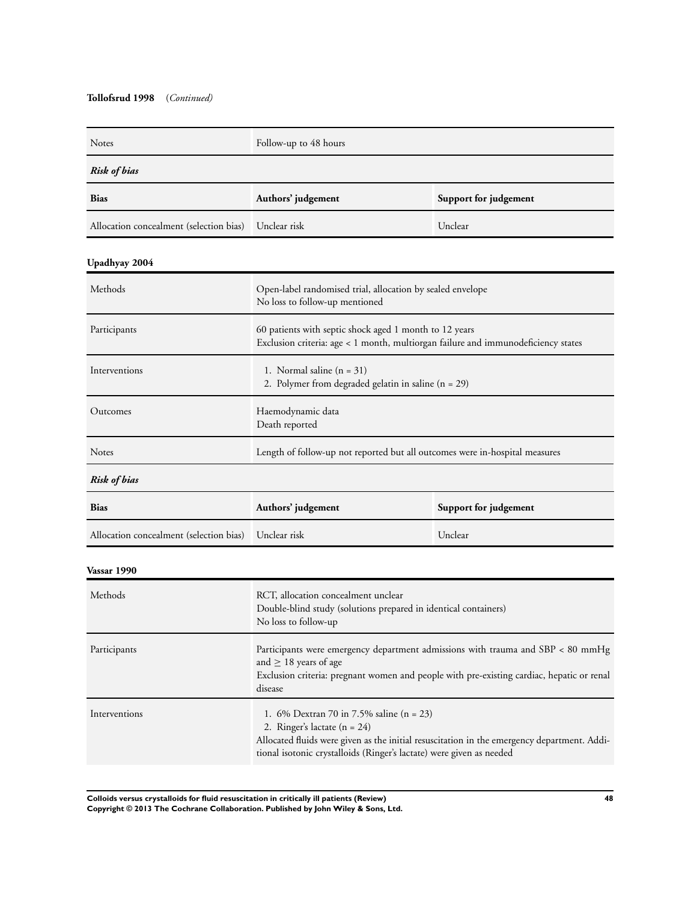**Tollofsrud 1998** (*Continued*)

| | |
|---|---|
| Notes | Follow-up to 48 hours |

*Risk of bias*

| Bias | Authors' judgement | Support for judgement |
|---|---|---|
| Allocation concealment (selection bias) | Unclear risk | Unclear |

**Upadhyay 2004**

| | |
|---|---|
| Methods | Open-label randomised trial, allocation by sealed envelope<br>No loss to follow-up mentioned |
| Participants | 60 patients with septic shock aged 1 month to 12 years<br>Exclusion criteria: age < 1 month, multiorgan failure and immunodeficiency states |
| Interventions | 1. Normal saline (n = 31)<br>2. Polymer from degraded gelatin in saline (n = 29) |
| Outcomes | Haemodynamic data<br>Death reported |
| Notes | Length of follow-up not reported but all outcomes were in-hospital measures |

*Risk of bias*

| Bias | Authors' judgement | Support for judgement |
|---|---|---|
| Allocation concealment (selection bias) | Unclear risk | Unclear |

**Vassar 1990**

| | |
|---|---|
| Methods | RCT, allocation concealment unclear<br>Double-blind study (solutions prepared in identical containers)<br>No loss to follow-up |
| Participants | Participants were emergency department admissions with trauma and SBP < 80 mmHg and ≥ 18 years of age<br>Exclusion criteria: pregnant women and people with pre-existing cardiac, hepatic or renal disease |
| Interventions | 1. 6% Dextran 70 in 7.5% saline (n = 23)<br>2. Ringer's lactate (n = 24)<br>Allocated fluids were given as the initial resuscitation in the emergency department. Additional isotonic crystalloids (Ringer's lactate) were given as needed |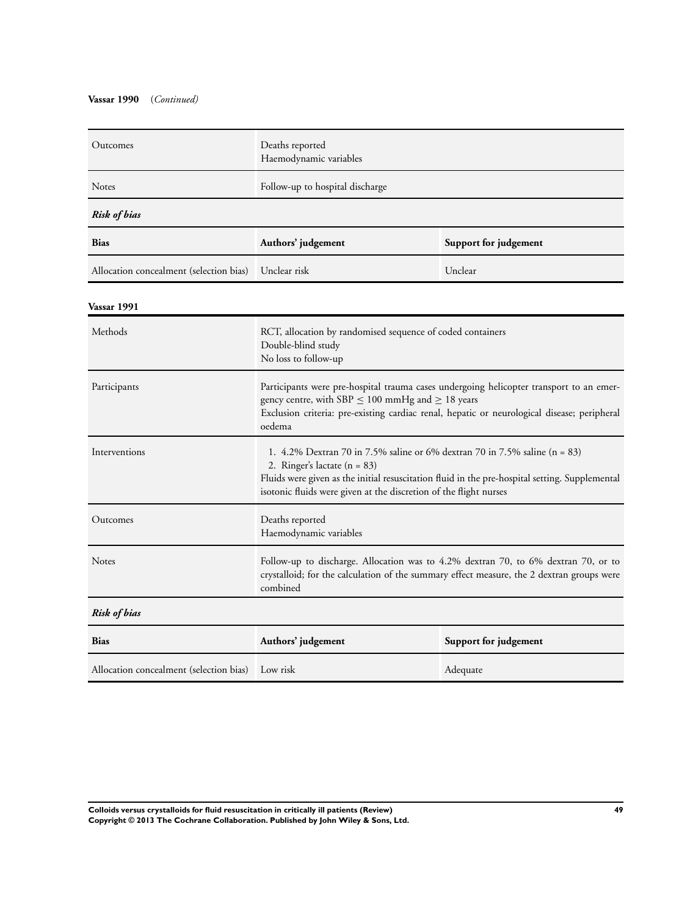**Vassar 1990** (*Continued*)

| | |
|---|---|
| Outcomes | Deaths reported<br>Haemodynamic variables |
| Notes | Follow-up to hospital discharge |

*Risk of bias*

| Bias | Authors' judgement | Support for judgement |
|---|---|---|
| Allocation concealment (selection bias) | Unclear risk | Unclear |

**Vassar 1991**

| | |
|---|---|
| Methods | RCT, allocation by randomised sequence of coded containers<br>Double-blind study<br>No loss to follow-up |
| Participants | Participants were pre-hospital trauma cases undergoing helicopter transport to an emergency centre, with SBP ≤ 100 mmHg and ≥ 18 years<br>Exclusion criteria: pre-existing cardiac renal, hepatic or neurological disease; peripheral oedema |
| Interventions | 1. 4.2% Dextran 70 in 7.5% saline or 6% dextran 70 in 7.5% saline (n = 83)<br>2. Ringer's lactate (n = 83)<br>Fluids were given as the initial resuscitation fluid in the pre-hospital setting. Supplemental isotonic fluids were given at the discretion of the flight nurses |
| Outcomes | Deaths reported<br>Haemodynamic variables |
| Notes | Follow-up to discharge. Allocation was to 4.2% dextran 70, to 6% dextran 70, or to crystalloid; for the calculation of the summary effect measure, the 2 dextran groups were combined |

*Risk of bias*

| Bias | Authors' judgement | Support for judgement |
|---|---|---|
| Allocation concealment (selection bias) | Low risk | Adequate |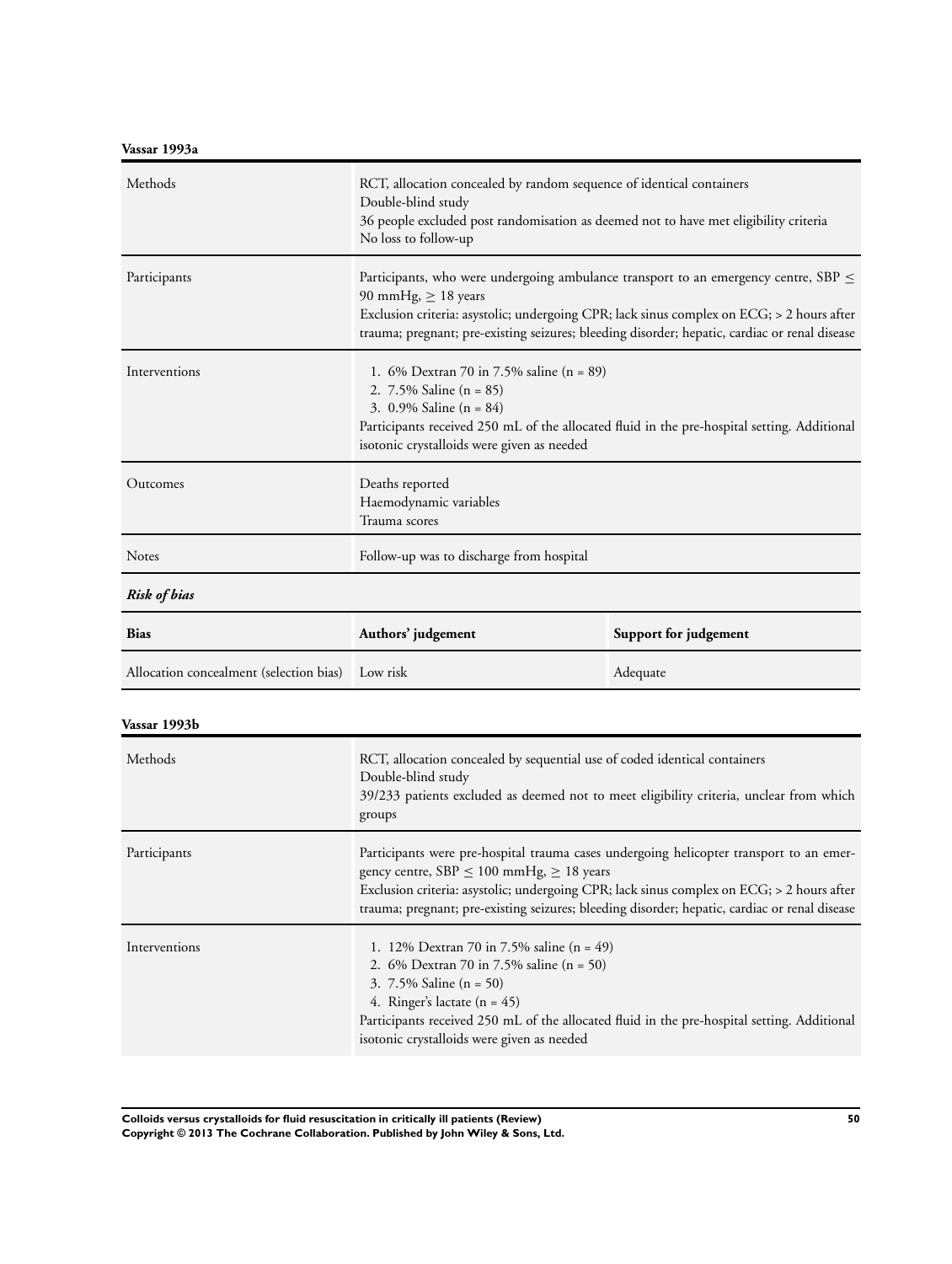**Vassar 1993a**

| | |
|---|---|
| Methods | RCT, allocation concealed by random sequence of identical containers<br>Double-blind study<br>36 people excluded post randomisation as deemed not to have met eligibility criteria<br>No loss to follow-up |
| Participants | Participants, who were undergoing ambulance transport to an emergency centre, SBP ≤ 90 mmHg, ≥ 18 years<br>Exclusion criteria: asystolic; undergoing CPR; lack sinus complex on ECG; > 2 hours after trauma; pregnant; pre-existing seizures; bleeding disorder; hepatic, cardiac or renal disease |
| Interventions | 1. 6% Dextran 70 in 7.5% saline (n = 89)<br>2. 7.5% Saline (n = 85)<br>3. 0.9% Saline (n = 84)<br>Participants received 250 mL of the allocated fluid in the pre-hospital setting. Additional isotonic crystalloids were given as needed |
| Outcomes | Deaths reported<br>Haemodynamic variables<br>Trauma scores |
| Notes | Follow-up was to discharge from hospital |

***Risk of bias***

| Bias | Authors' judgement | Support for judgement |
|---|---|---|
| Allocation concealment (selection bias) | Low risk | Adequate |

**Vassar 1993b**

| | |
|---|---|
| Methods | RCT, allocation concealed by sequential use of coded identical containers<br>Double-blind study<br>39/233 patients excluded as deemed not to meet eligibility criteria, unclear from which groups |
| Participants | Participants were pre-hospital trauma cases undergoing helicopter transport to an emergency centre, SBP ≤ 100 mmHg, ≥ 18 years<br>Exclusion criteria: asystolic; undergoing CPR; lack sinus complex on ECG; > 2 hours after trauma; pregnant; pre-existing seizures; bleeding disorder; hepatic, cardiac or renal disease |
| Interventions | 1. 12% Dextran 70 in 7.5% saline (n = 49)<br>2. 6% Dextran 70 in 7.5% saline (n = 50)<br>3. 7.5% Saline (n = 50)<br>4. Ringer's lactate (n = 45)<br>Participants received 250 mL of the allocated fluid in the pre-hospital setting. Additional isotonic crystalloids were given as needed |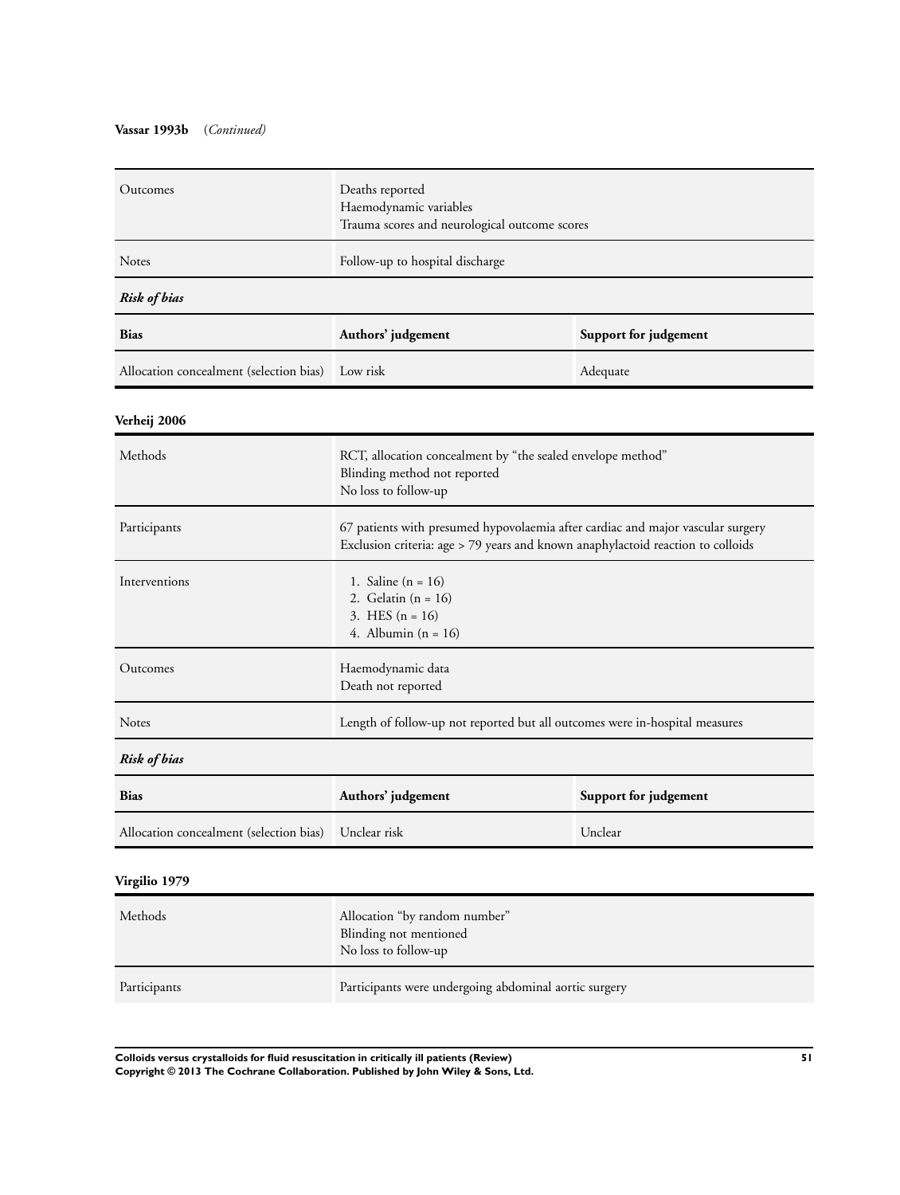**Vassar 1993b** (*Continued*)

| | |
|---|---|
| Outcomes | Deaths reported<br>Haemodynamic variables<br>Trauma scores and neurological outcome scores |
| Notes | Follow-up to hospital discharge |

***Risk of bias***

| Bias | Authors' judgement | Support for judgement |
|---|---|---|
| Allocation concealment (selection bias) | Low risk | Adequate |

**Verheij 2006**

| | |
|---|---|
| Methods | RCT, allocation concealment by "the sealed envelope method"<br>Blinding method not reported<br>No loss to follow-up |
| Participants | 67 patients with presumed hypovolaemia after cardiac and major vascular surgery<br>Exclusion criteria: age > 79 years and known anaphylactoid reaction to colloids |
| Interventions | 1. Saline (n = 16)<br>2. Gelatin (n = 16)<br>3. HES (n = 16)<br>4. Albumin (n = 16) |
| Outcomes | Haemodynamic data<br>Death not reported |
| Notes | Length of follow-up not reported but all outcomes were in-hospital measures |

***Risk of bias***

| Bias | Authors' judgement | Support for judgement |
|---|---|---|
| Allocation concealment (selection bias) | Unclear risk | Unclear |

**Virgilio 1979**

| | |
|---|---|
| Methods | Allocation "by random number"<br>Blinding not mentioned<br>No loss to follow-up |
| Participants | Participants were undergoing abdominal aortic surgery |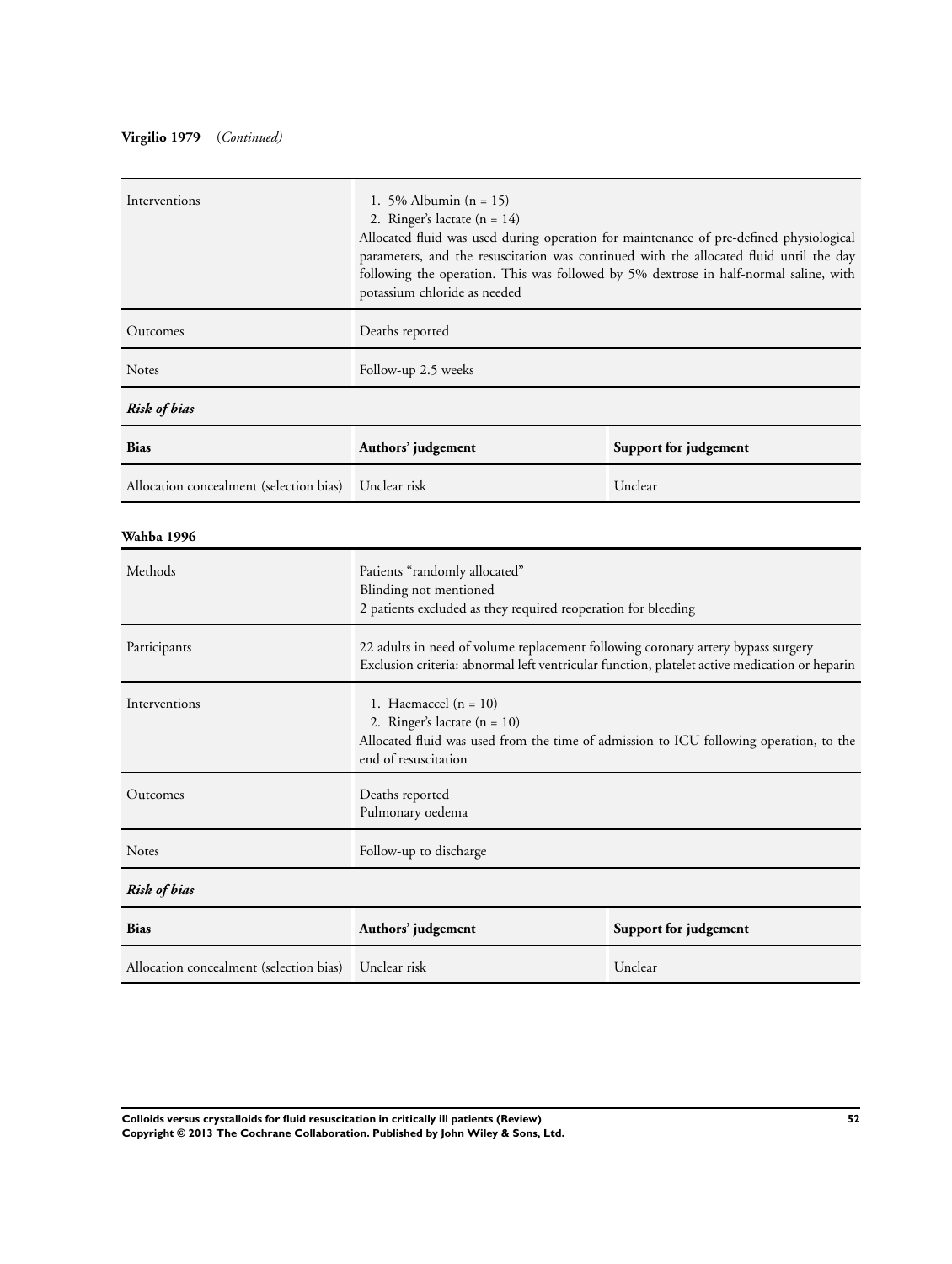**Virgilio 1979** (*Continued*)

| | |
|---|---|
| Interventions | 1. 5% Albumin (n = 15)<br>2. Ringer's lactate (n = 14)<br>Allocated fluid was used during operation for maintenance of pre-defined physiological parameters, and the resuscitation was continued with the allocated fluid until the day following the operation. This was followed by 5% dextrose in half-normal saline, with potassium chloride as needed |
| Outcomes | Deaths reported |
| Notes | Follow-up 2.5 weeks |

*Risk of bias*

| Bias | Authors' judgement | Support for judgement |
|---|---|---|
| Allocation concealment (selection bias) | Unclear risk | Unclear |

**Wahba 1996**

| | |
|---|---|
| Methods | Patients "randomly allocated"<br>Blinding not mentioned<br>2 patients excluded as they required reoperation for bleeding |
| Participants | 22 adults in need of volume replacement following coronary artery bypass surgery<br>Exclusion criteria: abnormal left ventricular function, platelet active medication or heparin |
| Interventions | 1. Haemaccel (n = 10)<br>2. Ringer's lactate (n = 10)<br>Allocated fluid was used from the time of admission to ICU following operation, to the end of resuscitation |
| Outcomes | Deaths reported<br>Pulmonary oedema |
| Notes | Follow-up to discharge |

*Risk of bias*

| Bias | Authors' judgement | Support for judgement |
|---|---|---|
| Allocation concealment (selection bias) | Unclear risk | Unclear |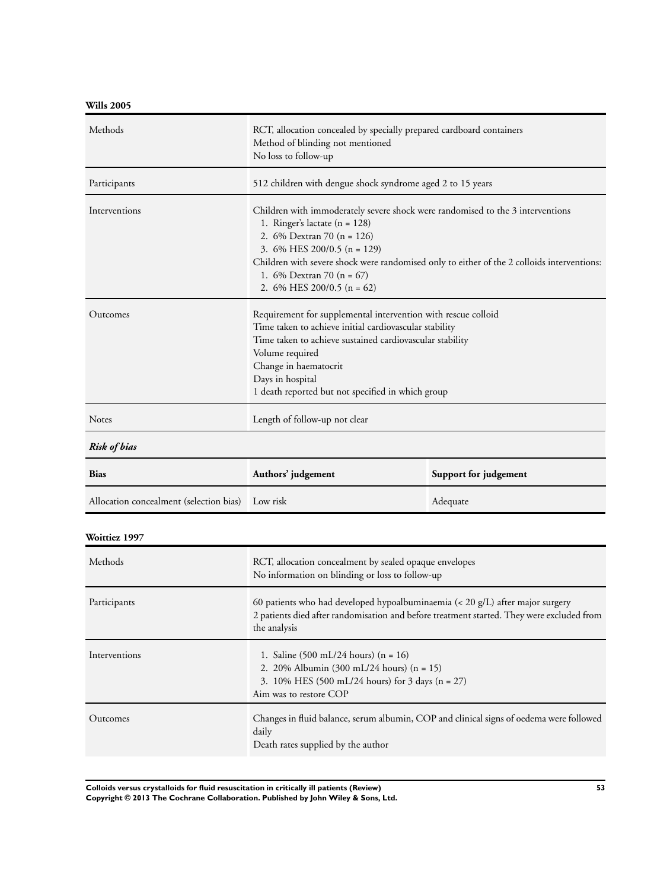**Wills 2005**

| | |
|---|---|
| Methods | RCT, allocation concealed by specially prepared cardboard containers<br>Method of blinding not mentioned<br>No loss to follow-up |
| Participants | 512 children with dengue shock syndrome aged 2 to 15 years |
| Interventions | Children with immoderately severe shock were randomised to the 3 interventions<br>1. Ringer's lactate (n = 128)<br>2. 6% Dextran 70 (n = 126)<br>3. 6% HES 200/0.5 (n = 129)<br>Children with severe shock were randomised only to either of the 2 colloids interventions:<br>1. 6% Dextran 70 (n = 67)<br>2. 6% HES 200/0.5 (n = 62) |
| Outcomes | Requirement for supplemental intervention with rescue colloid<br>Time taken to achieve initial cardiovascular stability<br>Time taken to achieve sustained cardiovascular stability<br>Volume required<br>Change in haematocrit<br>Days in hospital<br>1 death reported but not specified in which group |
| Notes | Length of follow-up not clear |

*Risk of bias*

| Bias | Authors' judgement | Support for judgement |
|---|---|---|
| Allocation concealment (selection bias) | Low risk | Adequate |

**Woittiez 1997**

| | |
|---|---|
| Methods | RCT, allocation concealment by sealed opaque envelopes<br>No information on blinding or loss to follow-up |
| Participants | 60 patients who had developed hypoalbuminaemia (< 20 g/L) after major surgery<br>2 patients died after randomisation and before treatment started. They were excluded from the analysis |
| Interventions | 1. Saline (500 mL/24 hours) (n = 16)<br>2. 20% Albumin (300 mL/24 hours) (n = 15)<br>3. 10% HES (500 mL/24 hours) for 3 days (n = 27)<br>Aim was to restore COP |
| Outcomes | Changes in fluid balance, serum albumin, COP and clinical signs of oedema were followed daily<br>Death rates supplied by the author |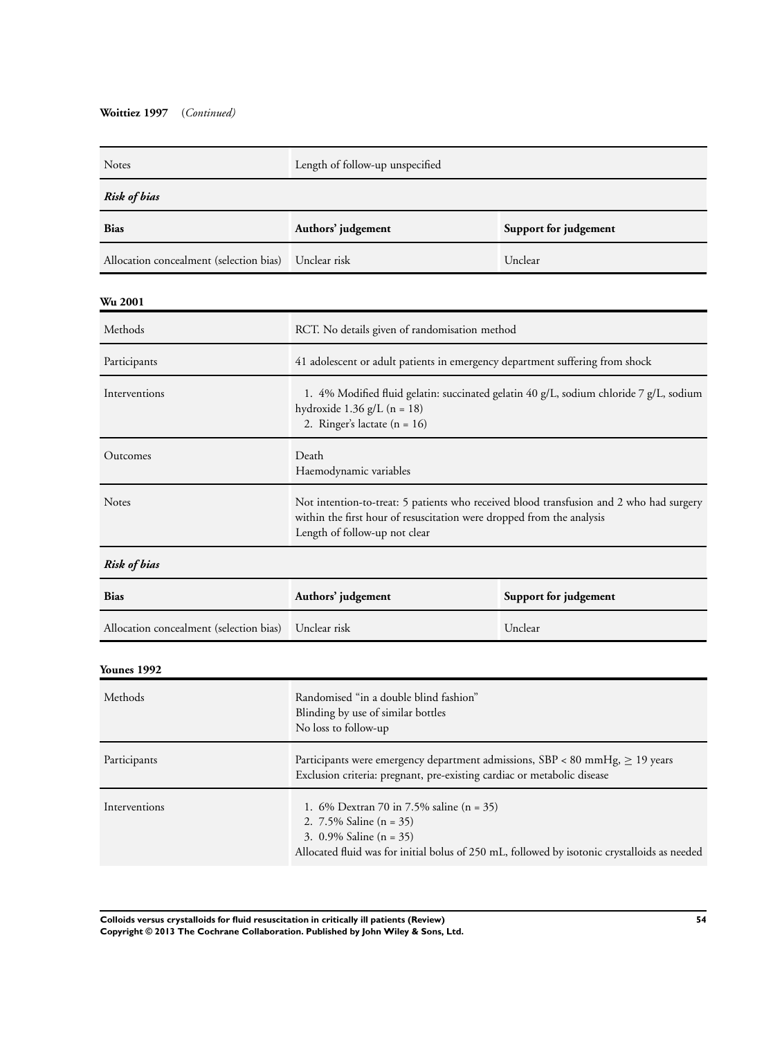**Woittiez 1997** (*Continued*)

| Notes | Length of follow-up unspecified | |
|---|---|---|
| ***Risk of bias*** | | |
| **Bias** | **Authors' judgement** | **Support for judgement** |
| Allocation concealment (selection bias) | Unclear risk | Unclear |

**Wu 2001**

| Methods | RCT. No details given of randomisation method |
|---|---|
| Participants | 41 adolescent or adult patients in emergency department suffering from shock |
| Interventions | 1. 4% Modified fluid gelatin: succinated gelatin 40 g/L, sodium chloride 7 g/L, sodium hydroxide 1.36 g/L (n = 18)<br>2. Ringer's lactate (n = 16) |
| Outcomes | Death<br>Haemodynamic variables |
| Notes | Not intention-to-treat: 5 patients who received blood transfusion and 2 who had surgery within the first hour of resuscitation were dropped from the analysis<br>Length of follow-up not clear |

***Risk of bias***

| **Bias** | **Authors' judgement** | **Support for judgement** |
|---|---|---|
| Allocation concealment (selection bias) | Unclear risk | Unclear |

**Younes 1992**

| Methods | Randomised "in a double blind fashion"<br>Blinding by use of similar bottles<br>No loss to follow-up |
|---|---|
| Participants | Participants were emergency department admissions, SBP < 80 mmHg, ≥ 19 years<br>Exclusion criteria: pregnant, pre-existing cardiac or metabolic disease |
| Interventions | 1. 6% Dextran 70 in 7.5% saline (n = 35)<br>2. 7.5% Saline (n = 35)<br>3. 0.9% Saline (n = 35)<br>Allocated fluid was for initial bolus of 250 mL, followed by isotonic crystalloids as needed |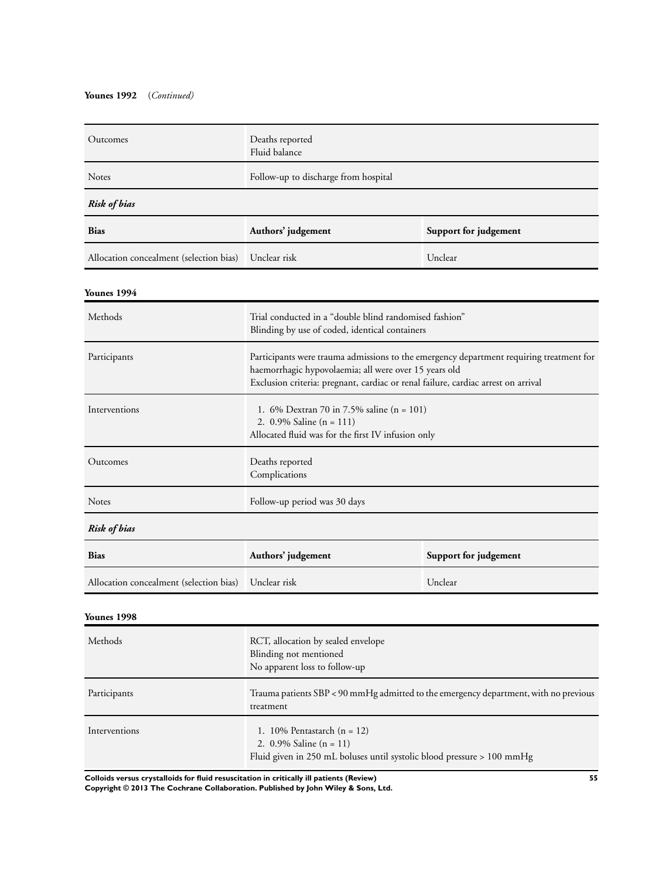**Younes 1992** *(Continued)*

| | |
|---|---|
| Outcomes | Deaths reported<br>Fluid balance |
| Notes | Follow-up to discharge from hospital |

***Risk of bias***

| Bias | Authors' judgement | Support for judgement |
|---|---|---|
| Allocation concealment (selection bias) | Unclear risk | Unclear |

**Younes 1994**

| | |
|---|---|
| Methods | Trial conducted in a "double blind randomised fashion"<br>Blinding by use of coded, identical containers |
| Participants | Participants were trauma admissions to the emergency department requiring treatment for haemorrhagic hypovolaemia; all were over 15 years old<br>Exclusion criteria: pregnant, cardiac or renal failure, cardiac arrest on arrival |
| Interventions | 1. 6% Dextran 70 in 7.5% saline (n = 101)<br>2. 0.9% Saline (n = 111)<br>Allocated fluid was for the first IV infusion only |
| Outcomes | Deaths reported<br>Complications |
| Notes | Follow-up period was 30 days |

***Risk of bias***

| Bias | Authors' judgement | Support for judgement |
|---|---|---|
| Allocation concealment (selection bias) | Unclear risk | Unclear |

**Younes 1998**

| | |
|---|---|
| Methods | RCT, allocation by sealed envelope<br>Blinding not mentioned<br>No apparent loss to follow-up |
| Participants | Trauma patients SBP < 90 mmHg admitted to the emergency department, with no previous treatment |
| Interventions | 1. 10% Pentastarch (n = 12)<br>2. 0.9% Saline (n = 11)<br>Fluid given in 250 mL boluses until systolic blood pressure > 100 mmHg |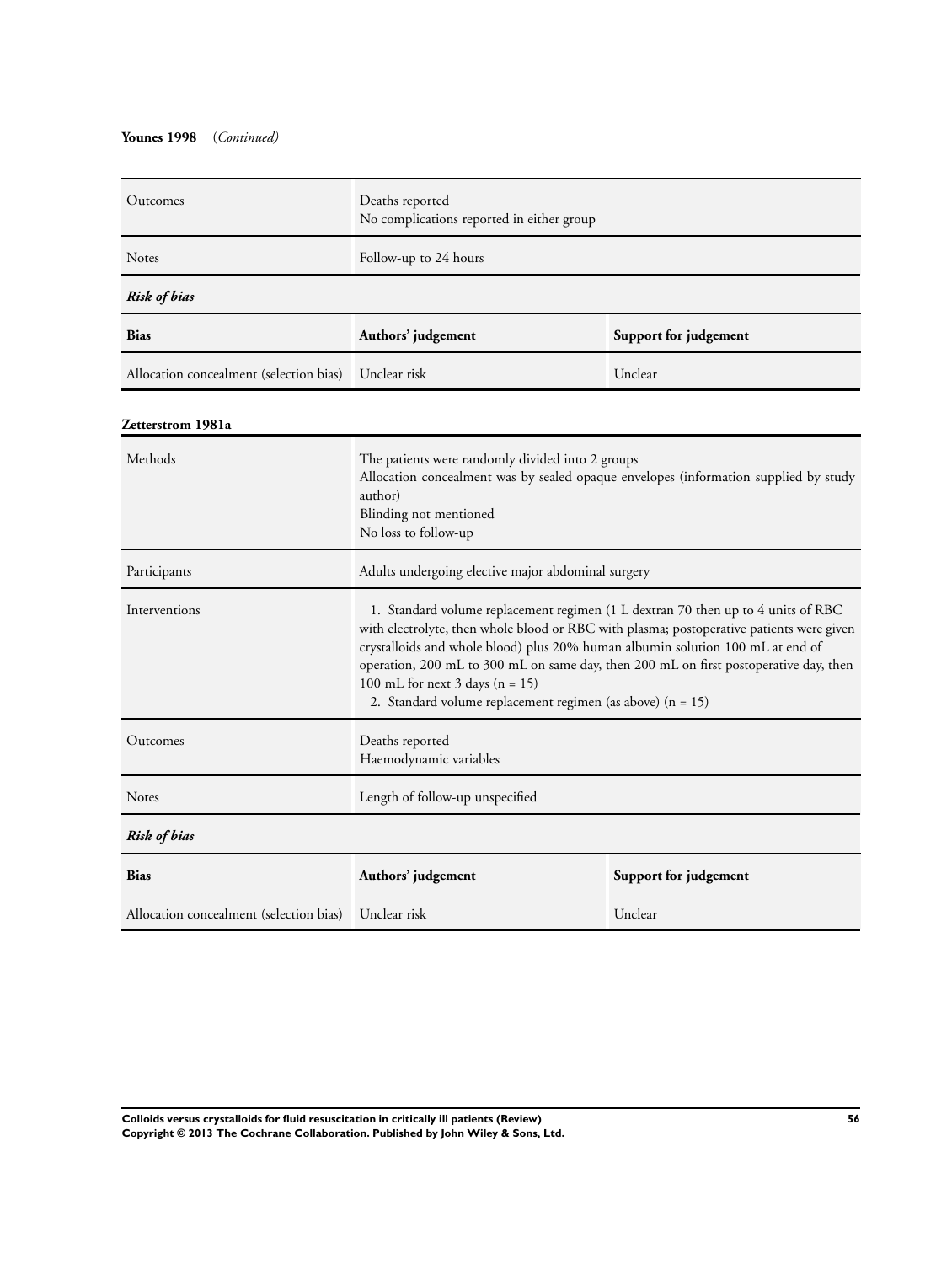**Younes 1998** (*Continued*)

| | |
|---|---|
| Outcomes | Deaths reported<br>No complications reported in either group |
| Notes | Follow-up to 24 hours |

***Risk of bias***

| Bias | Authors' judgement | Support for judgement |
|---|---|---|
| Allocation concealment (selection bias) | Unclear risk | Unclear |

**Zetterstrom 1981a**

| | |
|---|---|
| Methods | The patients were randomly divided into 2 groups<br>Allocation concealment was by sealed opaque envelopes (information supplied by study author)<br>Blinding not mentioned<br>No loss to follow-up |
| Participants | Adults undergoing elective major abdominal surgery |
| Interventions | 1. Standard volume replacement regimen (1 L dextran 70 then up to 4 units of RBC with electrolyte, then whole blood or RBC with plasma; postoperative patients were given crystalloids and whole blood) plus 20% human albumin solution 100 mL at end of operation, 200 mL to 300 mL on same day, then 200 mL on first postoperative day, then 100 mL for next 3 days (n = 15)<br>2. Standard volume replacement regimen (as above) (n = 15) |
| Outcomes | Deaths reported<br>Haemodynamic variables |
| Notes | Length of follow-up unspecified |

***Risk of bias***

| Bias | Authors' judgement | Support for judgement |
|---|---|---|
| Allocation concealment (selection bias) | Unclear risk | Unclear |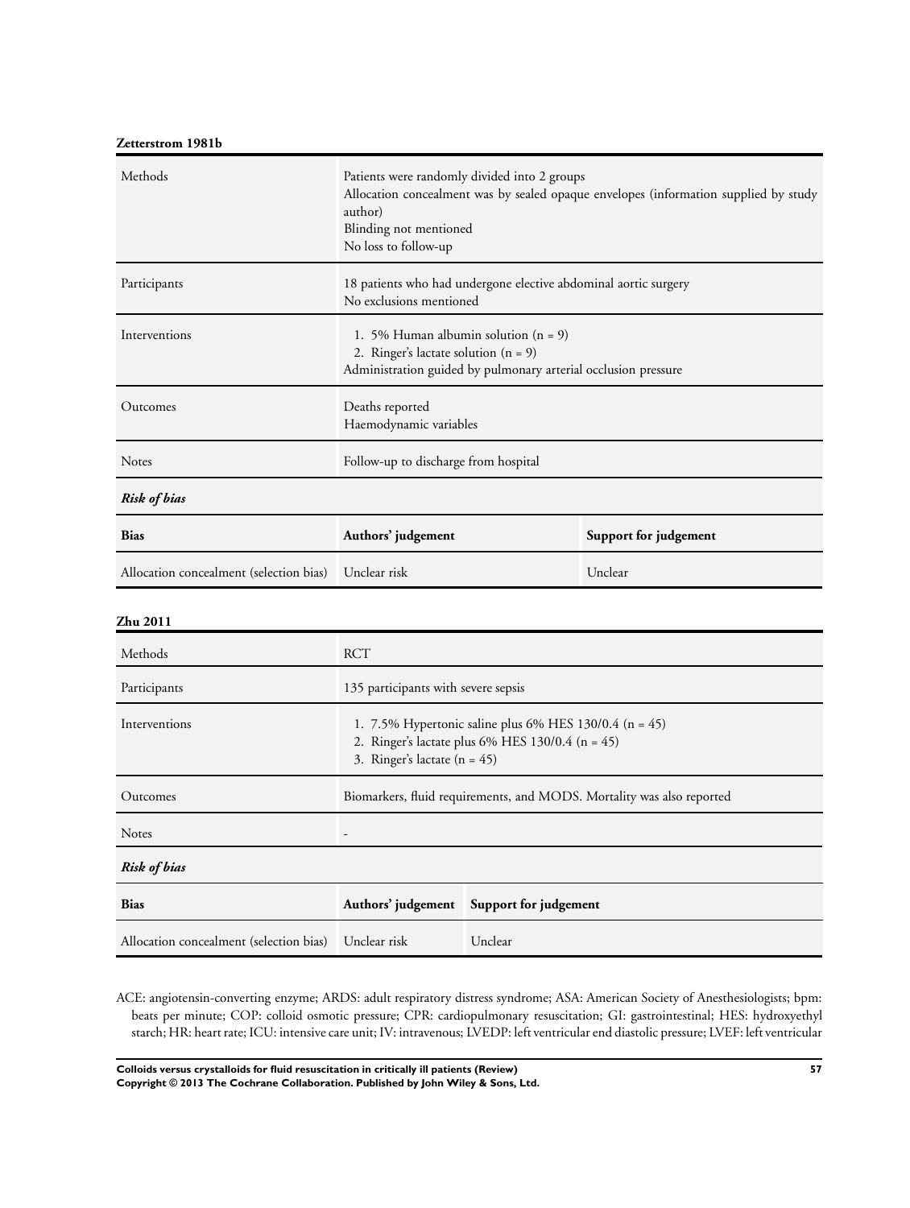**Zetterstrom 1981b**

| | |
|---|---|
| Methods | Patients were randomly divided into 2 groups<br>Allocation concealment was by sealed opaque envelopes (information supplied by study author)<br>Blinding not mentioned<br>No loss to follow-up |
| Participants | 18 patients who had undergone elective abdominal aortic surgery<br>No exclusions mentioned |
| Interventions | 1. 5% Human albumin solution (n = 9)<br>2. Ringer's lactate solution (n = 9)<br>Administration guided by pulmonary arterial occlusion pressure |
| Outcomes | Deaths reported<br>Haemodynamic variables |
| Notes | Follow-up to discharge from hospital |

*Risk of bias*

| Bias | Authors' judgement | Support for judgement |
|---|---|---|
| Allocation concealment (selection bias) | Unclear risk | Unclear |

**Zhu 2011**

| | |
|---|---|
| Methods | RCT |
| Participants | 135 participants with severe sepsis |
| Interventions | 1. 7.5% Hypertonic saline plus 6% HES 130/0.4 (n = 45)<br>2. Ringer's lactate plus 6% HES 130/0.4 (n = 45)<br>3. Ringer's lactate (n = 45) |
| Outcomes | Biomarkers, fluid requirements, and MODS. Mortality was also reported |
| Notes | - |

*Risk of bias*

| Bias | Authors' judgement | Support for judgement |
|---|---|---|
| Allocation concealment (selection bias) | Unclear risk | Unclear |

ACE: angiotensin-converting enzyme; ARDS: adult respiratory distress syndrome; ASA: American Society of Anesthesiologists; bpm: beats per minute; COP: colloid osmotic pressure; CPR: cardiopulmonary resuscitation; GI: gastrointestinal; HES: hydroxyethyl starch; HR: heart rate; ICU: intensive care unit; IV: intravenous; LVEDP: left ventricular end diastolic pressure; LVEF: left ventricular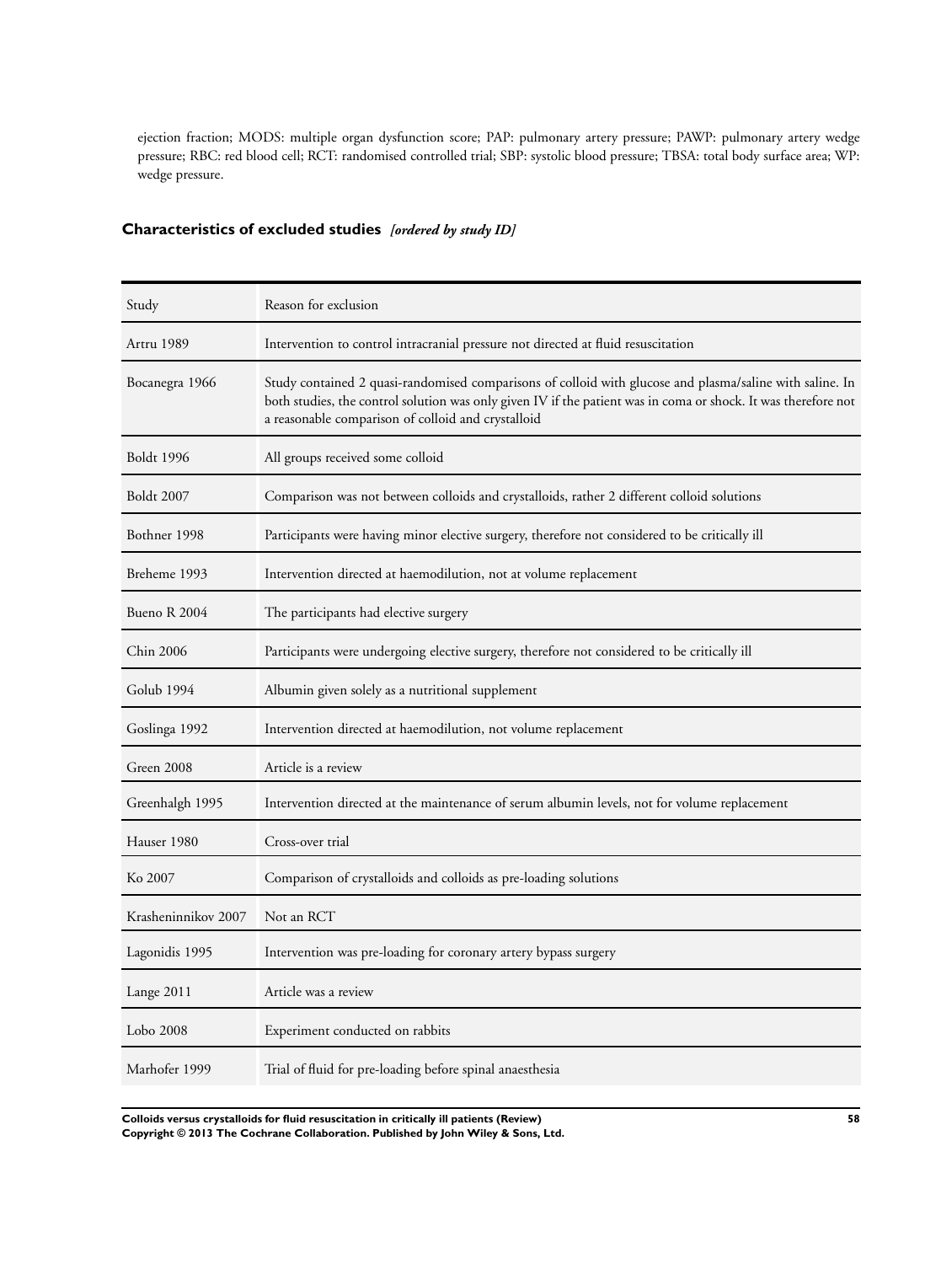ejection fraction; MODS: multiple organ dysfunction score; PAP: pulmonary artery pressure; PAWP: pulmonary artery wedge pressure; RBC: red blood cell; RCT: randomised controlled trial; SBP: systolic blood pressure; TBSA: total body surface area; WP: wedge pressure.

## Characteristics of excluded studies *[ordered by study ID]*

| Study | Reason for exclusion |
| --- | --- |
| Artru 1989 | Intervention to control intracranial pressure not directed at fluid resuscitation |
| Bocanegra 1966 | Study contained 2 quasi-randomised comparisons of colloid with glucose and plasma/saline with saline. In both studies, the control solution was only given IV if the patient was in coma or shock. It was therefore not a reasonable comparison of colloid and crystalloid |
| Boldt 1996 | All groups received some colloid |
| Boldt 2007 | Comparison was not between colloids and crystalloids, rather 2 different colloid solutions |
| Bothner 1998 | Participants were having minor elective surgery, therefore not considered to be critically ill |
| Breheme 1993 | Intervention directed at haemodilution, not at volume replacement |
| Bueno R 2004 | The participants had elective surgery |
| Chin 2006 | Participants were undergoing elective surgery, therefore not considered to be critically ill |
| Golub 1994 | Albumin given solely as a nutritional supplement |
| Goslinga 1992 | Intervention directed at haemodilution, not volume replacement |
| Green 2008 | Article is a review |
| Greenhalgh 1995 | Intervention directed at the maintenance of serum albumin levels, not for volume replacement |
| Hauser 1980 | Cross-over trial |
| Ko 2007 | Comparison of crystalloids and colloids as pre-loading solutions |
| Krasheninnikov 2007 | Not an RCT |
| Lagonidis 1995 | Intervention was pre-loading for coronary artery bypass surgery |
| Lange 2011 | Article was a review |
| Lobo 2008 | Experiment conducted on rabbits |
| Marhofer 1999 | Trial of fluid for pre-loading before spinal anaesthesia |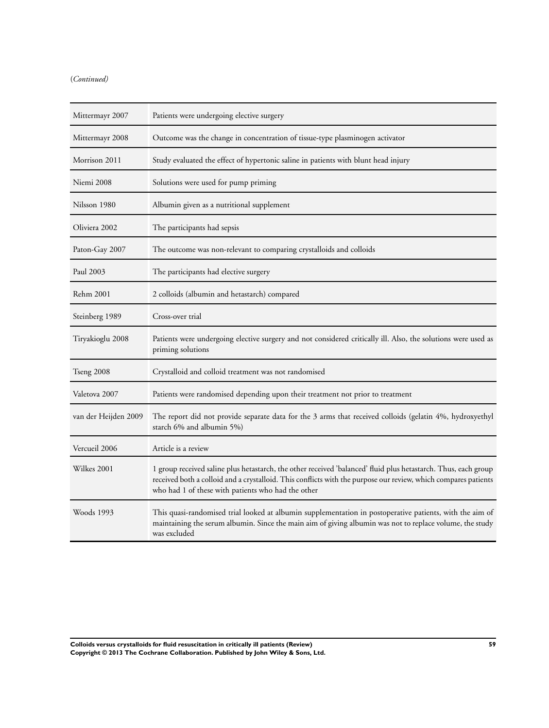(*Continued*)

| | |
|---|---|
| Mittermayr 2007 | Patients were undergoing elective surgery |
| Mittermayr 2008 | Outcome was the change in concentration of tissue-type plasminogen activator |
| Morrison 2011 | Study evaluated the effect of hypertonic saline in patients with blunt head injury |
| Niemi 2008 | Solutions were used for pump priming |
| Nilsson 1980 | Albumin given as a nutritional supplement |
| Oliviera 2002 | The participants had sepsis |
| Paton-Gay 2007 | The outcome was non-relevant to comparing crystalloids and colloids |
| Paul 2003 | The participants had elective surgery |
| Rehm 2001 | 2 colloids (albumin and hetastarch) compared |
| Steinberg 1989 | Cross-over trial |
| Tiryakioglu 2008 | Patients were undergoing elective surgery and not considered critically ill. Also, the solutions were used as priming solutions |
| Tseng 2008 | Crystalloid and colloid treatment was not randomised |
| Valetova 2007 | Patients were randomised depending upon their treatment not prior to treatment |
| van der Heijden 2009 | The report did not provide separate data for the 3 arms that received colloids (gelatin 4%, hydroxyethyl starch 6% and albumin 5%) |
| Vercueil 2006 | Article is a review |
| Wilkes 2001 | 1 group received saline plus hetastarch, the other received 'balanced' fluid plus hetastarch. Thus, each group received both a colloid and a crystalloid. This conflicts with the purpose our review, which compares patients who had 1 of these with patients who had the other |
| Woods 1993 | This quasi-randomised trial looked at albumin supplementation in postoperative patients, with the aim of maintaining the serum albumin. Since the main aim of giving albumin was not to replace volume, the study was excluded |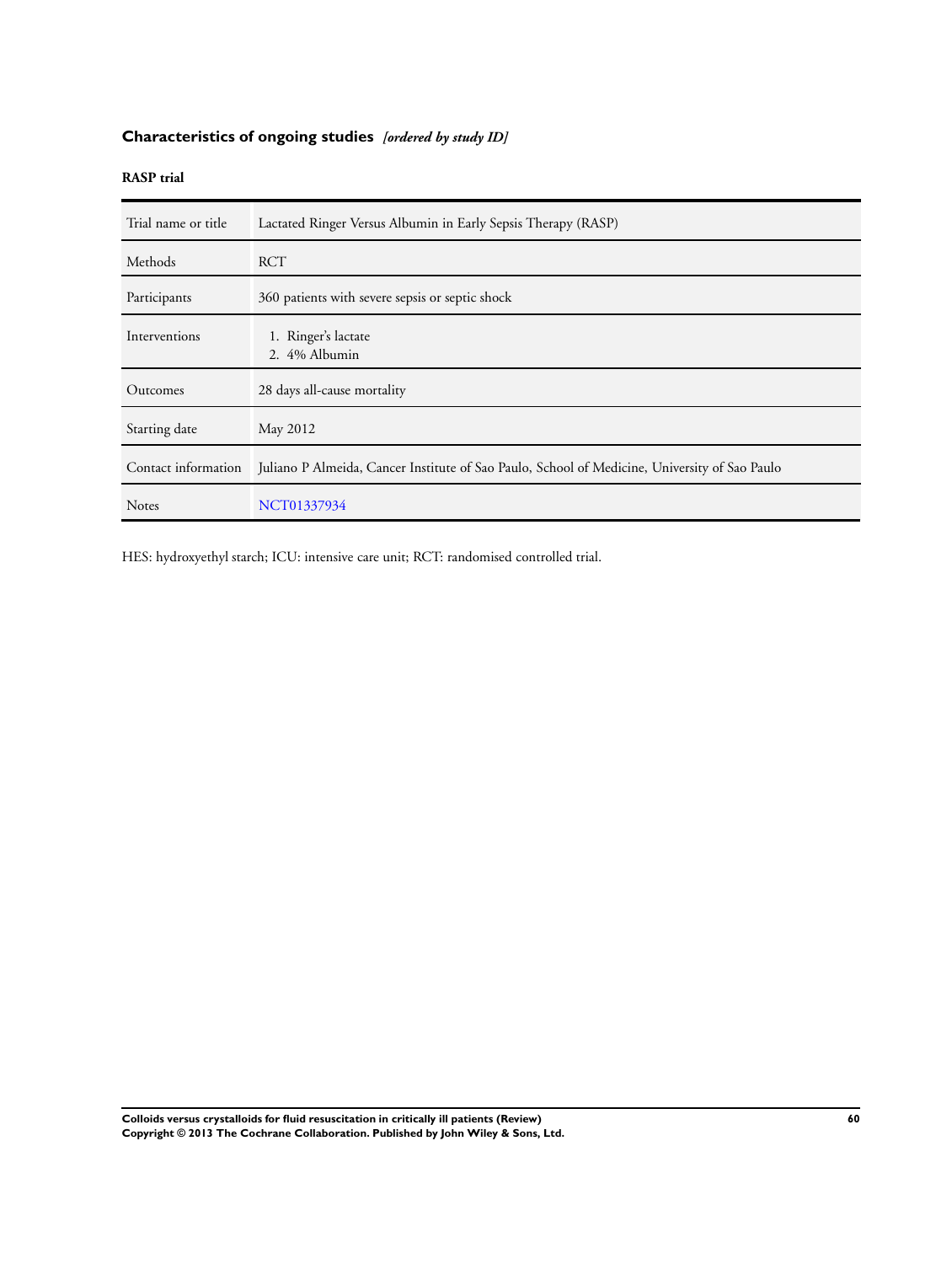## Characteristics of ongoing studies *[ordered by study ID]*

**RASP trial**

| | |
|---|---|
| Trial name or title | Lactated Ringer Versus Albumin in Early Sepsis Therapy (RASP) |
| Methods | RCT |
| Participants | 360 patients with severe sepsis or septic shock |
| Interventions | 1. Ringer's lactate<br>2. 4% Albumin |
| Outcomes | 28 days all-cause mortality |
| Starting date | May 2012 |
| Contact information | Juliano P Almeida, Cancer Institute of Sao Paulo, School of Medicine, University of Sao Paulo |
| Notes | NCT01337934 |

HES: hydroxyethyl starch; ICU: intensive care unit; RCT: randomised controlled trial.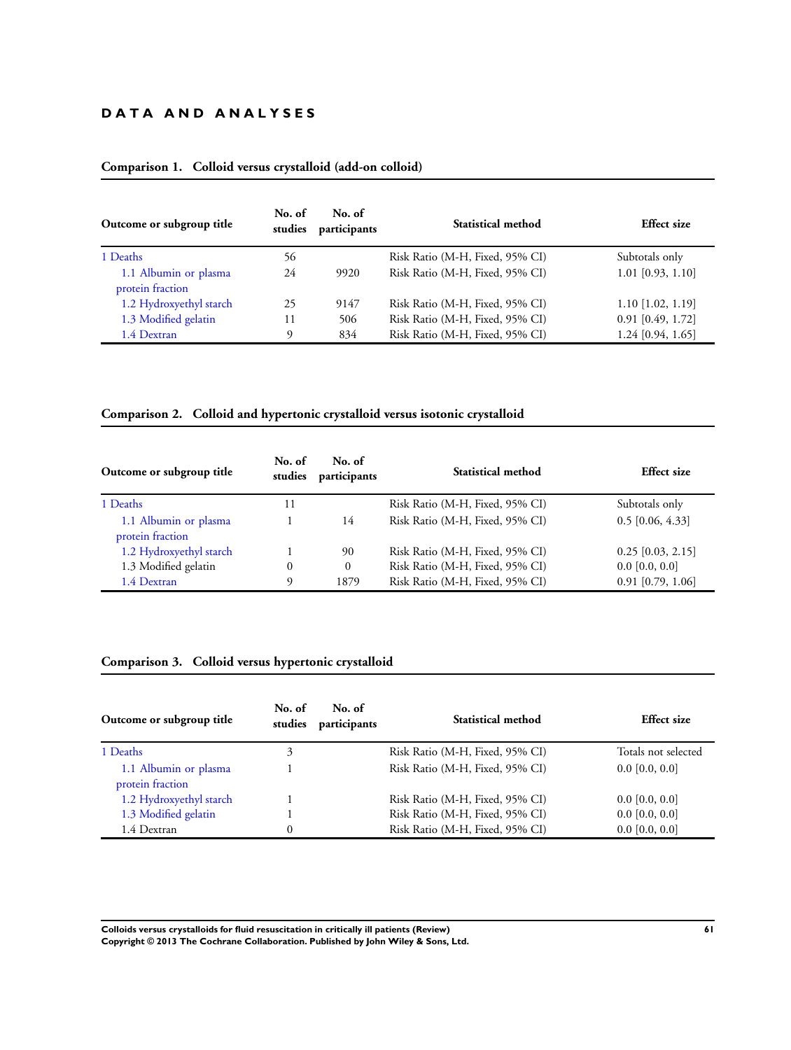# DATA AND ANALYSES

## Comparison 1. Colloid versus crystalloid (add-on colloid)

| Outcome or subgroup title | No. of studies | No. of participants | Statistical method | Effect size |
|---|---|---|---|---|
| 1 Deaths | 56 | | Risk Ratio (M-H, Fixed, 95% CI) | Subtotals only |
| 1.1 Albumin or plasma protein fraction | 24 | 9920 | Risk Ratio (M-H, Fixed, 95% CI) | 1.01 [0.93, 1.10] |
| 1.2 Hydroxyethyl starch | 25 | 9147 | Risk Ratio (M-H, Fixed, 95% CI) | 1.10 [1.02, 1.19] |
| 1.3 Modified gelatin | 11 | 506 | Risk Ratio (M-H, Fixed, 95% CI) | 0.91 [0.49, 1.72] |
| 1.4 Dextran | 9 | 834 | Risk Ratio (M-H, Fixed, 95% CI) | 1.24 [0.94, 1.65] |

## Comparison 2. Colloid and hypertonic crystalloid versus isotonic crystalloid

| Outcome or subgroup title | No. of studies | No. of participants | Statistical method | Effect size |
|---|---|---|---|---|
| 1 Deaths | 11 | | Risk Ratio (M-H, Fixed, 95% CI) | Subtotals only |
| 1.1 Albumin or plasma protein fraction | 1 | 14 | Risk Ratio (M-H, Fixed, 95% CI) | 0.5 [0.06, 4.33] |
| 1.2 Hydroxyethyl starch | 1 | 90 | Risk Ratio (M-H, Fixed, 95% CI) | 0.25 [0.03, 2.15] |
| 1.3 Modified gelatin | 0 | 0 | Risk Ratio (M-H, Fixed, 95% CI) | 0.0 [0.0, 0.0] |
| 1.4 Dextran | 9 | 1879 | Risk Ratio (M-H, Fixed, 95% CI) | 0.91 [0.79, 1.06] |

## Comparison 3. Colloid versus hypertonic crystalloid

| Outcome or subgroup title | No. of studies | No. of participants | Statistical method | Effect size |
|---|---|---|---|---|
| 1 Deaths | 3 | | Risk Ratio (M-H, Fixed, 95% CI) | Totals not selected |
| 1.1 Albumin or plasma protein fraction | 1 | | Risk Ratio (M-H, Fixed, 95% CI) | 0.0 [0.0, 0.0] |
| 1.2 Hydroxyethyl starch | 1 | | Risk Ratio (M-H, Fixed, 95% CI) | 0.0 [0.0, 0.0] |
| 1.3 Modified gelatin | 1 | | Risk Ratio (M-H, Fixed, 95% CI) | 0.0 [0.0, 0.0] |
| 1.4 Dextran | 0 | | Risk Ratio (M-H, Fixed, 95% CI) | 0.0 [0.0, 0.0] |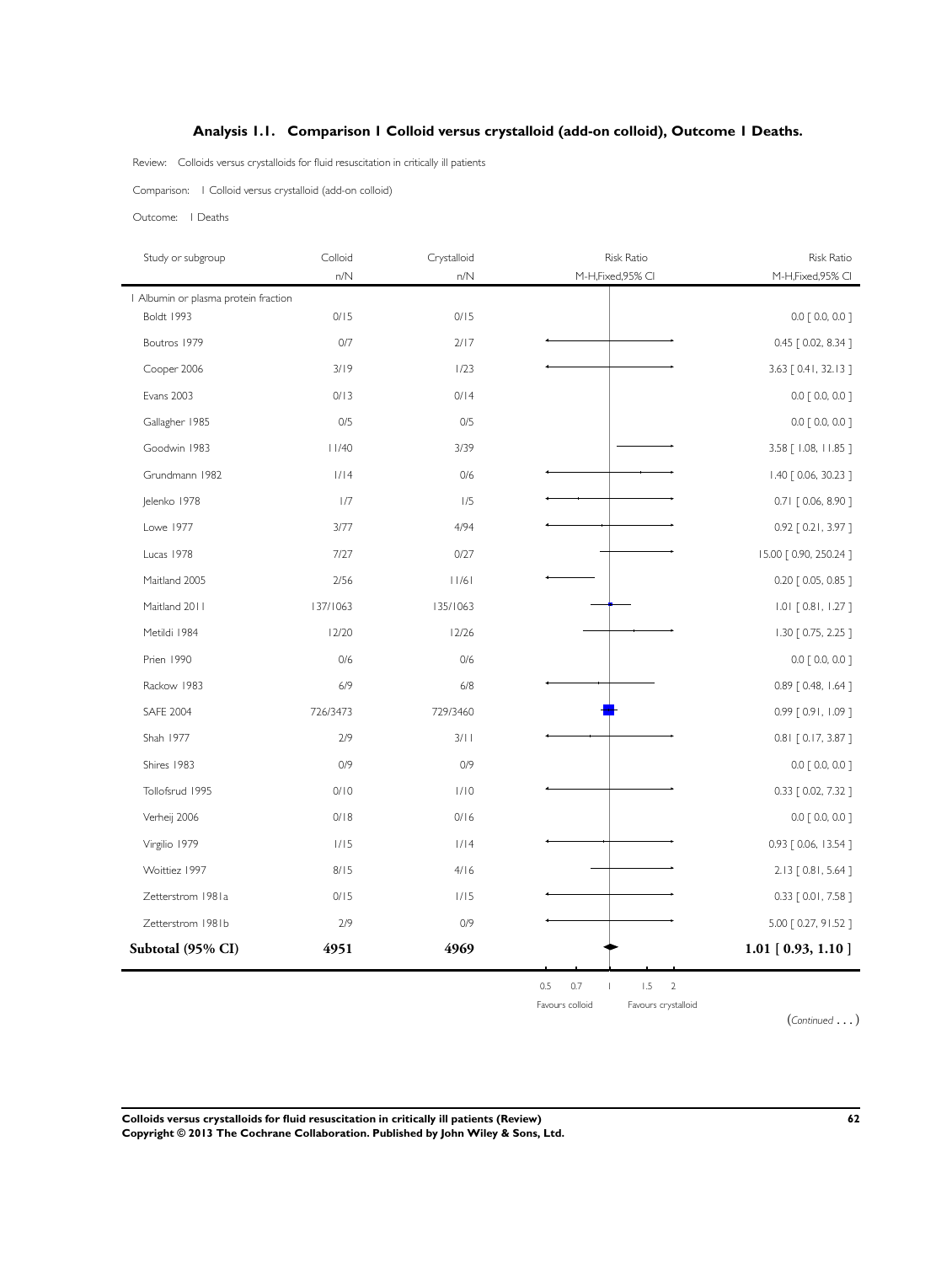## Analysis 1.1. Comparison 1 Colloid versus crystalloid (add-on colloid), Outcome 1 Deaths.

Review: Colloids versus crystalloids for fluid resuscitation in critically ill patients

Comparison: 1 Colloid versus crystalloid (add-on colloid)

Outcome: 1 Deaths

| Study or subgroup | Colloid n/N | Crystalloid n/N | Risk Ratio M-H,Fixed,95% CI |
|---|---|---|---|
| 1 Albumin or plasma protein fraction | | | |
| Boldt 1993 | 0/15 | 0/15 | 0.0 [ 0.0, 0.0 ] |
| Boutros 1979 | 0/7 | 2/17 | 0.45 [ 0.02, 8.34 ] |
| Cooper 2006 | 3/19 | 1/23 | 3.63 [ 0.41, 32.13 ] |
| Evans 2003 | 0/13 | 0/14 | 0.0 [ 0.0, 0.0 ] |
| Gallagher 1985 | 0/5 | 0/5 | 0.0 [ 0.0, 0.0 ] |
| Goodwin 1983 | 11/40 | 3/39 | 3.58 [ 1.08, 11.85 ] |
| Grundmann 1982 | 1/14 | 0/6 | 1.40 [ 0.06, 30.23 ] |
| Jelenko 1978 | 1/7 | 1/5 | 0.71 [ 0.06, 8.90 ] |
| Lowe 1977 | 3/77 | 4/94 | 0.92 [ 0.21, 3.97 ] |
| Lucas 1978 | 7/27 | 0/27 | 15.00 [ 0.90, 250.24 ] |
| Maitland 2005 | 2/56 | 11/61 | 0.20 [ 0.05, 0.85 ] |
| Maitland 2011 | 137/1063 | 135/1063 | 1.01 [ 0.81, 1.27 ] |
| Metildi 1984 | 12/20 | 12/26 | 1.30 [ 0.75, 2.25 ] |
| Prien 1990 | 0/6 | 0/6 | 0.0 [ 0.0, 0.0 ] |
| Rackow 1983 | 6/9 | 6/8 | 0.89 [ 0.48, 1.64 ] |
| SAFE 2004 | 726/3473 | 729/3460 | 0.99 [ 0.91, 1.09 ] |
| Shah 1977 | 2/9 | 3/11 | 0.81 [ 0.17, 3.87 ] |
| Shires 1983 | 0/9 | 0/9 | 0.0 [ 0.0, 0.0 ] |
| Tollofsrud 1995 | 0/10 | 1/10 | 0.33 [ 0.02, 7.32 ] |
| Verheij 2006 | 0/18 | 0/16 | 0.0 [ 0.0, 0.0 ] |
| Virgilio 1979 | 1/15 | 1/14 | 0.93 [ 0.06, 13.54 ] |
| Woittiez 1997 | 8/15 | 4/16 | 2.13 [ 0.81, 5.64 ] |
| Zetterstrom 1981a | 0/15 | 1/15 | 0.33 [ 0.01, 7.58 ] |
| Zetterstrom 1981b | 2/9 | 0/9 | 5.00 [ 0.27, 91.52 ] |
| **Subtotal (95% CI)** | **4951** | **4969** | **1.01 [ 0.93, 1.10 ]** |

0.5 0.7 1 1.5 2

Favours colloid Favours crystalloid

(*Continued . . .*)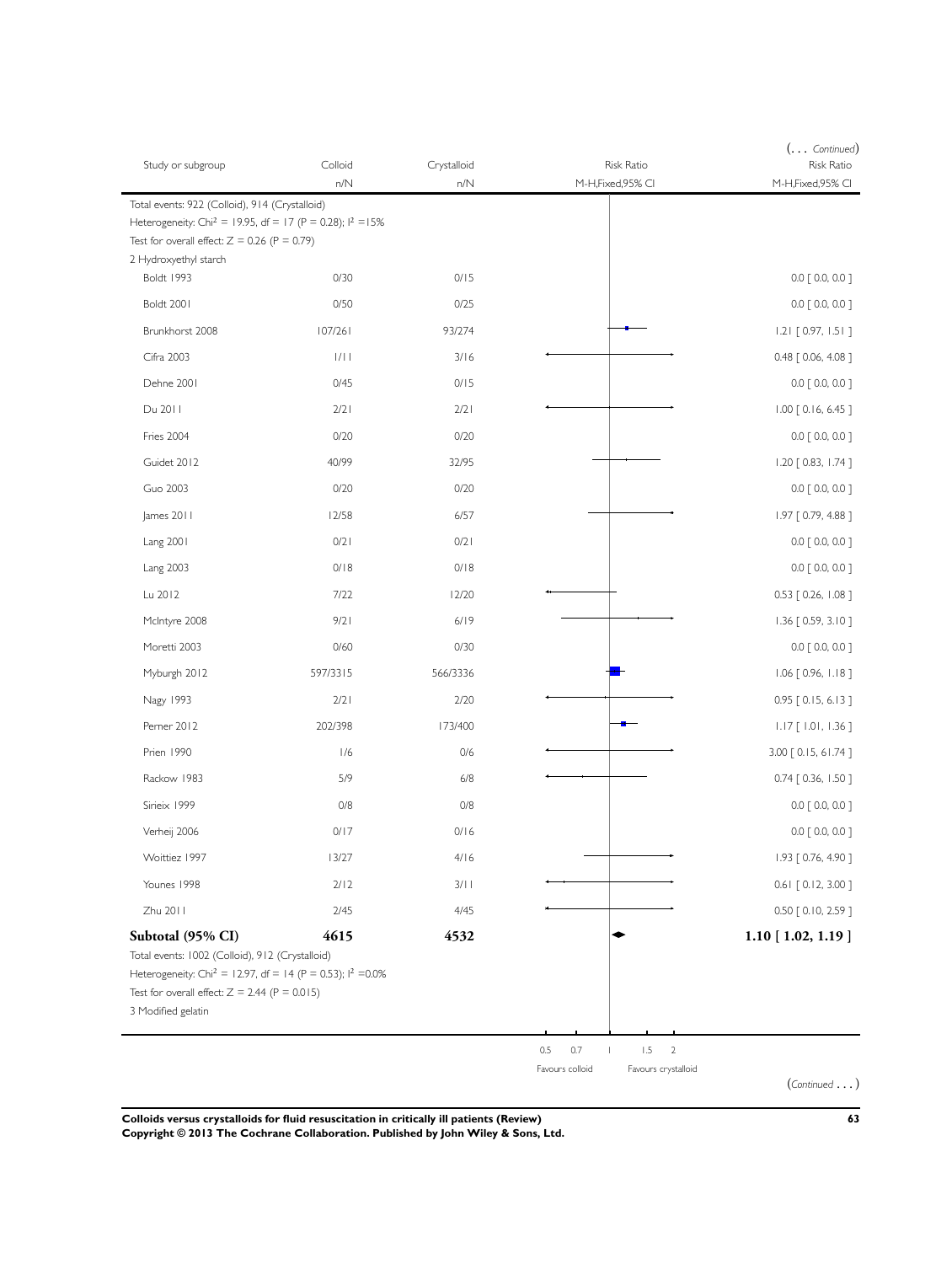(... *Continued*)

| Study or subgroup | Colloid | Crystalloid | Risk Ratio | Risk Ratio |
|---|---|---|---|---|
| | n/N | n/N | M-H,Fixed,95% CI | M-H,Fixed,95% CI |
| Total events: 922 (Colloid), 914 (Crystalloid) | | | | |
| Heterogeneity: Chi² = 19.95, df = 17 (P = 0.28); I² =15% | | | | |
| Test for overall effect: Z = 0.26 (P = 0.79) | | | | |
| 2 Hydroxyethyl starch | | | | |
| Boldt 1993 | 0/30 | 0/15 | | 0.0 [ 0.0, 0.0 ] |
| Boldt 2001 | 0/50 | 0/25 | | 0.0 [ 0.0, 0.0 ] |
| Brunkhorst 2008 | 107/261 | 93/274 | | 1.21 [ 0.97, 1.51 ] |
| Cifra 2003 | 1/11 | 3/16 | | 0.48 [ 0.06, 4.08 ] |
| Dehne 2001 | 0/45 | 0/15 | | 0.0 [ 0.0, 0.0 ] |
| Du 2011 | 2/21 | 2/21 | | 1.00 [ 0.16, 6.45 ] |
| Fries 2004 | 0/20 | 0/20 | | 0.0 [ 0.0, 0.0 ] |
| Guidet 2012 | 40/99 | 32/95 | | 1.20 [ 0.83, 1.74 ] |
| Guo 2003 | 0/20 | 0/20 | | 0.0 [ 0.0, 0.0 ] |
| James 2011 | 12/58 | 6/57 | | 1.97 [ 0.79, 4.88 ] |
| Lang 2001 | 0/21 | 0/21 | | 0.0 [ 0.0, 0.0 ] |
| Lang 2003 | 0/18 | 0/18 | | 0.0 [ 0.0, 0.0 ] |
| Lu 2012 | 7/22 | 12/20 | | 0.53 [ 0.26, 1.08 ] |
| McIntyre 2008 | 9/21 | 6/19 | | 1.36 [ 0.59, 3.10 ] |
| Moretti 2003 | 0/60 | 0/30 | | 0.0 [ 0.0, 0.0 ] |
| Myburgh 2012 | 597/3315 | 566/3336 | | 1.06 [ 0.96, 1.18 ] |
| Nagy 1993 | 2/21 | 2/20 | | 0.95 [ 0.15, 6.13 ] |
| Perner 2012 | 202/398 | 173/400 | | 1.17 [ 1.01, 1.36 ] |
| Prien 1990 | 1/6 | 0/6 | | 3.00 [ 0.15, 61.74 ] |
| Rackow 1983 | 5/9 | 6/8 | | 0.74 [ 0.36, 1.50 ] |
| Sirieix 1999 | 0/8 | 0/8 | | 0.0 [ 0.0, 0.0 ] |
| Verheij 2006 | 0/17 | 0/16 | | 0.0 [ 0.0, 0.0 ] |
| Woittiez 1997 | 13/27 | 4/16 | | 1.93 [ 0.76, 4.90 ] |
| Younes 1998 | 2/12 | 3/11 | | 0.61 [ 0.12, 3.00 ] |
| Zhu 2011 | 2/45 | 4/45 | | 0.50 [ 0.10, 2.59 ] |
| **Subtotal (95% CI)** | **4615** | **4532** | | **1.10 [ 1.02, 1.19 ]** |
| Total events: 1002 (Colloid), 912 (Crystalloid) | | | | |
| Heterogeneity: Chi² = 12.97, df = 14 (P = 0.53); I² =0.0% | | | | |
| Test for overall effect: Z = 2.44 (P = 0.015) | | | | |
| 3 Modified gelatin | | | | |

0.5 0.7 1 1.5 2

Favours colloid Favours crystalloid

(*Continued* ...)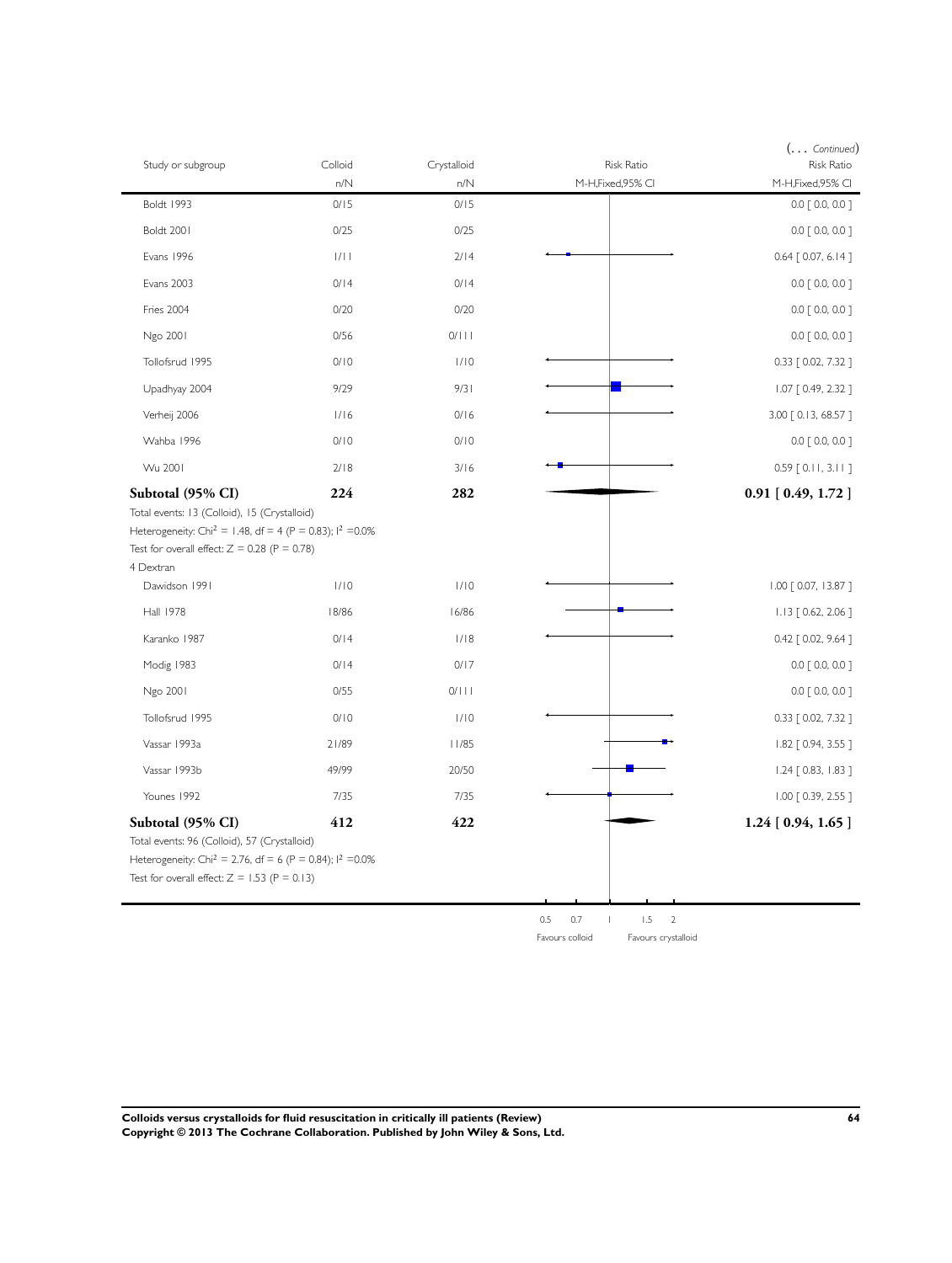(... *Continued*)

| Study or subgroup | Colloid n/N | Crystalloid n/N | Risk Ratio M-H,Fixed,95% CI |
|---|---|---|---|
| Boldt 1993 | 0/15 | 0/15 | 0.0 [ 0.0, 0.0 ] |
| Boldt 2001 | 0/25 | 0/25 | 0.0 [ 0.0, 0.0 ] |
| Evans 1996 | 1/11 | 2/14 | 0.64 [ 0.07, 6.14 ] |
| Evans 2003 | 0/14 | 0/14 | 0.0 [ 0.0, 0.0 ] |
| Fries 2004 | 0/20 | 0/20 | 0.0 [ 0.0, 0.0 ] |
| Ngo 2001 | 0/56 | 0/111 | 0.0 [ 0.0, 0.0 ] |
| Tollofsrud 1995 | 0/10 | 1/10 | 0.33 [ 0.02, 7.32 ] |
| Upadhyay 2004 | 9/29 | 9/31 | 1.07 [ 0.49, 2.32 ] |
| Verheij 2006 | 1/16 | 0/16 | 3.00 [ 0.13, 68.57 ] |
| Wahba 1996 | 0/10 | 0/10 | 0.0 [ 0.0, 0.0 ] |
| Wu 2001 | 2/18 | 3/16 | 0.59 [ 0.11, 3.11 ] |
| **Subtotal (95% CI)** | **224** | **282** | **0.91 [ 0.49, 1.72 ]** |

Total events: 13 (Colloid), 15 (Crystalloid)
Heterogeneity: $Chi^2 = 1.48$, df = 4 (P = 0.83); $I^2 = 0.0\%$
Test for overall effect: Z = 0.28 (P = 0.78)

4 Dextran

| Study or subgroup | Colloid n/N | Crystalloid n/N | Risk Ratio M-H,Fixed,95% CI |
|---|---|---|---|
| Dawidson 1991 | 1/10 | 1/10 | 1.00 [ 0.07, 13.87 ] |
| Hall 1978 | 18/86 | 16/86 | 1.13 [ 0.62, 2.06 ] |
| Karanko 1987 | 0/14 | 1/18 | 0.42 [ 0.02, 9.64 ] |
| Modig 1983 | 0/14 | 0/17 | 0.0 [ 0.0, 0.0 ] |
| Ngo 2001 | 0/55 | 0/111 | 0.0 [ 0.0, 0.0 ] |
| Tollofsrud 1995 | 0/10 | 1/10 | 0.33 [ 0.02, 7.32 ] |
| Vassar 1993a | 21/89 | 11/85 | 1.82 [ 0.94, 3.55 ] |
| Vassar 1993b | 49/99 | 20/50 | 1.24 [ 0.83, 1.83 ] |
| Younes 1992 | 7/35 | 7/35 | 1.00 [ 0.39, 2.55 ] |
| **Subtotal (95% CI)** | **412** | **422** | **1.24 [ 0.94, 1.65 ]** |

Total events: 96 (Colloid), 57 (Crystalloid)
Heterogeneity: $Chi^2 = 2.76$, df = 6 (P = 0.84); $I^2 = 0.0\%$
Test for overall effect: Z = 1.53 (P = 0.13)

0.5 0.7 1 1.5 2

Favours colloid Favours crystalloid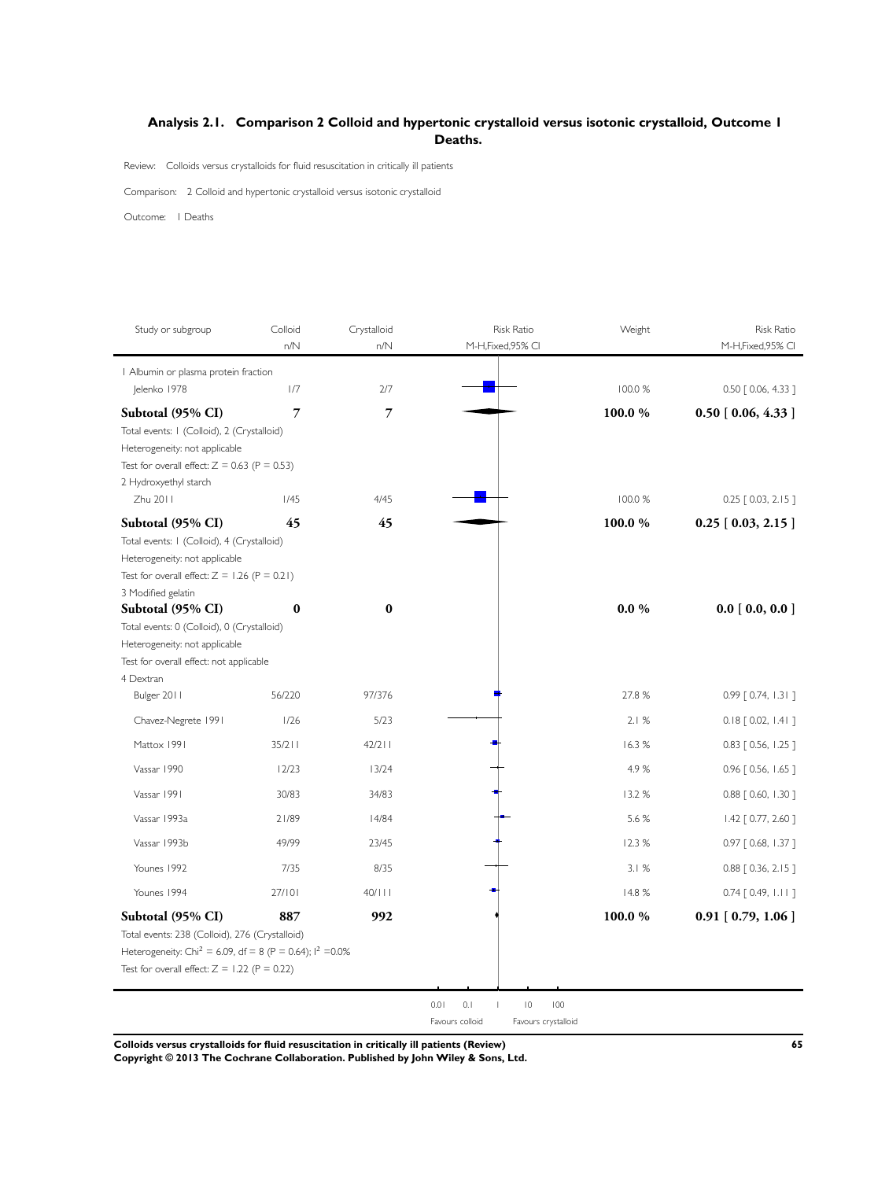## Analysis 2.1. Comparison 2 Colloid and hypertonic crystalloid versus isotonic crystalloid, Outcome 1 Deaths.

Review: Colloids versus crystalloids for fluid resuscitation in critically ill patients

Comparison: 2 Colloid and hypertonic crystalloid versus isotonic crystalloid

Outcome: 1 Deaths

| Study or subgroup | Colloid n/N | Crystalloid n/N | Risk Ratio M-H,Fixed,95% CI | Weight | Risk Ratio M-H,Fixed,95% CI |
|---|---|---|---|---|---|
| 1 Albumin or plasma protein fraction | | | | | |
| Jelenko 1978 | 1/7 | 2/7 | | 100.0 % | 0.50 [ 0.06, 4.33 ] |
| **Subtotal (95% CI)** | **7** | **7** | | **100.0 %** | **0.50 [ 0.06, 4.33 ]** |
| Total events: 1 (Colloid), 2 (Crystalloid) | | | | | |
| Heterogeneity: not applicable | | | | | |
| Test for overall effect: Z = 0.63 (P = 0.53) | | | | | |
| 2 Hydroxyethyl starch | | | | | |
| Zhu 2011 | 1/45 | 4/45 | | 100.0 % | 0.25 [ 0.03, 2.15 ] |
| **Subtotal (95% CI)** | **45** | **45** | | **100.0 %** | **0.25 [ 0.03, 2.15 ]** |
| Total events: 1 (Colloid), 4 (Crystalloid) | | | | | |
| Heterogeneity: not applicable | | | | | |
| Test for overall effect: Z = 1.26 (P = 0.21) | | | | | |
| 3 Modified gelatin | | | | | |
| **Subtotal (95% CI)** | **0** | **0** | | **0.0 %** | **0.0 [ 0.0, 0.0 ]** |
| Total events: 0 (Colloid), 0 (Crystalloid) | | | | | |
| Heterogeneity: not applicable | | | | | |
| Test for overall effect: not applicable | | | | | |
| 4 Dextran | | | | | |
| Bulger 2011 | 56/220 | 97/376 | | 27.8 % | 0.99 [ 0.74, 1.31 ] |
| Chavez-Negrete 1991 | 1/26 | 5/23 | | 2.1 % | 0.18 [ 0.02, 1.41 ] |
| Mattox 1991 | 35/211 | 42/211 | | 16.3 % | 0.83 [ 0.56, 1.25 ] |
| Vassar 1990 | 12/23 | 13/24 | | 4.9 % | 0.96 [ 0.56, 1.65 ] |
| Vassar 1991 | 30/83 | 34/83 | | 13.2 % | 0.88 [ 0.60, 1.30 ] |
| Vassar 1993a | 21/89 | 14/84 | | 5.6 % | 1.42 [ 0.77, 2.60 ] |
| Vassar 1993b | 49/99 | 23/45 | | 12.3 % | 0.97 [ 0.68, 1.37 ] |
| Younes 1992 | 7/35 | 8/35 | | 3.1 % | 0.88 [ 0.36, 2.15 ] |
| Younes 1994 | 27/101 | 40/111 | | 14.8 % | 0.74 [ 0.49, 1.11 ] |
| **Subtotal (95% CI)** | **887** | **992** | | **100.0 %** | **0.91 [ 0.79, 1.06 ]** |
| Total events: 238 (Colloid), 276 (Crystalloid) | | | | | |
| Heterogeneity: $Chi^2$ = 6.09, df = 8 (P = 0.64); $I^2$ =0.0% | | | | | |
| Test for overall effect: Z = 1.22 (P = 0.22) | | | | | |

0.01 0.1 1 10 100

Favours colloid Favours crystalloid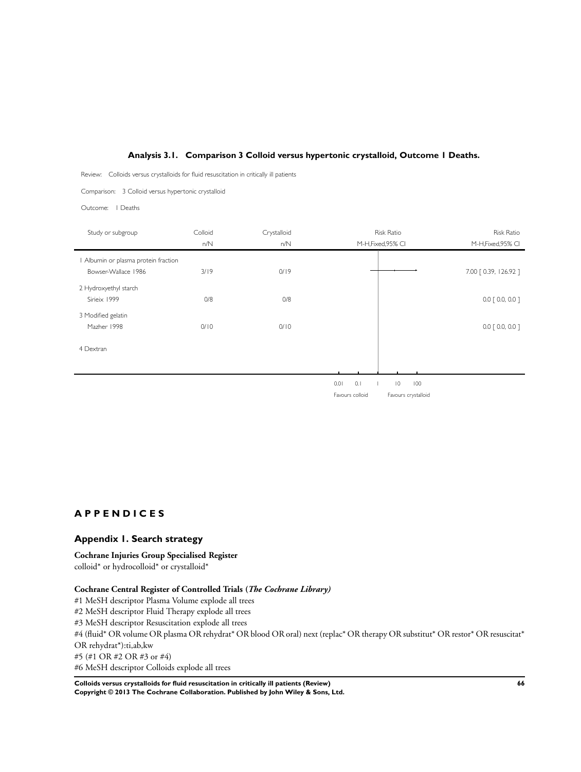### Analysis 3.1. Comparison 3 Colloid versus hypertonic crystalloid, Outcome 1 Deaths.

Review: Colloids versus crystalloids for fluid resuscitation in critically ill patients

Comparison: 3 Colloid versus hypertonic crystalloid

Outcome: 1 Deaths

| Study or subgroup | Colloid n/N | Crystalloid n/N | Risk Ratio M-H,Fixed,95% CI |
|---|---|---|---|
| 1 Albumin or plasma protein fraction | | | |
| Bowser-Wallace 1986 | 3/19 | 0/19 | 7.00 [ 0.39, 126.92 ] |
| 2 Hydroxyethyl starch | | | |
| Sirieix 1999 | 0/8 | 0/8 | 0.0 [ 0.0, 0.0 ] |
| 3 Modified gelatin | | | |
| Mazher 1998 | 0/10 | 0/10 | 0.0 [ 0.0, 0.0 ] |
| 4 Dextran | | | |

0.01 0.1 1 10 100

Favours colloid Favours crystalloid

# APPENDICES

## Appendix 1. Search strategy

**Cochrane Injuries Group Specialised Register**
colloid* or hydrocolloid* or crystalloid*

**Cochrane Central Register of Controlled Trials (*The Cochrane Library)***

#1 MeSH descriptor Plasma Volume explode all trees
#2 MeSH descriptor Fluid Therapy explode all trees
#3 MeSH descriptor Resuscitation explode all trees
#4 (fluid* OR volume OR plasma OR rehydrat* OR blood OR oral) next (replac* OR therapy OR substitut* OR restor* OR resuscitat* OR rehydrat*):ti,ab,kw
#5 (#1 OR #2 OR #3 or #4)
#6 MeSH descriptor Colloids explode all trees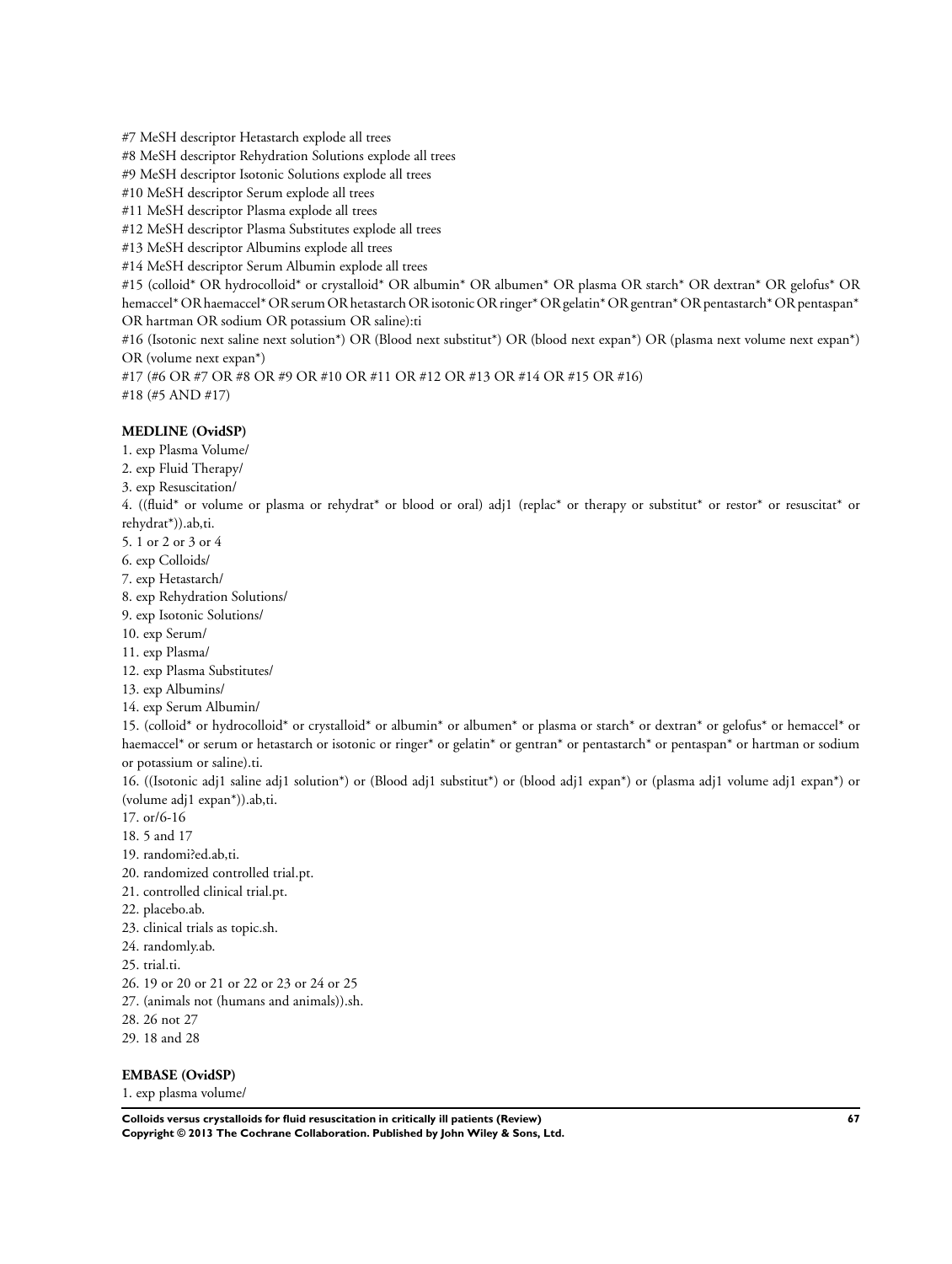#7 MeSH descriptor Hetastarch explode all trees
#8 MeSH descriptor Rehydration Solutions explode all trees
#9 MeSH descriptor Isotonic Solutions explode all trees
#10 MeSH descriptor Serum explode all trees
#11 MeSH descriptor Plasma explode all trees
#12 MeSH descriptor Plasma Substitutes explode all trees
#13 MeSH descriptor Albumins explode all trees
#14 MeSH descriptor Serum Albumin explode all trees
#15 (colloid* OR hydrocolloid* or crystalloid* OR albumin* OR albumen* OR plasma OR starch* OR dextran* OR gelofus* OR hemaccel* OR haemaccel* OR serum OR hetastarch OR isotonic OR ringer* OR gelatin* OR gentran* OR pentastarch* OR pentaspan* OR hartman OR sodium OR potassium OR saline):ti
#16 (Isotonic next saline next solution*) OR (Blood next substitut*) OR (blood next expan*) OR (plasma next volume next expan*) OR (volume next expan*)
#17 (#6 OR #7 OR #8 OR #9 OR #10 OR #11 OR #12 OR #13 OR #14 OR #15 OR #16)
#18 (#5 AND #17)

**MEDLINE (OvidSP)**

1. exp Plasma Volume/
2. exp Fluid Therapy/
3. exp Resuscitation/
4. ((fluid* or volume or plasma or rehydrat* or blood or oral) adj1 (replac* or therapy or substitut* or restor* or resuscitat* or rehydrat*)).ab,ti.
5. 1 or 2 or 3 or 4
6. exp Colloids/
7. exp Hetastarch/
8. exp Rehydration Solutions/
9. exp Isotonic Solutions/
10. exp Serum/
11. exp Plasma/
12. exp Plasma Substitutes/
13. exp Albumins/
14. exp Serum Albumin/
15. (colloid* or hydrocolloid* or crystalloid* or albumin* or albumen* or plasma or starch* or dextran* or gelofus* or hemaccel* or haemaccel* or serum or hetastarch or isotonic or ringer* or gelatin* or gentran* or pentastarch* or pentaspan* or hartman or sodium or potassium or saline).ti.
16. ((Isotonic adj1 saline adj1 solution*) or (Blood adj1 substitut*) or (blood adj1 expan*) or (plasma adj1 volume adj1 expan*) or (volume adj1 expan*)).ab,ti.
17. or/6-16
18. 5 and 17
19. randomi?ed.ab,ti.
20. randomized controlled trial.pt.
21. controlled clinical trial.pt.
22. placebo.ab.
23. clinical trials as topic.sh.
24. randomly.ab.
25. trial.ti.
26. 19 or 20 or 21 or 22 or 23 or 24 or 25
27. (animals not (humans and animals)).sh.
28. 26 not 27
29. 18 and 28

**EMBASE (OvidSP)**

1. exp plasma volume/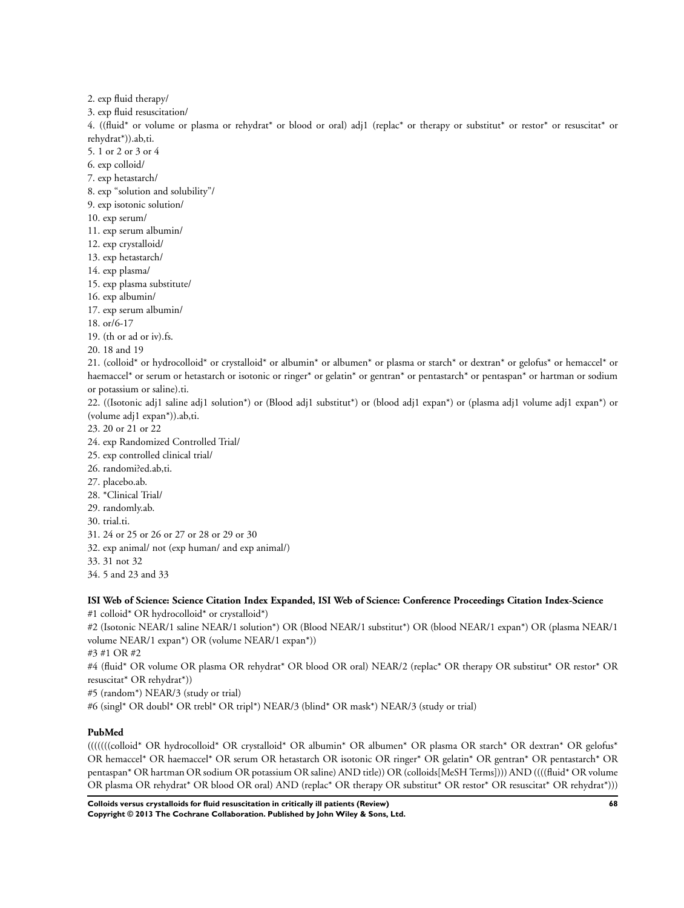2. exp fluid therapy/
3. exp fluid resuscitation/
4. ((fluid* or volume or plasma or rehydrat* or blood or oral) adj1 (replac* or therapy or substitut* or restor* or resuscitat* or rehydrat*)).ab,ti.
5. 1 or 2 or 3 or 4
6. exp colloid/
7. exp hetastarch/
8. exp "solution and solubility"/
9. exp isotonic solution/
10. exp serum/
11. exp serum albumin/
12. exp crystalloid/
13. exp hetastarch/
14. exp plasma/
15. exp plasma substitute/
16. exp albumin/
17. exp serum albumin/
18. or/6-17
19. (th or ad or iv).fs.
20. 18 and 19
21. (colloid* or hydrocolloid* or crystalloid* or albumin* or albumen* or plasma or starch* or dextran* or gelofus* or hemaccel* or haemaccel* or serum or hetastarch or isotonic or ringer* or gelatin* or gentran* or pentastarch* or pentaspan* or hartman or sodium or potassium or saline).ti.
22. ((Isotonic adj1 saline adj1 solution*) or (Blood adj1 substitut*) or (blood adj1 expan*) or (plasma adj1 volume adj1 expan*) or (volume adj1 expan*)).ab,ti.
23. 20 or 21 or 22
24. exp Randomized Controlled Trial/
25. exp controlled clinical trial/
26. randomi?ed.ab,ti.
27. placebo.ab.
28. *Clinical Trial/
29. randomly.ab.
30. trial.ti.
31. 24 or 25 or 26 or 27 or 28 or 29 or 30
32. exp animal/ not (exp human/ and exp animal/)
33. 31 not 32
34. 5 and 23 and 33

**ISI Web of Science: Science Citation Index Expanded, ISI Web of Science: Conference Proceedings Citation Index-Science**

#1 colloid* OR hydrocolloid* or crystalloid*)
#2 (Isotonic NEAR/1 saline NEAR/1 solution*) OR (Blood NEAR/1 substitut*) OR (blood NEAR/1 expan*) OR (plasma NEAR/1 volume NEAR/1 expan*) OR (volume NEAR/1 expan*))
#3 #1 OR #2
#4 (fluid* OR volume OR plasma OR rehydrat* OR blood OR oral) NEAR/2 (replac* OR therapy OR substitut* OR restor* OR resuscitat* OR rehydrat*))
#5 (random*) NEAR/3 (study or trial)
#6 (singl* OR doubl* OR trebl* OR tripl*) NEAR/3 (blind* OR mask*) NEAR/3 (study or trial)

**PubMed**

(((((((colloid* OR hydrocolloid* OR crystalloid* OR albumin* OR albumen* OR plasma OR starch* OR dextran* OR gelofus* OR hemaccel* OR haemaccel* OR serum OR hetastarch OR isotonic OR ringer* OR gelatin* OR gentran* OR pentastarch* OR pentaspan* OR hartman OR sodium OR potassium OR saline) AND title)) OR (colloids[MeSH Terms]))) AND ((((fluid* OR volume OR plasma OR rehydrat* OR blood OR oral) AND (replac* OR therapy OR substitut* OR restor* OR resuscitat* OR rehydrat*)))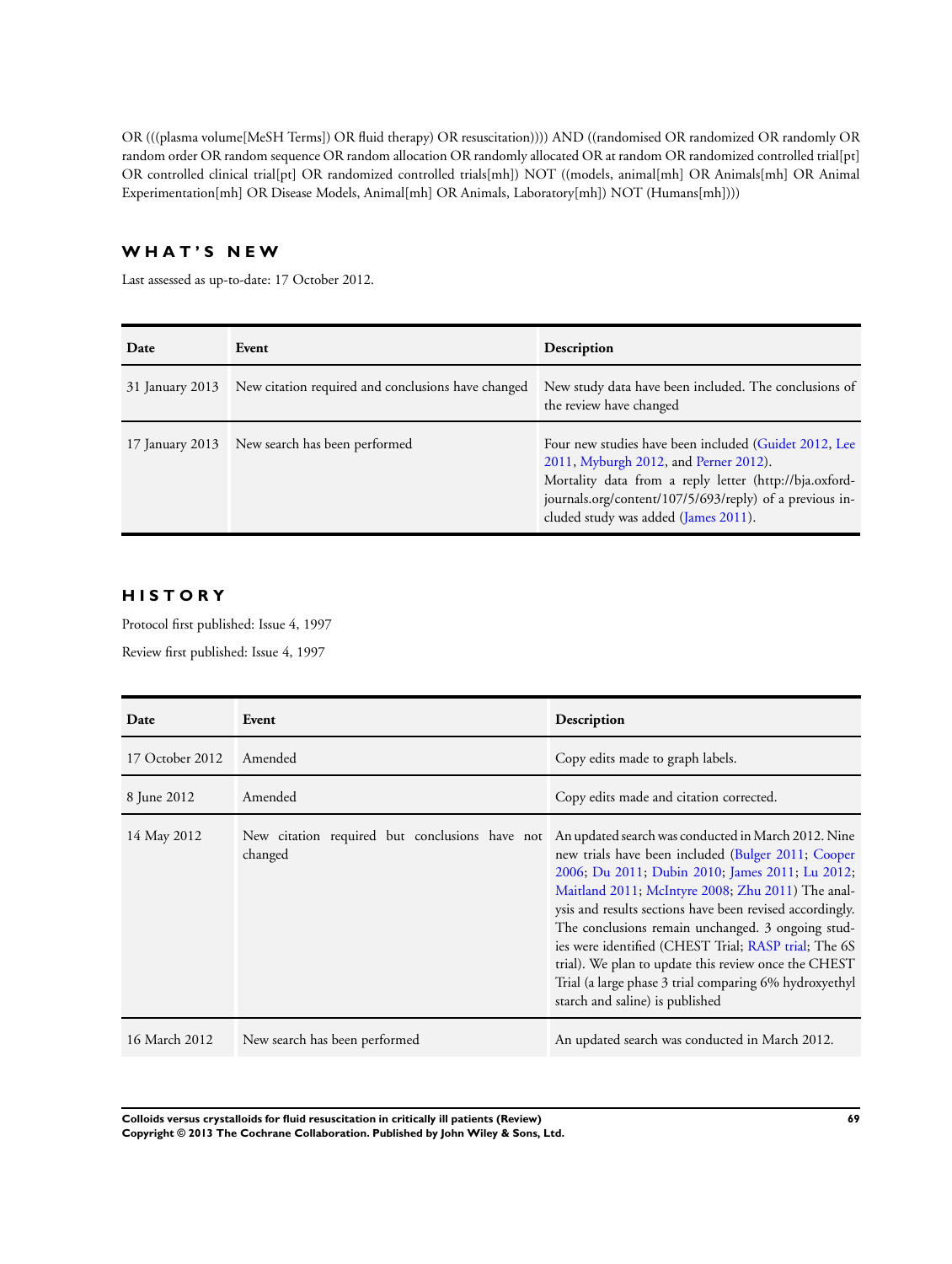OR (((plasma volume[MeSH Terms]) OR fluid therapy) OR resuscitation)))) AND ((randomised OR randomized OR randomly OR random order OR random sequence OR random allocation OR randomly allocated OR at random OR randomized controlled trial[pt] OR controlled clinical trial[pt] OR randomized controlled trials[mh]) NOT ((models, animal[mh] OR Animals[mh] OR Animal Experimentation[mh] OR Disease Models, Animal[mh] OR Animals, Laboratory[mh]) NOT (Humans[mh])))

## WHAT'S NEW

Last assessed as up-to-date: 17 October 2012.

| Date | Event | Description |
|---|---|---|
| 31 January 2013 | New citation required and conclusions have changed | New study data have been included. The conclusions of the review have changed |
| 17 January 2013 | New search has been performed | Four new studies have been included (Guidet 2012, Lee 2011, Myburgh 2012, and Perner 2012). Mortality data from a reply letter (http://bja.oxfordjournals.org/content/107/5/693/reply) of a previous included study was added (James 2011). |

## HISTORY

Protocol first published: Issue 4, 1997

Review first published: Issue 4, 1997

| Date | Event | Description |
|---|---|---|
| 17 October 2012 | Amended | Copy edits made to graph labels. |
| 8 June 2012 | Amended | Copy edits made and citation corrected. |
| 14 May 2012 | New citation required but conclusions have not changed | An updated search was conducted in March 2012. Nine new trials have been included (Bulger 2011; Cooper 2006; Du 2011; Dubin 2010; James 2011; Lu 2012; Maitland 2011; McIntyre 2008; Zhu 2011) The analysis and results sections have been revised accordingly. The conclusions remain unchanged. 3 ongoing studies were identified (CHEST Trial; RASP trial; The 6S trial). We plan to update this review once the CHEST Trial (a large phase 3 trial comparing 6% hydroxyethyl starch and saline) is published |
| 16 March 2012 | New search has been performed | An updated search was conducted in March 2012. |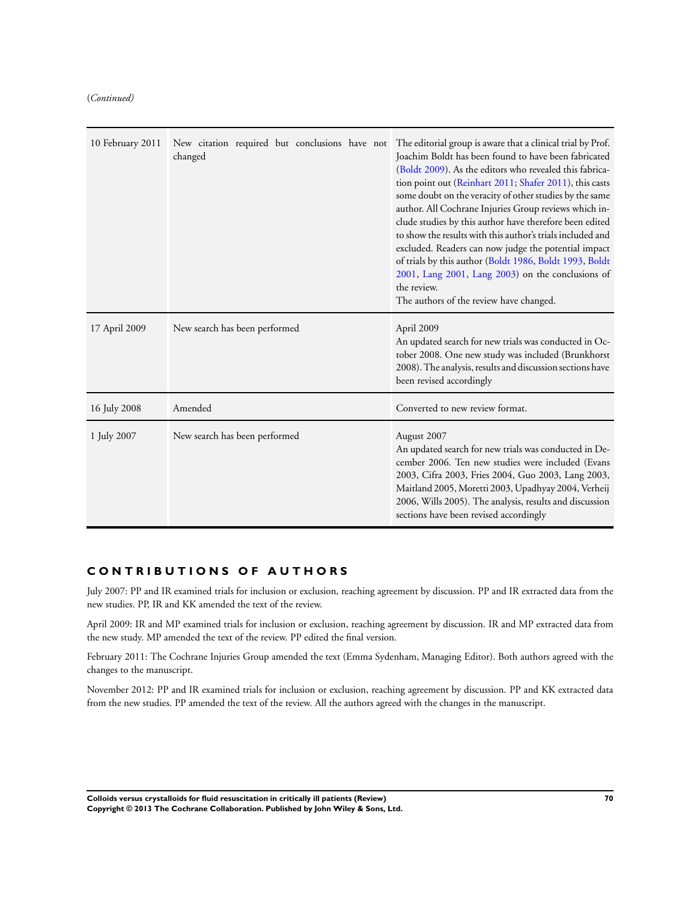*(Continued)*

| | | |
|---|---|---|
| 10 February 2011 | New citation required but conclusions have not changed | The editorial group is aware that a clinical trial by Prof. Joachim Boldt has been found to have been fabricated (Boldt 2009). As the editors who revealed this fabrication point out (Reinhart 2011; Shafer 2011), this casts some doubt on the veracity of other studies by the same author. All Cochrane Injuries Group reviews which include studies by this author have therefore been edited to show the results with this author's trials included and excluded. Readers can now judge the potential impact of trials by this author (Boldt 1986, Boldt 1993, Boldt 2001, Lang 2001, Lang 2003) on the conclusions of the review.<br>The authors of the review have changed. |
| 17 April 2009 | New search has been performed | April 2009<br>An updated search for new trials was conducted in October 2008. One new study was included (Brunkhorst 2008). The analysis, results and discussion sections have been revised accordingly |
| 16 July 2008 | Amended | Converted to new review format. |
| 1 July 2007 | New search has been performed | August 2007<br>An updated search for new trials was conducted in December 2006. Ten new studies were included (Evans 2003, Cifra 2003, Fries 2004, Guo 2003, Lang 2003, Maitland 2005, Moretti 2003, Upadhyay 2004, Verheij 2006, Wills 2005). The analysis, results and discussion sections have been revised accordingly |

# CONTRIBUTIONS OF AUTHORS

July 2007: PP and IR examined trials for inclusion or exclusion, reaching agreement by discussion. PP and IR extracted data from the new studies. PP, IR and KK amended the text of the review.

April 2009: IR and MP examined trials for inclusion or exclusion, reaching agreement by discussion. IR and MP extracted data from the new study. MP amended the text of the review. PP edited the final version.

February 2011: The Cochrane Injuries Group amended the text (Emma Sydenham, Managing Editor). Both authors agreed with the changes to the manuscript.

November 2012: PP and IR examined trials for inclusion or exclusion, reaching agreement by discussion. PP and KK extracted data from the new studies. PP amended the text of the review. All the authors agreed with the changes in the manuscript.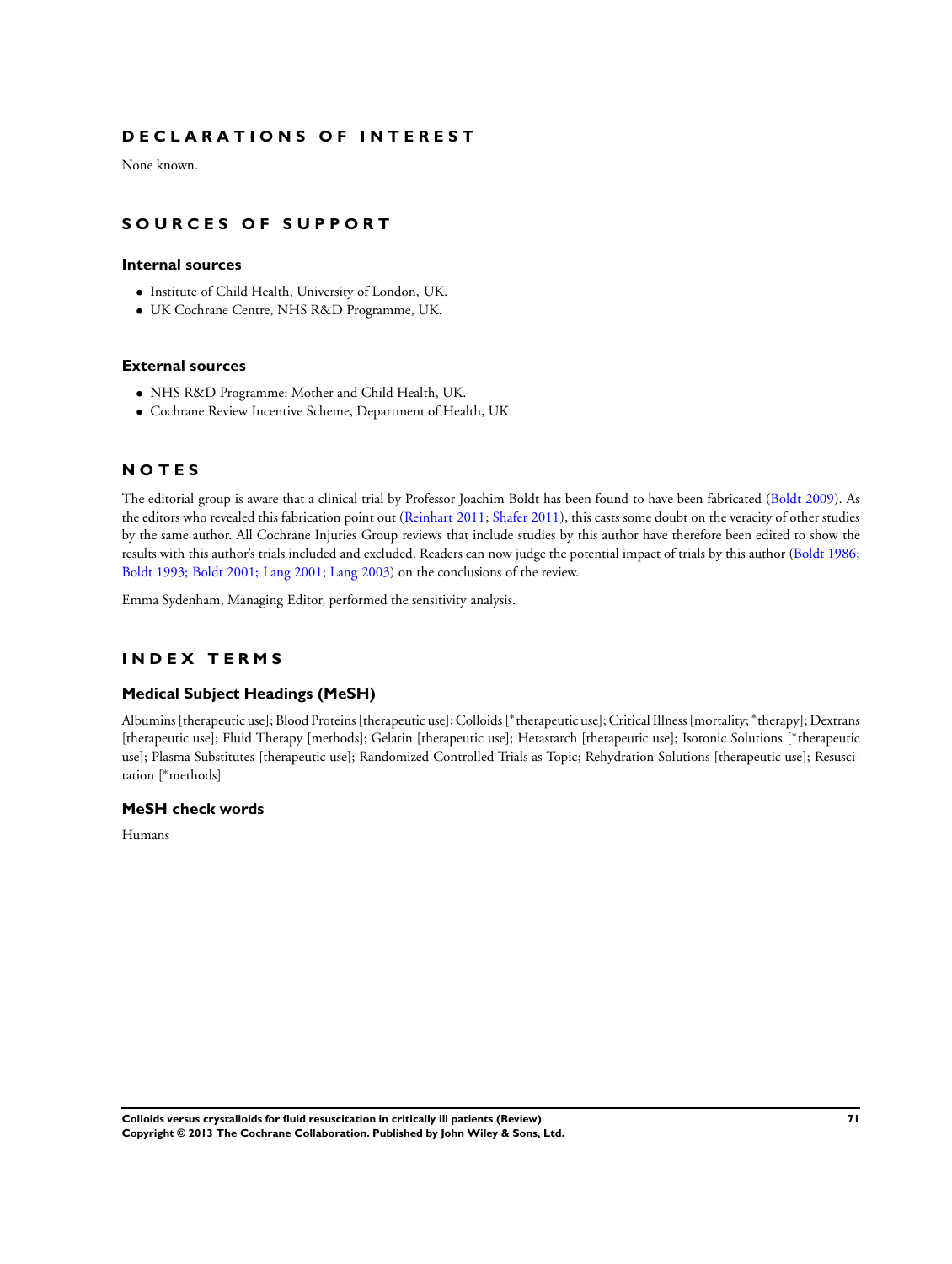## DECLARATIONS OF INTEREST

None known.

## SOURCES OF SUPPORT

### Internal sources

- Institute of Child Health, University of London, UK.
- UK Cochrane Centre, NHS R&D Programme, UK.

### External sources

- NHS R&D Programme: Mother and Child Health, UK.
- Cochrane Review Incentive Scheme, Department of Health, UK.

## NOTES

The editorial group is aware that a clinical trial by Professor Joachim Boldt has been found to have been fabricated (Boldt 2009). As the editors who revealed this fabrication point out (Reinhart 2011; Shafer 2011), this casts some doubt on the veracity of other studies by the same author. All Cochrane Injuries Group reviews that include studies by this author have therefore been edited to show the results with this author's trials included and excluded. Readers can now judge the potential impact of trials by this author (Boldt 1986; Boldt 1993; Boldt 2001; Lang 2001; Lang 2003) on the conclusions of the review.

Emma Sydenham, Managing Editor, performed the sensitivity analysis.

## INDEX TERMS

### Medical Subject Headings (MeSH)

Albumins [therapeutic use]; Blood Proteins [therapeutic use]; Colloids [*therapeutic use]; Critical Illness [mortality; *therapy]; Dextrans [therapeutic use]; Fluid Therapy [methods]; Gelatin [therapeutic use]; Hetastarch [therapeutic use]; Isotonic Solutions [*therapeutic use]; Plasma Substitutes [therapeutic use]; Randomized Controlled Trials as Topic; Rehydration Solutions [therapeutic use]; Resuscitation [*methods]

### MeSH check words

Humans